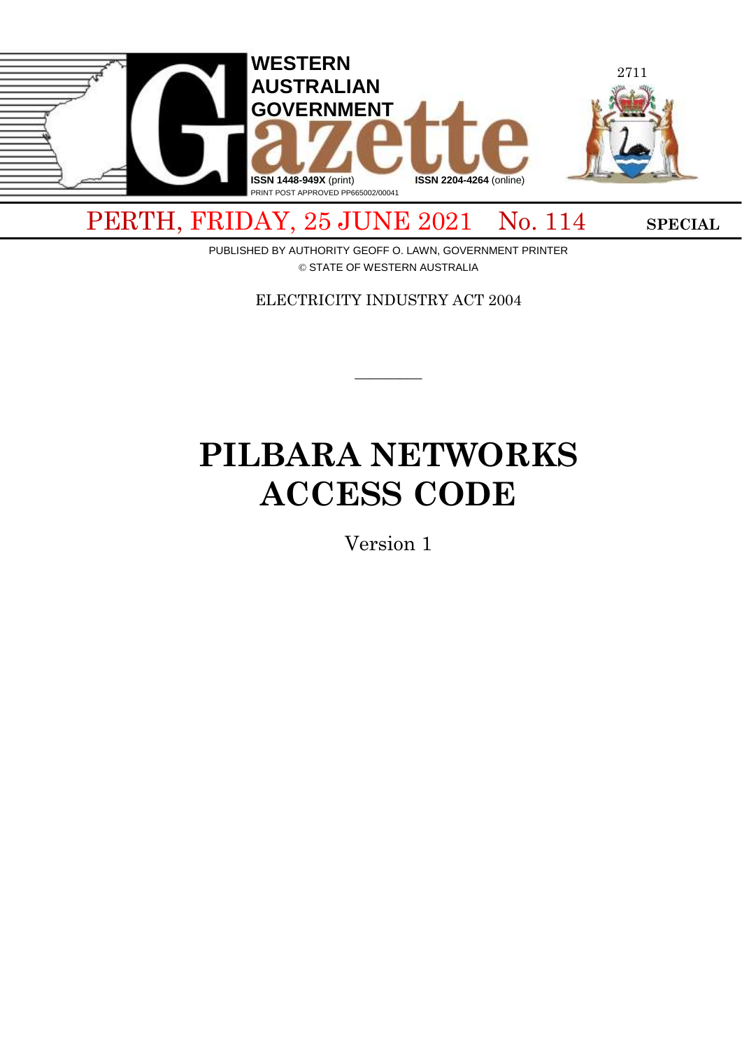# WESTERN AUSTRALIAN GOVERNMENT Gazette

ISSN 1448-949X (print) ISSN 2204-4264 (online)

PRINT POST APPROVED PP665002/00041

PERTH, FRIDAY, 25 JUNE 2021 No. 114 **SPECIAL**

PUBLISHED BY AUTHORITY GEOFF O. LAWN, GOVERNMENT PRINTER

© STATE OF WESTERN AUSTRALIA

ELECTRICITY INDUSTRY ACT 2004

---

# PILBARA NETWORKS ACCESS CODE

Version 1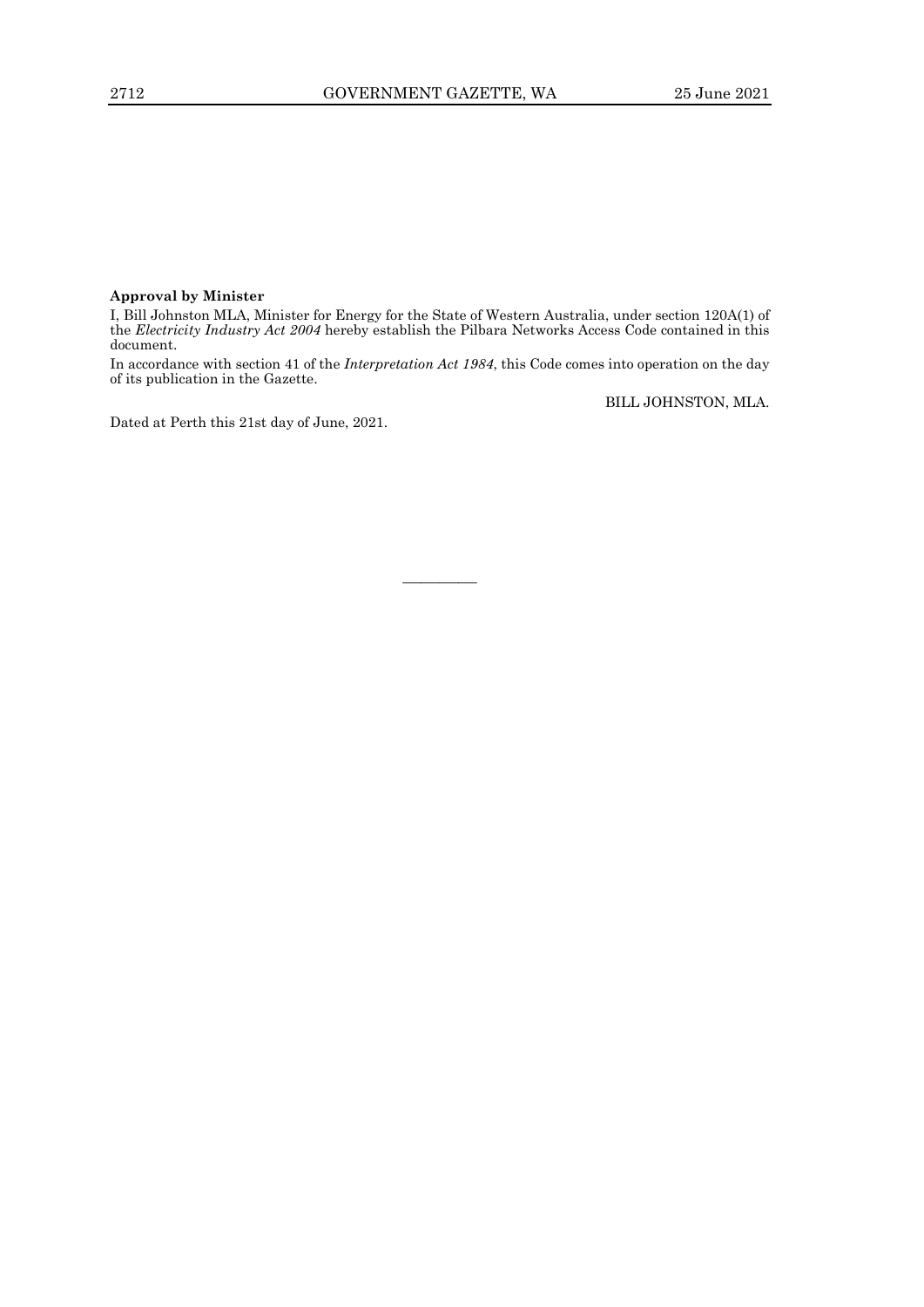**Approval by Minister**

I, Bill Johnston MLA, Minister for Energy for the State of Western Australia, under section 120A(1) of the *Electricity Industry Act 2004* hereby establish the Pilbara Networks Access Code contained in this document.

In accordance with section 41 of the *Interpretation Act 1984*, this Code comes into operation on the day of its publication in the Gazette.

BILL JOHNSTON, MLA.

Dated at Perth this 21st day of June, 2021.

---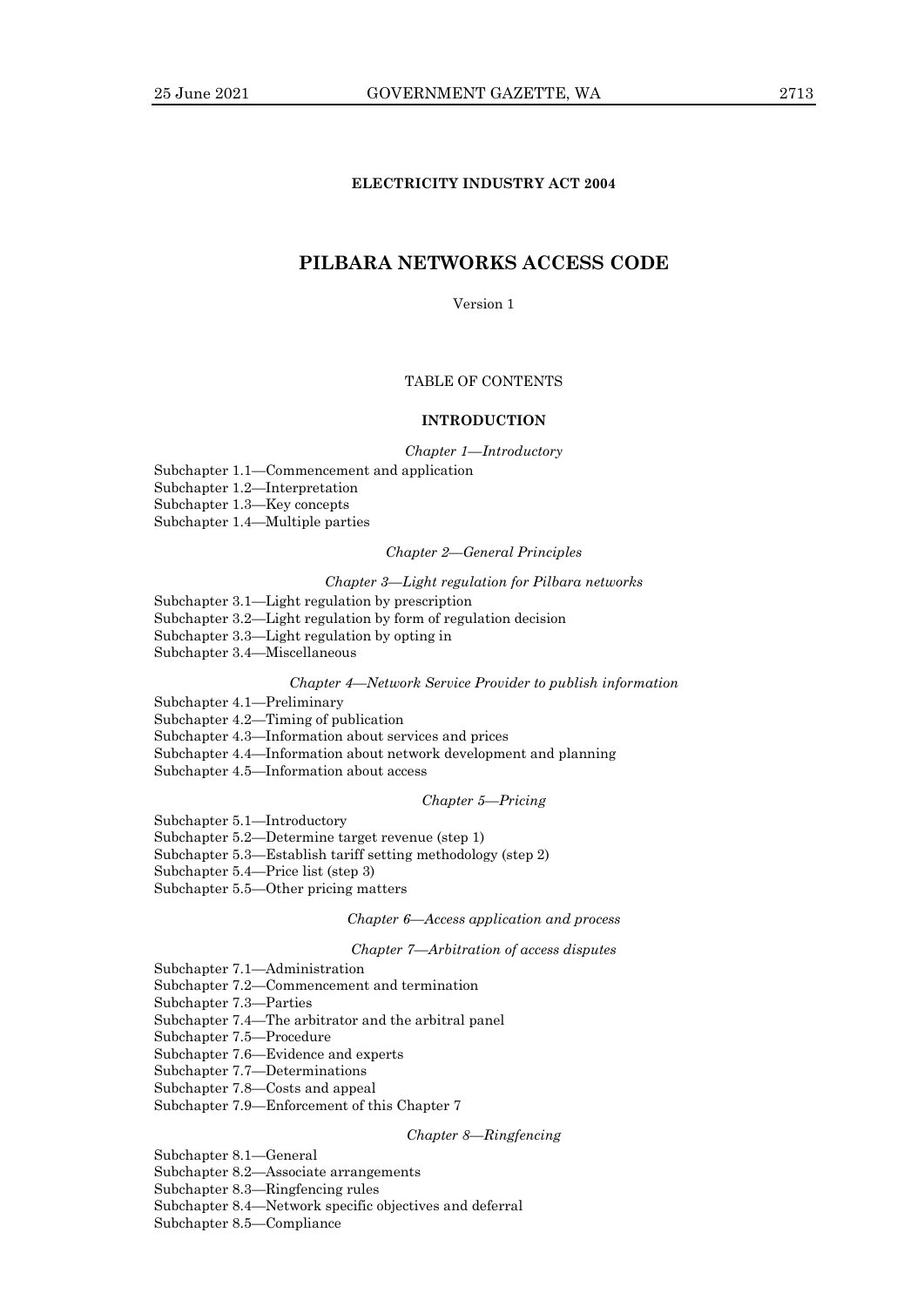**ELECTRICITY INDUSTRY ACT 2004**

# PILBARA NETWORKS ACCESS CODE

Version 1

TABLE OF CONTENTS

**INTRODUCTION**

*Chapter 1—Introductory*

Subchapter 1.1—Commencement and application
Subchapter 1.2—Interpretation
Subchapter 1.3—Key concepts
Subchapter 1.4—Multiple parties

*Chapter 2—General Principles*

*Chapter 3—Light regulation for Pilbara networks*

Subchapter 3.1—Light regulation by prescription
Subchapter 3.2—Light regulation by form of regulation decision
Subchapter 3.3—Light regulation by opting in
Subchapter 3.4—Miscellaneous

*Chapter 4—Network Service Provider to publish information*

Subchapter 4.1—Preliminary
Subchapter 4.2—Timing of publication
Subchapter 4.3—Information about services and prices
Subchapter 4.4—Information about network development and planning
Subchapter 4.5—Information about access

*Chapter 5—Pricing*

Subchapter 5.1—Introductory
Subchapter 5.2—Determine target revenue (step 1)
Subchapter 5.3—Establish tariff setting methodology (step 2)
Subchapter 5.4—Price list (step 3)
Subchapter 5.5—Other pricing matters

*Chapter 6—Access application and process*

*Chapter 7—Arbitration of access disputes*

Subchapter 7.1—Administration
Subchapter 7.2—Commencement and termination
Subchapter 7.3—Parties
Subchapter 7.4—The arbitrator and the arbitral panel
Subchapter 7.5—Procedure
Subchapter 7.6—Evidence and experts
Subchapter 7.7—Determinations
Subchapter 7.8—Costs and appeal
Subchapter 7.9—Enforcement of this Chapter 7

*Chapter 8—Ringfencing*

Subchapter 8.1—General
Subchapter 8.2—Associate arrangements
Subchapter 8.3—Ringfencing rules
Subchapter 8.4—Network specific objectives and deferral
Subchapter 8.5—Compliance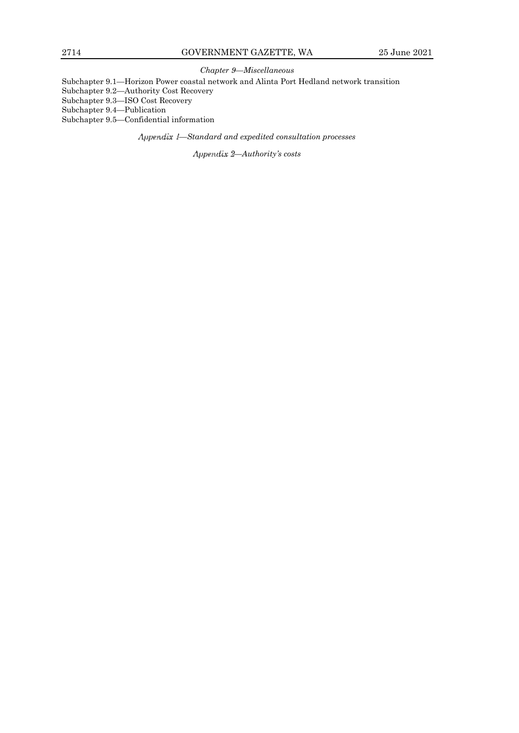*Chapter 9—Miscellaneous*

Subchapter 9.1—Horizon Power coastal network and Alinta Port Hedland network transition
Subchapter 9.2—Authority Cost Recovery
Subchapter 9.3—ISO Cost Recovery
Subchapter 9.4—Publication
Subchapter 9.5—Confidential information

*Appendix 1—Standard and expedited consultation processes*

*Appendix 2—Authority's costs*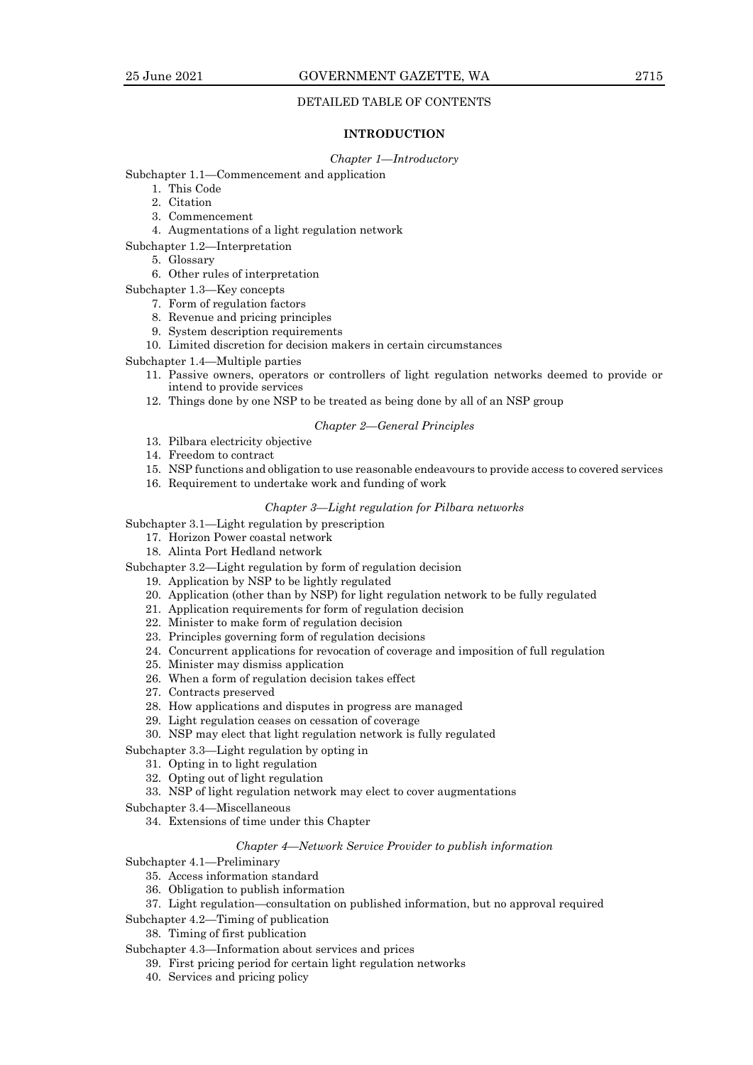DETAILED TABLE OF CONTENTS

## INTRODUCTION

### *Chapter 1—Introductory*

Subchapter 1.1—Commencement and application

1. This Code
2. Citation
3. Commencement
4. Augmentations of a light regulation network

Subchapter 1.2—Interpretation

5. Glossary
6. Other rules of interpretation

Subchapter 1.3—Key concepts

7. Form of regulation factors
8. Revenue and pricing principles
9. System description requirements
10. Limited discretion for decision makers in certain circumstances

Subchapter 1.4—Multiple parties

11. Passive owners, operators or controllers of light regulation networks deemed to provide or intend to provide services
12. Things done by one NSP to be treated as being done by all of an NSP group

### *Chapter 2—General Principles*

13. Pilbara electricity objective
14. Freedom to contract
15. NSP functions and obligation to use reasonable endeavours to provide access to covered services
16. Requirement to undertake work and funding of work

### *Chapter 3—Light regulation for Pilbara networks*

Subchapter 3.1—Light regulation by prescription

17. Horizon Power coastal network
18. Alinta Port Hedland network

Subchapter 3.2—Light regulation by form of regulation decision

19. Application by NSP to be lightly regulated
20. Application (other than by NSP) for light regulation network to be fully regulated
21. Application requirements for form of regulation decision
22. Minister to make form of regulation decision
23. Principles governing form of regulation decisions
24. Concurrent applications for revocation of coverage and imposition of full regulation
25. Minister may dismiss application
26. When a form of regulation decision takes effect
27. Contracts preserved
28. How applications and disputes in progress are managed
29. Light regulation ceases on cessation of coverage
30. NSP may elect that light regulation network is fully regulated

Subchapter 3.3—Light regulation by opting in

31. Opting in to light regulation
32. Opting out of light regulation
33. NSP of light regulation network may elect to cover augmentations

Subchapter 3.4—Miscellaneous

34. Extensions of time under this Chapter

### *Chapter 4—Network Service Provider to publish information*

Subchapter 4.1—Preliminary

35. Access information standard
36. Obligation to publish information
37. Light regulation—consultation on published information, but no approval required

Subchapter 4.2—Timing of publication

38. Timing of first publication

Subchapter 4.3—Information about services and prices

39. First pricing period for certain light regulation networks
40. Services and pricing policy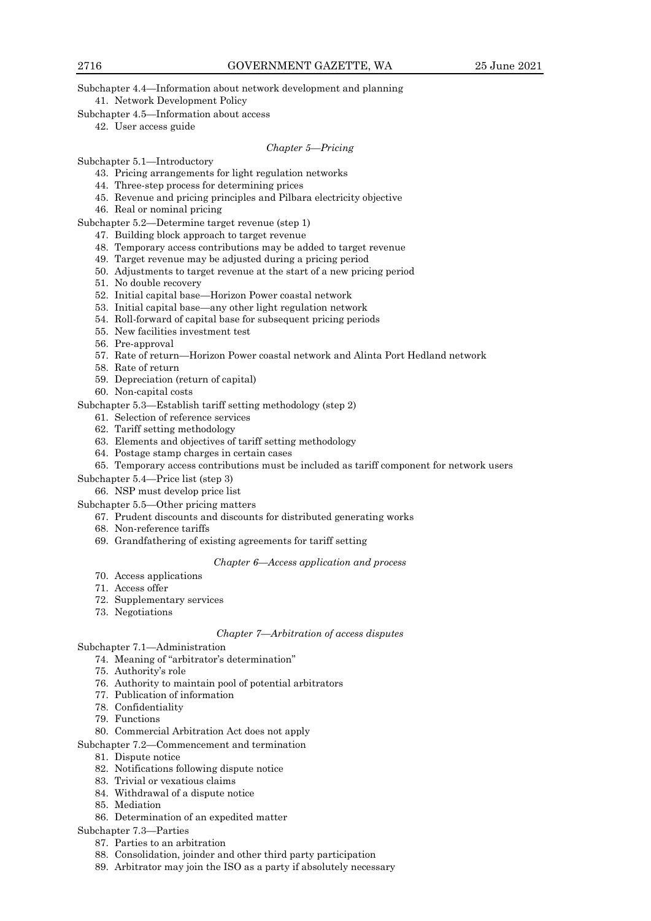Subchapter 4.4—Information about network development and planning

41. Network Development Policy

Subchapter 4.5—Information about access

42. User access guide

*Chapter 5—Pricing*

Subchapter 5.1—Introductory

43. Pricing arrangements for light regulation networks
44. Three-step process for determining prices
45. Revenue and pricing principles and Pilbara electricity objective
46. Real or nominal pricing

Subchapter 5.2—Determine target revenue (step 1)

47. Building block approach to target revenue
48. Temporary access contributions may be added to target revenue
49. Target revenue may be adjusted during a pricing period
50. Adjustments to target revenue at the start of a new pricing period
51. No double recovery
52. Initial capital base—Horizon Power coastal network
53. Initial capital base—any other light regulation network
54. Roll-forward of capital base for subsequent pricing periods
55. New facilities investment test
56. Pre-approval
57. Rate of return—Horizon Power coastal network and Alinta Port Hedland network
58. Rate of return
59. Depreciation (return of capital)
60. Non-capital costs

Subchapter 5.3—Establish tariff setting methodology (step 2)

61. Selection of reference services
62. Tariff setting methodology
63. Elements and objectives of tariff setting methodology
64. Postage stamp charges in certain cases
65. Temporary access contributions must be included as tariff component for network users

Subchapter 5.4—Price list (step 3)

66. NSP must develop price list

Subchapter 5.5—Other pricing matters

67. Prudent discounts and discounts for distributed generating works
68. Non-reference tariffs
69. Grandfathering of existing agreements for tariff setting

*Chapter 6—Access application and process*

70. Access applications
71. Access offer
72. Supplementary services
73. Negotiations

*Chapter 7—Arbitration of access disputes*

Subchapter 7.1—Administration

74. Meaning of "arbitrator's determination"
75. Authority's role
76. Authority to maintain pool of potential arbitrators
77. Publication of information
78. Confidentiality
79. Functions
80. Commercial Arbitration Act does not apply

Subchapter 7.2—Commencement and termination

81. Dispute notice
82. Notifications following dispute notice
83. Trivial or vexatious claims
84. Withdrawal of a dispute notice
85. Mediation
86. Determination of an expedited matter

Subchapter 7.3—Parties

87. Parties to an arbitration
88. Consolidation, joinder and other third party participation
89. Arbitrator may join the ISO as a party if absolutely necessary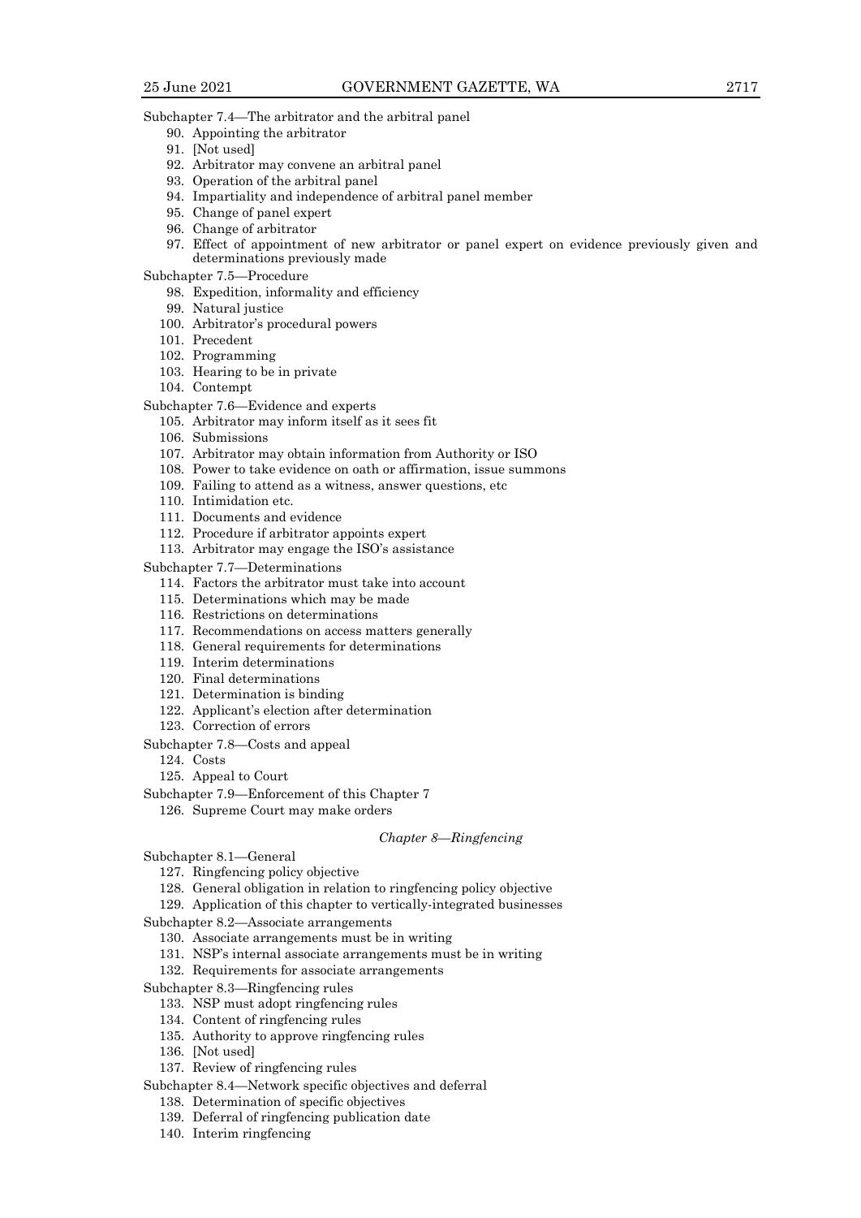Subchapter 7.4—The arbitrator and the arbitral panel

90. Appointing the arbitrator
91. [Not used]
92. Arbitrator may convene an arbitral panel
93. Operation of the arbitral panel
94. Impartiality and independence of arbitral panel member
95. Change of panel expert
96. Change of arbitrator
97. Effect of appointment of new arbitrator or panel expert on evidence previously given and determinations previously made

Subchapter 7.5—Procedure

98. Expedition, informality and efficiency
99. Natural justice
100. Arbitrator's procedural powers
101. Precedent
102. Programming
103. Hearing to be in private
104. Contempt

Subchapter 7.6—Evidence and experts

105. Arbitrator may inform itself as it sees fit
106. Submissions
107. Arbitrator may obtain information from Authority or ISO
108. Power to take evidence on oath or affirmation, issue summons
109. Failing to attend as a witness, answer questions, etc
110. Intimidation etc.
111. Documents and evidence
112. Procedure if arbitrator appoints expert
113. Arbitrator may engage the ISO's assistance

Subchapter 7.7—Determinations

114. Factors the arbitrator must take into account
115. Determinations which may be made
116. Restrictions on determinations
117. Recommendations on access matters generally
118. General requirements for determinations
119. Interim determinations
120. Final determinations
121. Determination is binding
122. Applicant's election after determination
123. Correction of errors

Subchapter 7.8—Costs and appeal

124. Costs
125. Appeal to Court

Subchapter 7.9—Enforcement of this Chapter 7

126. Supreme Court may make orders

*Chapter 8—Ringfencing*

Subchapter 8.1—General

127. Ringfencing policy objective
128. General obligation in relation to ringfencing policy objective
129. Application of this chapter to vertically-integrated businesses

Subchapter 8.2—Associate arrangements

130. Associate arrangements must be in writing
131. NSP's internal associate arrangements must be in writing
132. Requirements for associate arrangements

Subchapter 8.3—Ringfencing rules

133. NSP must adopt ringfencing rules
134. Content of ringfencing rules
135. Authority to approve ringfencing rules
136. [Not used]
137. Review of ringfencing rules

Subchapter 8.4—Network specific objectives and deferral

138. Determination of specific objectives
139. Deferral of ringfencing publication date
140. Interim ringfencing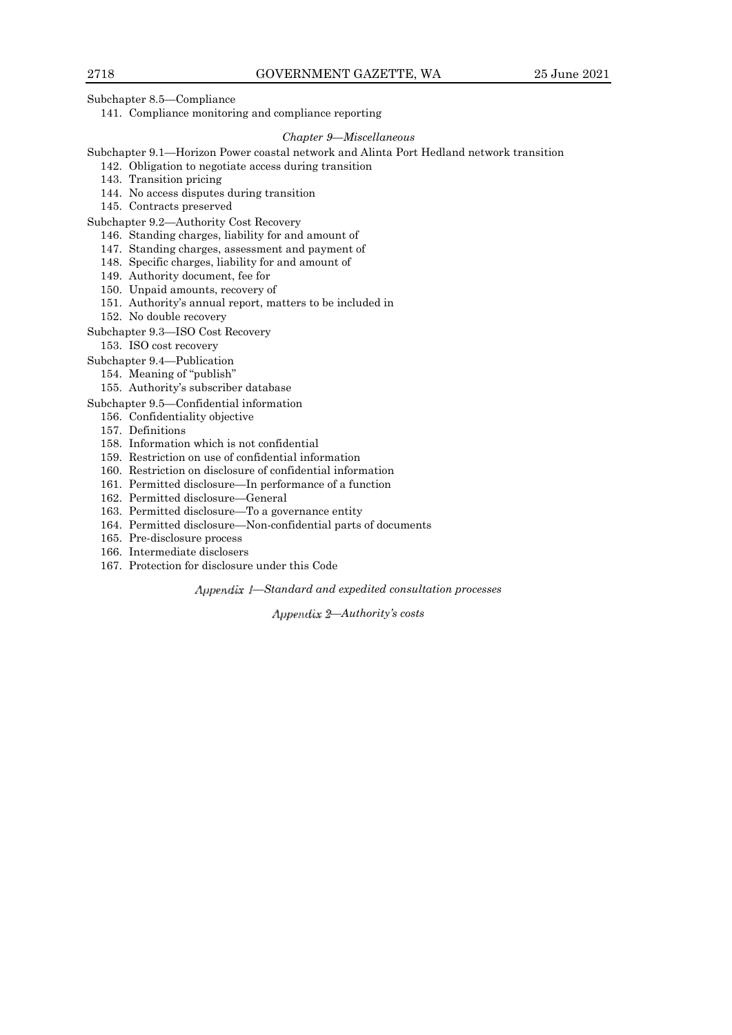Subchapter 8.5—Compliance

141. Compliance monitoring and compliance reporting

*Chapter 9—Miscellaneous*

Subchapter 9.1—Horizon Power coastal network and Alinta Port Hedland network transition

142. Obligation to negotiate access during transition
143. Transition pricing
144. No access disputes during transition
145. Contracts preserved

Subchapter 9.2—Authority Cost Recovery

146. Standing charges, liability for and amount of
147. Standing charges, assessment and payment of
148. Specific charges, liability for and amount of
149. Authority document, fee for
150. Unpaid amounts, recovery of
151. Authority's annual report, matters to be included in
152. No double recovery

Subchapter 9.3—ISO Cost Recovery

153. ISO cost recovery

Subchapter 9.4—Publication

154. Meaning of "publish"
155. Authority's subscriber database

Subchapter 9.5—Confidential information

156. Confidentiality objective
157. Definitions
158. Information which is not confidential
159. Restriction on use of confidential information
160. Restriction on disclosure of confidential information
161. Permitted disclosure—In performance of a function
162. Permitted disclosure—General
163. Permitted disclosure—To a governance entity
164. Permitted disclosure—Non-confidential parts of documents
165. Pre-disclosure process
166. Intermediate disclosers
167. Protection for disclosure under this Code

*Appendix 1—Standard and expedited consultation processes*

*Appendix 2—Authority's costs*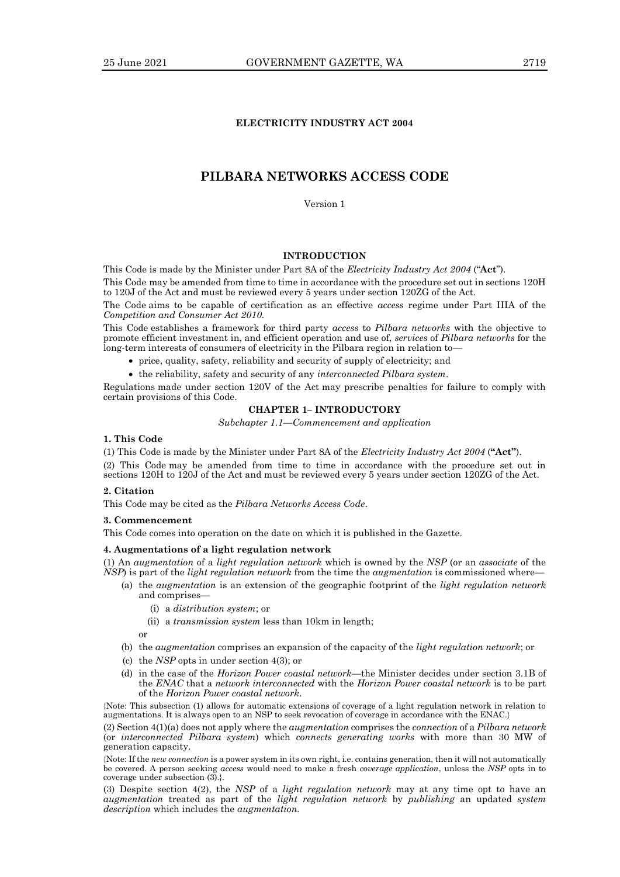**ELECTRICITY INDUSTRY ACT 2004**

# PILBARA NETWORKS ACCESS CODE

Version 1

**INTRODUCTION**

This Code is made by the Minister under Part 8A of the *Electricity Industry Act 2004* ("**Act**").

This Code may be amended from time to time in accordance with the procedure set out in sections 120H to 120J of the Act and must be reviewed every 5 years under section 120ZG of the Act.

The Code aims to be capable of certification as an effective *access* regime under Part IIIA of the *Competition and Consumer Act 2010*.

This Code establishes a framework for third party *access* to *Pilbara networks* with the objective to promote efficient investment in, and efficient operation and use of, *services* of *Pilbara networks* for the long-term interests of consumers of electricity in the Pilbara region in relation to—

- price, quality, safety, reliability and security of supply of electricity; and
- the reliability, safety and security of any *interconnected Pilbara system*.

Regulations made under section 120V of the Act may prescribe penalties for failure to comply with certain provisions of this Code.

## CHAPTER 1– INTRODUCTORY

*Subchapter 1.1—Commencement and application*

**1. This Code**

(1) This Code is made by the Minister under Part 8A of the *Electricity Industry Act 2004* (**"Act"**).

(2) This Code may be amended from time to time in accordance with the procedure set out in sections 120H to 120J of the Act and must be reviewed every 5 years under section 120ZG of the Act.

**2. Citation**

This Code may be cited as the *Pilbara Networks Access Code*.

**3. Commencement**

This Code comes into operation on the date on which it is published in the Gazette.

**4. Augmentations of a light regulation network**

(1) An *augmentation* of a *light regulation network* which is owned by the *NSP* (or an *associate* of the *NSP*) is part of the *light regulation network* from the time the *augmentation* is commissioned where—

- (a) the *augmentation* is an extension of the geographic footprint of the *light regulation network* and comprises—
  - (i) a *distribution system*; or
  - (ii) a *transmission system* less than 10km in length;

  or
- (b) the *augmentation* comprises an expansion of the capacity of the *light regulation network*; or
- (c) the *NSP* opts in under section 4(3); or
- (d) in the case of the *Horizon Power coastal network*—the Minister decides under section 3.1B of the *ENAC* that a *network interconnected* with the *Horizon Power coastal network* is to be part of the *Horizon Power coastal network*.

{Note: This subsection (1) allows for automatic extensions of coverage of a light regulation network in relation to augmentations. It is always open to an NSP to seek revocation of coverage in accordance with the ENAC.}

(2) Section 4(1)(a) does not apply where the *augmentation* comprises the *connection* of a *Pilbara network* (or *interconnected Pilbara system*) which *connects generating works* with more than 30 MW of generation capacity.

{Note: If the *new connection* is a power system in its own right, i.e. contains generation, then it will not automatically be covered. A person seeking *access* would need to make a fresh *coverage application*, unless the *NSP* opts in to coverage under subsection (3).}.

(3) Despite section 4(2), the *NSP* of a *light regulation network* may at any time opt to have an *augmentation* treated as part of the *light regulation network* by *publishing* an updated *system description* which includes the *augmentation.*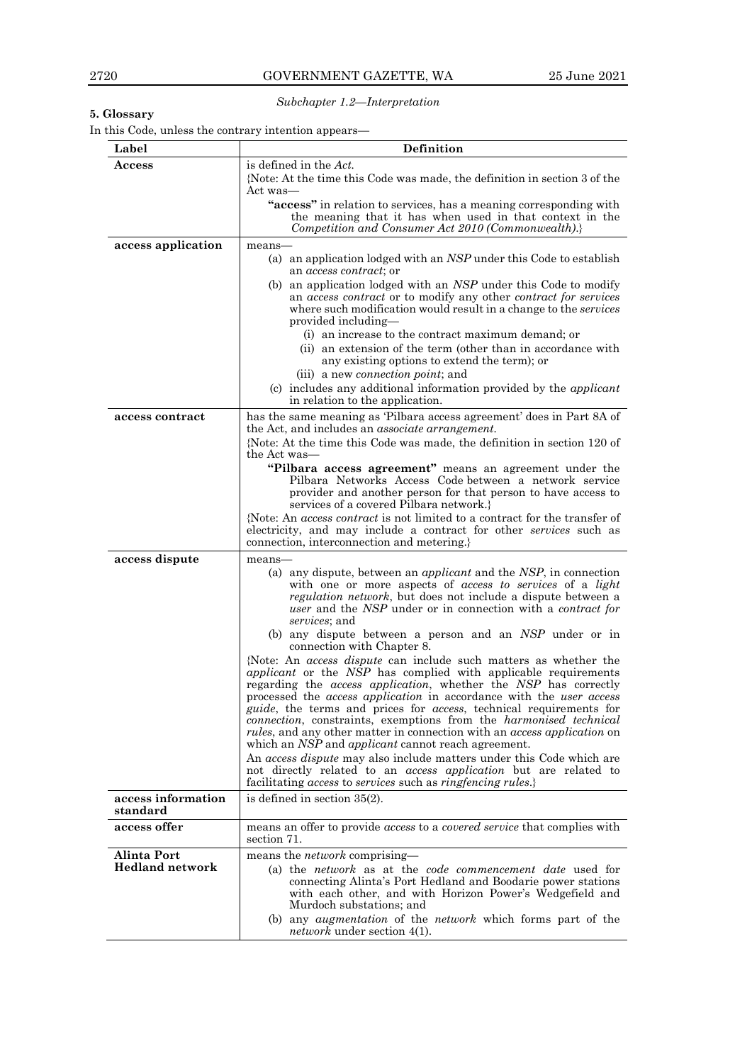*Subchapter 1.2—Interpretation*

**5. Glossary**

In this Code, unless the contrary intention appears—

| Label | Definition |
|---|---|
| **Access** | is defined in the *Act*. <br> {Note: At the time this Code was made, the definition in section 3 of the Act was— <br> **"access"** in relation to services, has a meaning corresponding with the meaning that it has when used in that context in the *Competition and Consumer Act 2010 (Commonwealth)*.} |
| **access application** | means— <br> (a) an application lodged with an *NSP* under this Code to establish an *access contract*; or <br> (b) an application lodged with an *NSP* under this Code to modify an *access contract* or to modify any other *contract for services* where such modification would result in a change to the *services* provided including— <br> (i) an increase to the contract maximum demand; or <br> (ii) an extension of the term (other than in accordance with any existing options to extend the term); or <br> (iii) a new *connection point*; and <br> (c) includes any additional information provided by the *applicant* in relation to the application. |
| **access contract** | has the same meaning as 'Pilbara access agreement' does in Part 8A of the Act, and includes an *associate arrangement*. <br> {Note: At the time this Code was made, the definition in section 120 of the Act was— <br> **"Pilbara access agreement"** means an agreement under the Pilbara Networks Access Code between a network service provider and another person for that person to have access to services of a covered Pilbara network.} <br> {Note: An *access contract* is not limited to a contract for the transfer of electricity, and may include a contract for other *services* such as connection, interconnection and metering.} |
| **access dispute** | means— <br> (a) any dispute, between an *applicant* and the *NSP*, in connection with one or more aspects of *access to services* of a *light regulation network*, but does not include a dispute between a *user* and the *NSP* under or in connection with a *contract for services*; and <br> (b) any dispute between a person and an *NSP* under or in connection with Chapter 8. <br> {Note: An *access dispute* can include such matters as whether the *applicant* or the *NSP* has complied with applicable requirements regarding the *access application*, whether the *NSP* has correctly processed the *access application* in accordance with the *user access guide*, the terms and prices for *access*, technical requirements for *connection*, constraints, exemptions from the *harmonised technical rules*, and any other matter in connection with an *access application* on which an *NSP* and *applicant* cannot reach agreement. <br> An *access dispute* may also include matters under this Code which are not directly related to an *access application* but are related to facilitating *access* to *services* such as *ringfencing rules*.} |
| **access information standard** | is defined in section 35(2). |
| **access offer** | means an offer to provide *access* to a *covered service* that complies with section 71. |
| **Alinta Port Hedland network** | means the *network* comprising— <br> (a) the *network* as at the *code commencement date* used for connecting Alinta's Port Hedland and Boodarie power stations with each other, and with Horizon Power's Wedgefield and Murdoch substations; and <br> (b) any *augmentation* of the *network* which forms part of the *network* under section 4(1). |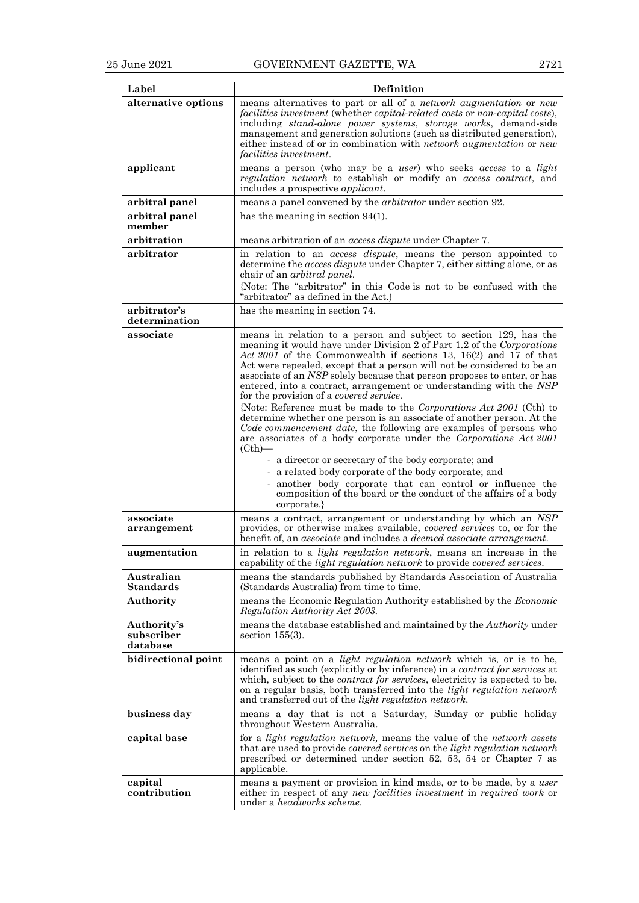| Label | Definition |
|---|---|
| **alternative options** | means alternatives to part or all of a *network augmentation* or *new facilities investment* (whether *capital-related costs* or *non-capital costs*), including *stand-alone power systems*, *storage works*, demand-side management and generation solutions (such as distributed generation), either instead of or in combination with *network augmentation* or *new facilities investment*. |
| **applicant** | means a person (who may be a *user*) who seeks *access* to a *light regulation network* to establish or modify an *access contract*, and includes a prospective *applicant*. |
| **arbitral panel** | means a panel convened by the *arbitrator* under section 92. |
| **arbitral panel member** | has the meaning in section 94(1). |
| **arbitration** | means arbitration of an *access dispute* under Chapter 7. |
| **arbitrator** | in relation to an *access dispute*, means the person appointed to determine the *access dispute* under Chapter 7, either sitting alone, or as chair of an *arbitral panel*.<br>{Note: The "arbitrator" in this Code is not to be confused with the "arbitrator" as defined in the Act.} |
| **arbitrator's determination** | has the meaning in section 74. |
| **associate** | means in relation to a person and subject to section 129, has the meaning it would have under Division 2 of Part 1.2 of the *Corporations Act 2001* of the Commonwealth if sections 13, 16(2) and 17 of that Act were repealed, except that a person will not be considered to be an associate of an *NSP* solely because that person proposes to enter, or has entered, into a contract, arrangement or understanding with the *NSP* for the provision of a *covered service*.<br>{Note: Reference must be made to the *Corporations Act 2001* (Cth) to determine whether one person is an associate of another person. At the *Code commencement date*, the following are examples of persons who are associates of a body corporate under the *Corporations Act 2001* (Cth)—<br>- a director or secretary of the body corporate; and<br>- a related body corporate of the body corporate; and<br>- another body corporate that can control or influence the composition of the board or the conduct of the affairs of a body corporate.} |
| **associate arrangement** | means a contract, arrangement or understanding by which an *NSP* provides, or otherwise makes available, *covered services* to, or for the benefit of, an *associate* and includes a *deemed associate arrangement*. |
| **augmentation** | in relation to a *light regulation network*, means an increase in the capability of the *light regulation network* to provide *covered services*. |
| **Australian Standards** | means the standards published by Standards Association of Australia (Standards Australia) from time to time. |
| **Authority** | means the Economic Regulation Authority established by the *Economic Regulation Authority Act 2003*. |
| **Authority's subscriber database** | means the database established and maintained by the *Authority* under section 155(3). |
| **bidirectional point** | means a point on a *light regulation network* which is, or is to be, identified as such (explicitly or by inference) in a *contract for services* at which, subject to the *contract for services*, electricity is expected to be, on a regular basis, both transferred into the *light regulation network* and transferred out of the *light regulation network*. |
| **business day** | means a day that is not a Saturday, Sunday or public holiday throughout Western Australia. |
| **capital base** | for a *light regulation network,* means the value of the *network assets* that are used to provide *covered services* on the *light regulation network* prescribed or determined under section 52, 53, 54 or Chapter 7 as applicable. |
| **capital contribution** | means a payment or provision in kind made, or to be made, by a *user* either in respect of any *new facilities investment* in *required work* or under a *headworks scheme*. |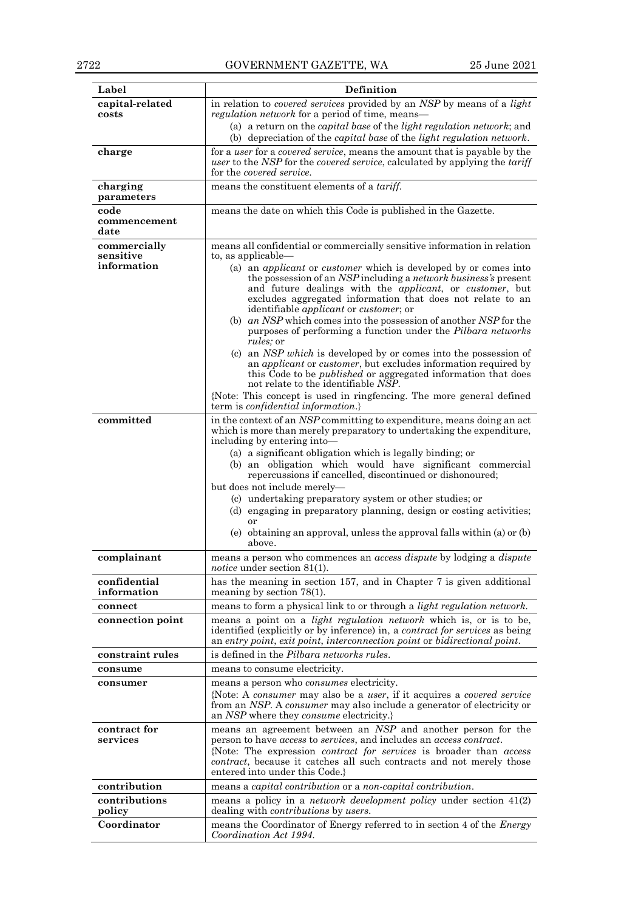| Label | Definition |
|---|---|
| **capital-related costs** | in relation to *covered services* provided by an *NSP* by means of a *light regulation network* for a period of time, means— (a) a return on the *capital base* of the *light regulation network*; and (b) depreciation of the *capital base* of the *light regulation network*. |
| **charge** | for a *user* for a *covered service*, means the amount that is payable by the *user* to the *NSP* for the *covered service*, calculated by applying the *tariff* for the *covered service*. |
| **charging parameters** | means the constituent elements of a *tariff*. |
| **code commencement date** | means the date on which this Code is published in the Gazette. |
| **commercially sensitive information** | means all confidential or commercially sensitive information in relation to, as applicable— (a) an *applicant* or *customer* which is developed by or comes into the possession of an *NSP* including a *network business's* present and future dealings with the *applicant*, or *customer*, but excludes aggregated information that does not relate to an identifiable *applicant* or *customer*; or (b) *an NSP* which comes into the possession of another *NSP* for the purposes of performing a function under the *Pilbara networks rules;* or (c) an *NSP which* is developed by or comes into the possession of an *applicant* or *customer*, but excludes information required by this Code to be *published* or aggregated information that does not relate to the identifiable *NSP*. {Note: This concept is used in ringfencing. The more general defined term is *confidential information*.} |
| **committed** | in the context of an *NSP* committing to expenditure, means doing an act which is more than merely preparatory to undertaking the expenditure, including by entering into— (a) a significant obligation which is legally binding; or (b) an obligation which would have significant commercial repercussions if cancelled, discontinued or dishonoured; but does not include merely— (c) undertaking preparatory system or other studies; or (d) engaging in preparatory planning, design or costing activities; or (e) obtaining an approval, unless the approval falls within (a) or (b) above. |
| **complainant** | means a person who commences an *access dispute* by lodging a *dispute notice* under section 81(1). |
| **confidential information** | has the meaning in section 157, and in Chapter 7 is given additional meaning by section 78(1). |
| **connect** | means to form a physical link to or through a *light regulation network*. |
| **connection point** | means a point on a *light regulation network* which is, or is to be, identified (explicitly or by inference) in, a *contract for services* as being an *entry point*, *exit point*, *interconnection point* or *bidirectional point*. |
| **constraint rules** | is defined in the *Pilbara networks rules*. |
| **consume** | means to consume electricity. |
| **consumer** | means a person who *consumes* electricity. {Note: A *consumer* may also be a *user*, if it acquires a *covered service* from an *NSP*. A *consumer* may also include a generator of electricity or an *NSP* where they *consume* electricity.} |
| **contract for services** | means an agreement between an *NSP* and another person for the person to have *access* to *services*, and includes an *access contract*. {Note: The expression *contract for services* is broader than *access contract*, because it catches all such contracts and not merely those entered into under this Code.} |
| **contribution** | means a *capital contribution* or a *non-capital contribution*. |
| **contributions policy** | means a policy in a *network development policy* under section 41(2) dealing with *contributions* by *users*. |
| **Coordinator** | means the Coordinator of Energy referred to in section 4 of the *Energy Coordination Act 1994*. |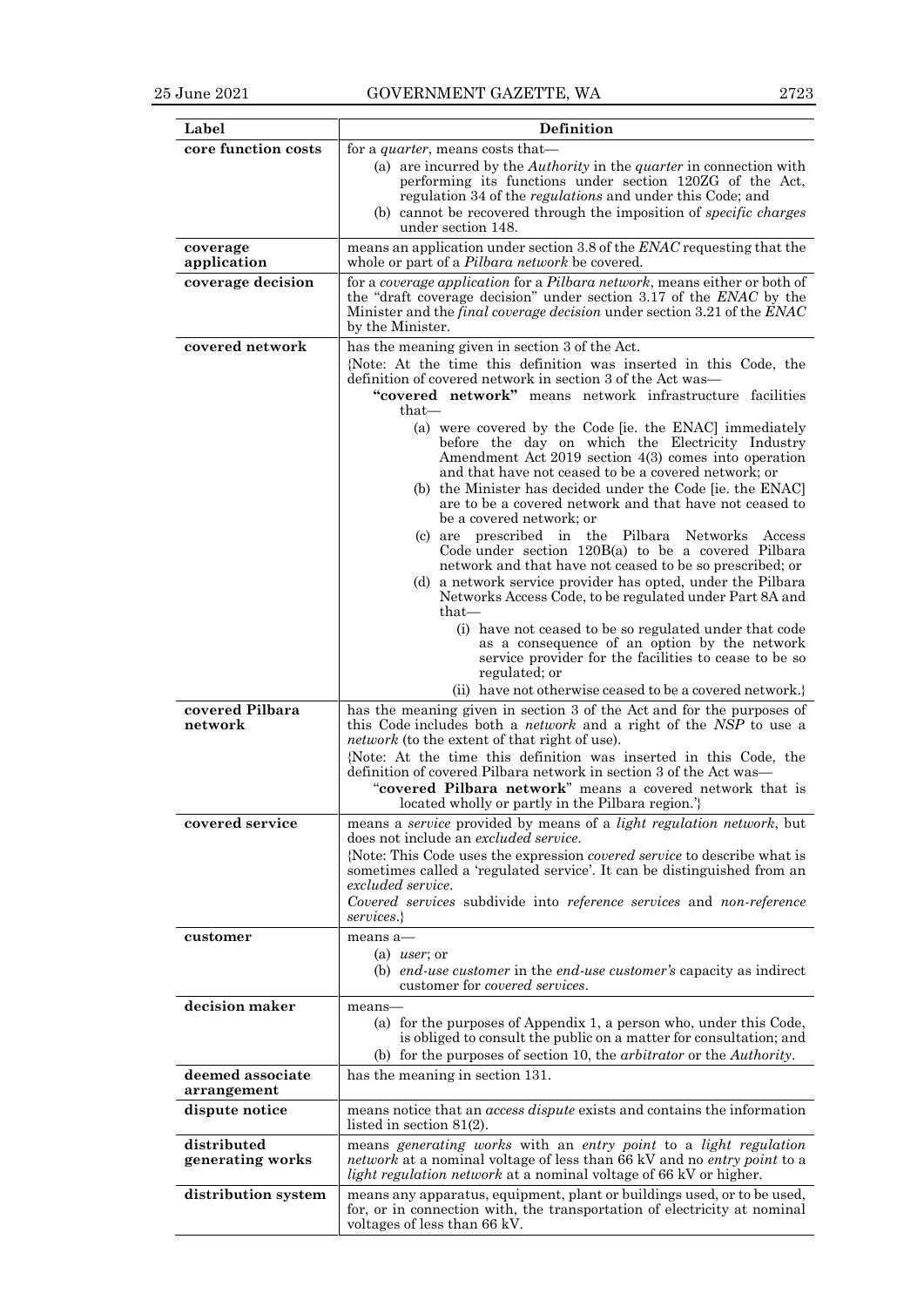| Label | Definition |
|---|---|
| **core function costs** | for a *quarter*, means costs that—<br>(a) are incurred by the *Authority* in the *quarter* in connection with performing its functions under section 120ZG of the Act, regulation 34 of the *regulations* and under this Code; and<br>(b) cannot be recovered through the imposition of *specific charges* under section 148. |
| **coverage application** | means an application under section 3.8 of the *ENAC* requesting that the whole or part of a *Pilbara network* be covered. |
| **coverage decision** | for a *coverage application* for a *Pilbara network*, means either or both of the "draft coverage decision" under section 3.17 of the *ENAC* by the Minister and the *final coverage decision* under section 3.21 of the *ENAC* by the Minister. |
| **covered network** | has the meaning given in section 3 of the Act.<br>{Note: At the time this definition was inserted in this Code, the definition of covered network in section 3 of the Act was—<br>**"covered network"** means network infrastructure facilities that—<br>(a) were covered by the Code [ie. the ENAC] immediately before the day on which the Electricity Industry Amendment Act 2019 section 4(3) comes into operation and that have not ceased to be a covered network; or<br>(b) the Minister has decided under the Code [ie. the ENAC] are to be a covered network and that have not ceased to be a covered network; or<br>(c) are prescribed in the Pilbara Networks Access Code under section 120B(a) to be a covered Pilbara network and that have not ceased to be so prescribed; or<br>(d) a network service provider has opted, under the Pilbara Networks Access Code, to be regulated under Part 8A and that—<br>(i) have not ceased to be so regulated under that code as a consequence of an option by the network service provider for the facilities to cease to be so regulated; or<br>(ii) have not otherwise ceased to be a covered network.} |
| **covered Pilbara network** | has the meaning given in section 3 of the Act and for the purposes of this Code includes both a *network* and a right of the *NSP* to use a *network* (to the extent of that right of use).<br>{Note: At the time this definition was inserted in this Code, the definition of covered Pilbara network in section 3 of the Act was—<br>"**covered Pilbara network**" means a covered network that is located wholly or partly in the Pilbara region.'} |
| **covered service** | means a *service* provided by means of a *light regulation network*, but does not include an *excluded service*.<br>{Note: This Code uses the expression *covered service* to describe what is sometimes called a 'regulated service'. It can be distinguished from an *excluded service*.<br>*Covered services* subdivide into *reference services* and *non-reference services*.} |
| **customer** | means a—<br>(a) *user*; or<br>(b) *end-use customer* in the *end-use customer's* capacity as indirect customer for *covered services*. |
| **decision maker** | means—<br>(a) for the purposes of Appendix 1, a person who, under this Code, is obliged to consult the public on a matter for consultation; and<br>(b) for the purposes of section 10, the *arbitrator* or the *Authority*. |
| **deemed associate arrangement** | has the meaning in section 131. |
| **dispute notice** | means notice that an *access dispute* exists and contains the information listed in section 81(2). |
| **distributed generating works** | means *generating works* with an *entry point* to a *light regulation network* at a nominal voltage of less than 66 kV and no *entry point* to a *light regulation network* at a nominal voltage of 66 kV or higher. |
| **distribution system** | means any apparatus, equipment, plant or buildings used, or to be used, for, or in connection with, the transportation of electricity at nominal voltages of less than 66 kV. |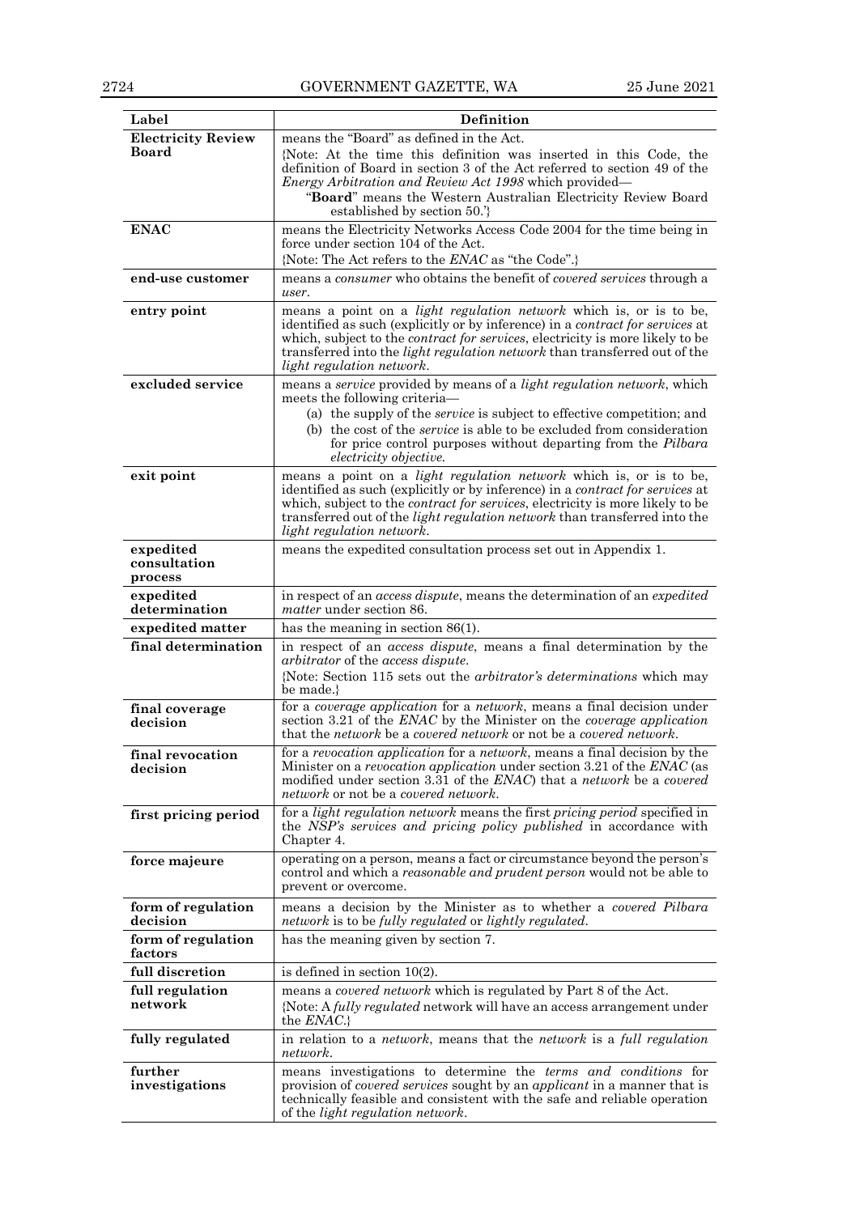| Label | Definition |
|---|---|
| **Electricity Review Board** | means the "Board" as defined in the Act.<br>{Note: At the time this definition was inserted in this Code, the definition of Board in section 3 of the Act referred to section 49 of the *Energy Arbitration and Review Act 1998* which provided—<br>"**Board**" means the Western Australian Electricity Review Board established by section 50.'} |
| **ENAC** | means the Electricity Networks Access Code 2004 for the time being in force under section 104 of the Act.<br>{Note: The Act refers to the *ENAC* as "the Code".} |
| **end-use customer** | means a *consumer* who obtains the benefit of *covered services* through a *user*. |
| **entry point** | means a point on a *light regulation network* which is, or is to be, identified as such (explicitly or by inference) in a *contract for services* at which, subject to the *contract for services*, electricity is more likely to be transferred into the *light regulation network* than transferred out of the *light regulation network*. |
| **excluded service** | means a *service* provided by means of a *light regulation network*, which meets the following criteria—<br>(a) the supply of the *service* is subject to effective competition; and<br>(b) the cost of the *service* is able to be excluded from consideration for price control purposes without departing from the *Pilbara electricity objective.* |
| **exit point** | means a point on a *light regulation network* which is, or is to be, identified as such (explicitly or by inference) in a *contract for services* at which, subject to the *contract for services*, electricity is more likely to be transferred out of the *light regulation network* than transferred into the *light regulation network*. |
| **expedited consultation process** | means the expedited consultation process set out in Appendix 1. |
| **expedited determination** | in respect of an *access dispute*, means the determination of an *expedited matter* under section 86. |
| **expedited matter** | has the meaning in section 86(1). |
| **final determination** | in respect of an *access dispute*, means a final determination by the *arbitrator* of the *access dispute*.<br>{Note: Section 115 sets out the *arbitrator's determinations* which may be made.} |
| **final coverage decision** | for a *coverage application* for a *network*, means a final decision under section 3.21 of the *ENAC* by the Minister on the *coverage application* that the *network* be a *covered network* or not be a *covered network*. |
| **final revocation decision** | for a *revocation application* for a *network*, means a final decision by the Minister on a *revocation application* under section 3.21 of the *ENAC* (as modified under section 3.31 of the *ENAC*) that a *network* be a *covered network* or not be a *covered network*. |
| **first pricing period** | for a *light regulation network* means the first *pricing period* specified in the *NSP's services and pricing policy published* in accordance with Chapter 4. |
| **force majeure** | operating on a person, means a fact or circumstance beyond the person's control and which a *reasonable and prudent person* would not be able to prevent or overcome. |
| **form of regulation decision** | means a decision by the Minister as to whether a *covered Pilbara network* is to be *fully regulated* or *lightly regulated*. |
| **form of regulation factors** | has the meaning given by section 7. |
| **full discretion** | is defined in section 10(2). |
| **full regulation network** | means a *covered network* which is regulated by Part 8 of the Act.<br>{Note: A *fully regulated* network will have an access arrangement under the *ENAC*.} |
| **fully regulated** | in relation to a *network*, means that the *network* is a *full regulation network*. |
| **further investigations** | means investigations to determine the *terms and conditions* for provision of *covered services* sought by an *applicant* in a manner that is technically feasible and consistent with the safe and reliable operation of the *light regulation network*. |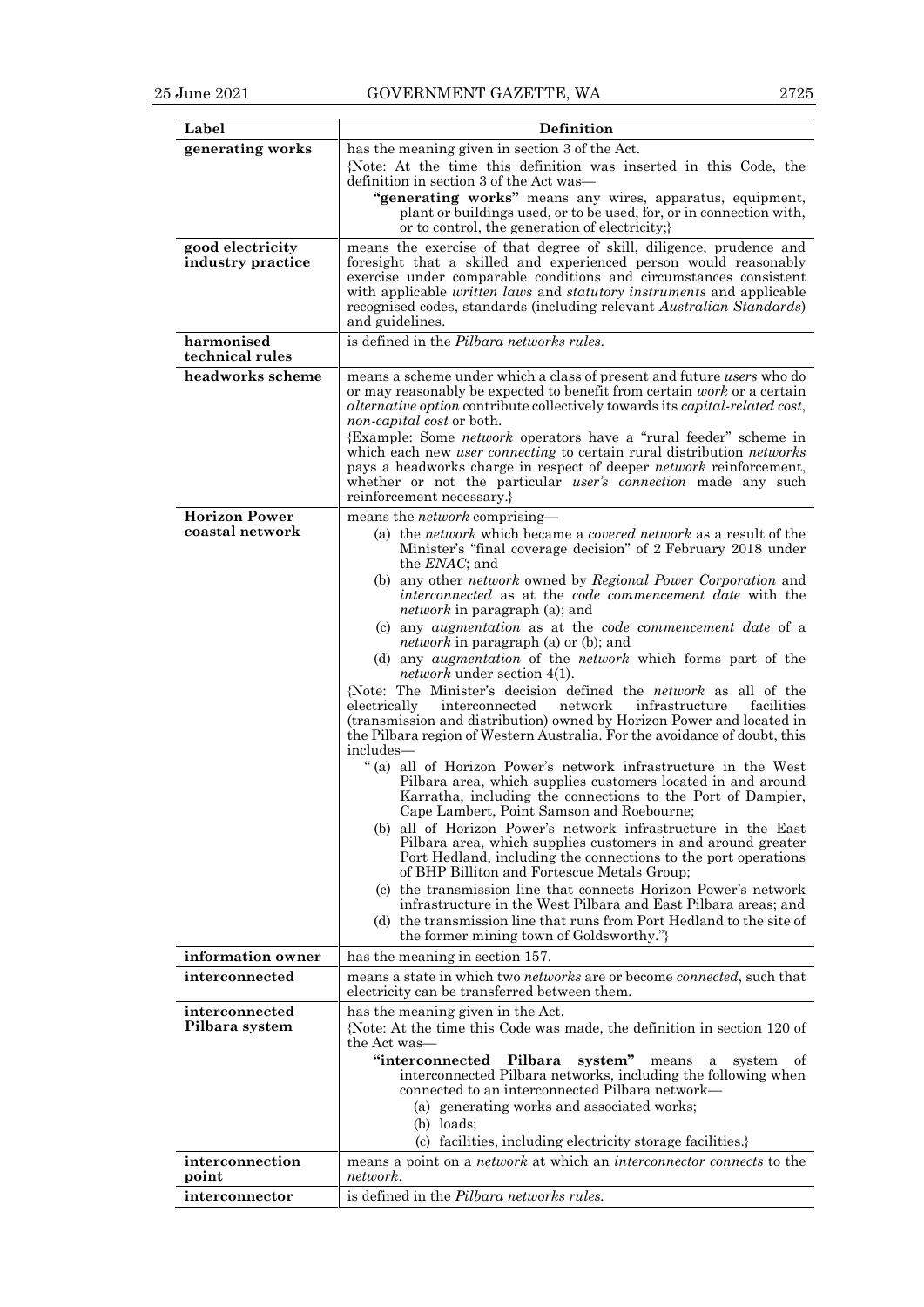| Label | Definition |
|---|---|
| **generating works** | has the meaning given in section 3 of the Act.<br>{Note: At the time this definition was inserted in this Code, the definition in section 3 of the Act was—<br>**"generating works"** means any wires, apparatus, equipment, plant or buildings used, or to be used, for, or in connection with, or to control, the generation of electricity;} |
| **good electricity industry practice** | means the exercise of that degree of skill, diligence, prudence and foresight that a skilled and experienced person would reasonably exercise under comparable conditions and circumstances consistent with applicable *written laws* and *statutory instruments* and applicable recognised codes, standards (including relevant *Australian Standards*) and guidelines. |
| **harmonised technical rules** | is defined in the *Pilbara networks rules*. |
| **headworks scheme** | means a scheme under which a class of present and future *users* who do or may reasonably be expected to benefit from certain *work* or a certain *alternative option* contribute collectively towards its *capital-related cost*, *non-capital cost* or both.<br>{Example: Some *network* operators have a "rural feeder" scheme in which each new *user connecting* to certain rural distribution *networks* pays a headworks charge in respect of deeper *network* reinforcement, whether or not the particular *user's connection* made any such reinforcement necessary.} |
| **Horizon Power coastal network** | means the *network* comprising—<br>(a) the *network* which became a *covered network* as a result of the Minister's "final coverage decision" of 2 February 2018 under the *ENAC*; and<br>(b) any other *network* owned by *Regional Power Corporation* and *interconnected* as at the *code commencement date* with the *network* in paragraph (a); and<br>(c) any *augmentation* as at the *code commencement date* of a *network* in paragraph (a) or (b); and<br>(d) any *augmentation* of the *network* which forms part of the *network* under section 4(1).<br>{Note: The Minister's decision defined the *network* as all of the electrically interconnected network infrastructure facilities (transmission and distribution) owned by Horizon Power and located in the Pilbara region of Western Australia. For the avoidance of doubt, this includes—<br>"(a) all of Horizon Power's network infrastructure in the West Pilbara area, which supplies customers located in and around Karratha, including the connections to the Port of Dampier, Cape Lambert, Point Samson and Roebourne;<br>(b) all of Horizon Power's network infrastructure in the East Pilbara area, which supplies customers in and around greater Port Hedland, including the connections to the port operations of BHP Billiton and Fortescue Metals Group;<br>(c) the transmission line that connects Horizon Power's network infrastructure in the West Pilbara and East Pilbara areas; and<br>(d) the transmission line that runs from Port Hedland to the site of the former mining town of Goldsworthy."} |
| **information owner** | has the meaning in section 157. |
| **interconnected** | means a state in which two *networks* are or become *connected*, such that electricity can be transferred between them. |
| **interconnected Pilbara system** | has the meaning given in the Act.<br>{Note: At the time this Code was made, the definition in section 120 of the Act was—<br>**"interconnected Pilbara system"** means a system of interconnected Pilbara networks, including the following when connected to an interconnected Pilbara network—<br>(a) generating works and associated works;<br>(b) loads;<br>(c) facilities, including electricity storage facilities.} |
| **interconnection point** | means a point on a *network* at which an *interconnector connects* to the *network*. |
| **interconnector** | is defined in the *Pilbara networks rules*. |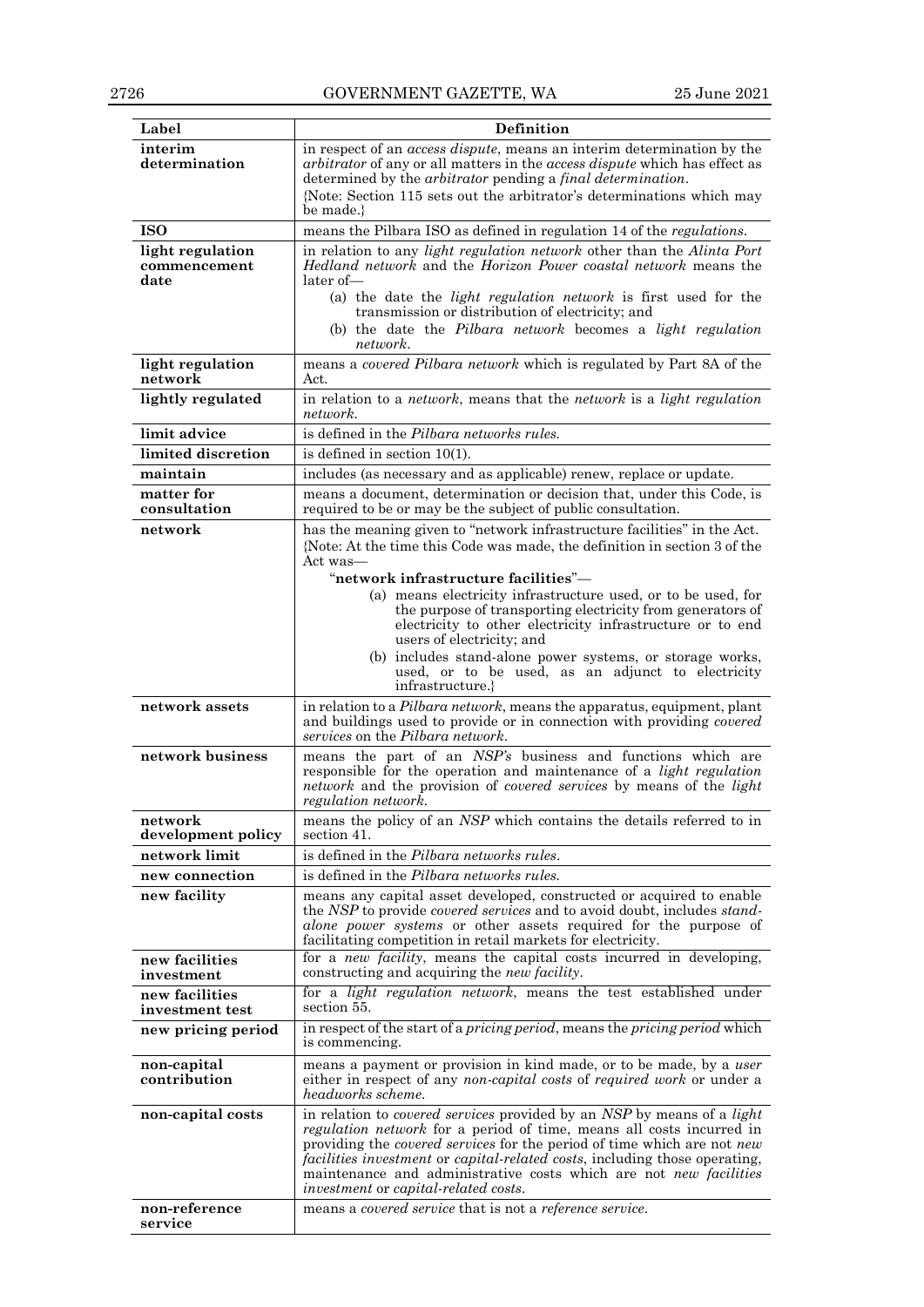| Label | Definition |
|---|---|
| **interim determination** | in respect of an *access dispute*, means an interim determination by the *arbitrator* of any or all matters in the *access dispute* which has effect as determined by the *arbitrator* pending a *final determination*. {Note: Section 115 sets out the arbitrator's determinations which may be made.} |
| **ISO** | means the Pilbara ISO as defined in regulation 14 of the *regulations*. |
| **light regulation commencement date** | in relation to any *light regulation network* other than the *Alinta Port Hedland network* and the *Horizon Power coastal network* means the later of— (a) the date the *light regulation network* is first used for the transmission or distribution of electricity; and (b) the date the *Pilbara network* becomes a *light regulation network*. |
| **light regulation network** | means a *covered Pilbara network* which is regulated by Part 8A of the Act. |
| **lightly regulated** | in relation to a *network*, means that the *network* is a *light regulation network*. |
| **limit advice** | is defined in the *Pilbara networks rules*. |
| **limited discretion** | is defined in section 10(1). |
| **maintain** | includes (as necessary and as applicable) renew, replace or update. |
| **matter for consultation** | means a document, determination or decision that, under this Code, is required to be or may be the subject of public consultation. |
| **network** | has the meaning given to "network infrastructure facilities" in the Act. {Note: At the time this Code was made, the definition in section 3 of the Act was— "**network infrastructure facilities**"— (a) means electricity infrastructure used, or to be used, for the purpose of transporting electricity from generators of electricity to other electricity infrastructure or to end users of electricity; and (b) includes stand-alone power systems, or storage works, used, or to be used, as an adjunct to electricity infrastructure.} |
| **network assets** | in relation to a *Pilbara network*, means the apparatus, equipment, plant and buildings used to provide or in connection with providing *covered services* on the *Pilbara network*. |
| **network business** | means the part of an *NSP's* business and functions which are responsible for the operation and maintenance of a *light regulation network* and the provision of *covered services* by means of the *light regulation network*. |
| **network development policy** | means the policy of an *NSP* which contains the details referred to in section 41. |
| **network limit** | is defined in the *Pilbara networks rules*. |
| **new connection** | is defined in the *Pilbara networks rules*. |
| **new facility** | means any capital asset developed, constructed or acquired to enable the *NSP* to provide *covered services* and to avoid doubt, includes *stand-alone power systems* or other assets required for the purpose of facilitating competition in retail markets for electricity. |
| **new facilities investment** | for a *new facility*, means the capital costs incurred in developing, constructing and acquiring the *new facility*. |
| **new facilities investment test** | for a *light regulation network*, means the test established under section 55. |
| **new pricing period** | in respect of the start of a *pricing period*, means the *pricing period* which is commencing. |
| **non-capital contribution** | means a payment or provision in kind made, or to be made, by a *user* either in respect of any *non-capital costs* of *required work* or under a *headworks scheme*. |
| **non-capital costs** | in relation to *covered services* provided by an *NSP* by means of a *light regulation network* for a period of time, means all costs incurred in providing the *covered services* for the period of time which are not *new facilities investment* or *capital-related costs*, including those operating, maintenance and administrative costs which are not *new facilities investment* or *capital-related costs*. |
| **non-reference service** | means a *covered service* that is not a *reference service*. |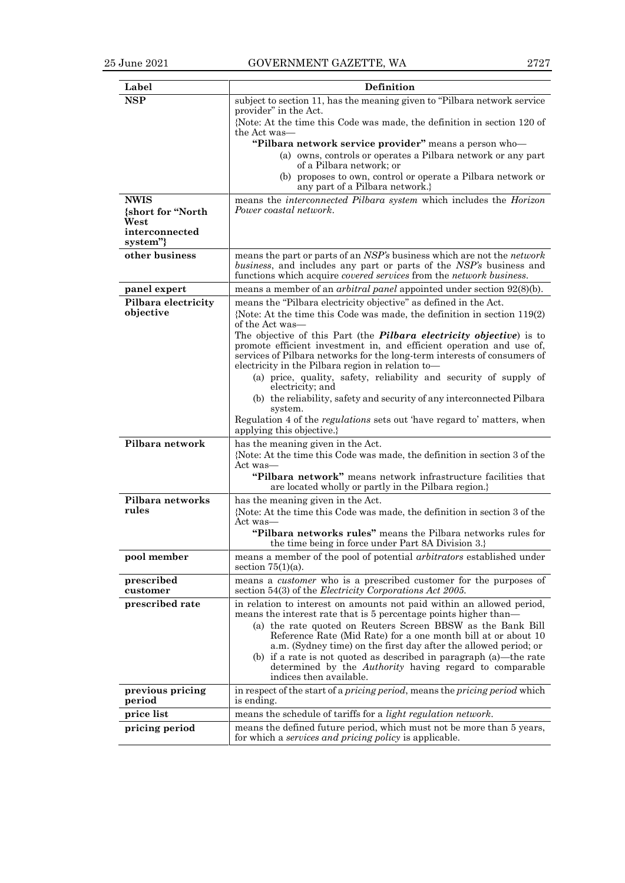| Label | Definition |
|---|---|
| **NSP** | subject to section 11, has the meaning given to "Pilbara network service provider" in the Act.<br>{Note: At the time this Code was made, the definition in section 120 of the Act was—<br>**"Pilbara network service provider"** means a person who—<br>(a) owns, controls or operates a Pilbara network or any part of a Pilbara network; or<br>(b) proposes to own, control or operate a Pilbara network or any part of a Pilbara network.} |
| **NWIS {short for "North West interconnected system"}** | means the *interconnected Pilbara system* which includes the *Horizon Power coastal network*. |
| **other business** | means the part or parts of an *NSP's* business which are not the *network business*, and includes any part or parts of the *NSP's* business and functions which acquire *covered services* from the *network business*. |
| **panel expert** | means a member of an *arbitral panel* appointed under section 92(8)(b). |
| **Pilbara electricity objective** | means the "Pilbara electricity objective" as defined in the Act.<br>{Note: At the time this Code was made, the definition in section 119(2) of the Act was—<br>The objective of this Part (the ***Pilbara electricity objective***) is to promote efficient investment in, and efficient operation and use of, services of Pilbara networks for the long-term interests of consumers of electricity in the Pilbara region in relation to—<br>(a) price, quality, safety, reliability and security of supply of electricity; and<br>(b) the reliability, safety and security of any interconnected Pilbara system.<br>Regulation 4 of the *regulations* sets out 'have regard to' matters, when applying this objective.} |
| **Pilbara network** | has the meaning given in the Act.<br>{Note: At the time this Code was made, the definition in section 3 of the Act was—<br>**"Pilbara network"** means network infrastructure facilities that are located wholly or partly in the Pilbara region.} |
| **Pilbara networks rules** | has the meaning given in the Act.<br>{Note: At the time this Code was made, the definition in section 3 of the Act was—<br>**"Pilbara networks rules"** means the Pilbara networks rules for the time being in force under Part 8A Division 3.} |
| **pool member** | means a member of the pool of potential *arbitrators* established under section 75(1)(a). |
| **prescribed customer** | means a *customer* who is a prescribed customer for the purposes of section 54(3) of the *Electricity Corporations Act 2005*. |
| **prescribed rate** | in relation to interest on amounts not paid within an allowed period, means the interest rate that is 5 percentage points higher than—<br>(a) the rate quoted on Reuters Screen BBSW as the Bank Bill Reference Rate (Mid Rate) for a one month bill at or about 10 a.m. (Sydney time) on the first day after the allowed period; or<br>(b) if a rate is not quoted as described in paragraph (a)—the rate determined by the *Authority* having regard to comparable indices then available. |
| **previous pricing period** | in respect of the start of a *pricing period*, means the *pricing period* which is ending. |
| **price list** | means the schedule of tariffs for a *light regulation network*. |
| **pricing period** | means the defined future period, which must not be more than 5 years, for which a *services and pricing policy* is applicable. |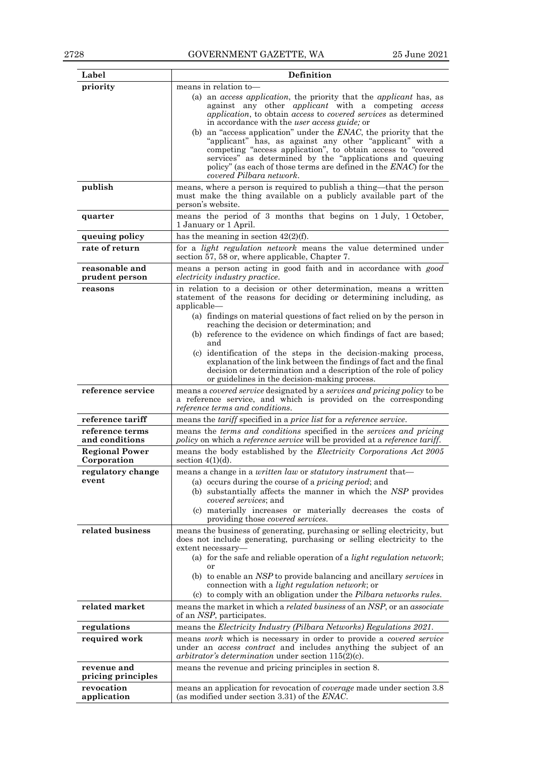| Label | Definition |
|---|---|
| **priority** | means in relation to—<br>(a) an *access application*, the priority that the *applicant* has, as against any other *applicant* with a competing *access application*, to obtain *access* to *covered services* as determined in accordance with the *user access guide;* or<br>(b) an "access application" under the *ENAC*, the priority that the "applicant" has, as against any other "applicant" with a competing "access application", to obtain access to "covered services" as determined by the "applications and queuing policy" (as each of those terms are defined in the *ENAC*) for the *covered Pilbara network*. |
| **publish** | means, where a person is required to publish a thing—that the person must make the thing available on a publicly available part of the person's website. |
| **quarter** | means the period of 3 months that begins on 1 July, 1 October, 1 January or 1 April. |
| **queuing policy** | has the meaning in section 42(2)(f). |
| **rate of return** | for a *light regulation network* means the value determined under section 57, 58 or, where applicable, Chapter 7. |
| **reasonable and prudent person** | means a person acting in good faith and in accordance with *good electricity industry practice*. |
| **reasons** | in relation to a decision or other determination, means a written statement of the reasons for deciding or determining including, as applicable—<br>(a) findings on material questions of fact relied on by the person in reaching the decision or determination; and<br>(b) reference to the evidence on which findings of fact are based; and<br>(c) identification of the steps in the decision-making process, explanation of the link between the findings of fact and the final decision or determination and a description of the role of policy or guidelines in the decision-making process. |
| **reference service** | means a *covered service* designated by a *services and pricing policy* to be a reference service, and which is provided on the corresponding *reference terms and conditions*. |
| **reference tariff** | means the *tariff* specified in a *price list* for a *reference service*. |
| **reference terms and conditions** | means the *terms and conditions* specified in the *services and pricing policy* on which a *reference service* will be provided at a *reference tariff*. |
| **Regional Power Corporation** | means the body established by the *Electricity Corporations Act 2005* section 4(1)(d). |
| **regulatory change event** | means a change in a *written law* or *statutory instrument* that—<br>(a) occurs during the course of a *pricing period*; and<br>(b) substantially affects the manner in which the *NSP* provides *covered services*; and<br>(c) materially increases or materially decreases the costs of providing those *covered services*. |
| **related business** | means the business of generating, purchasing or selling electricity, but does not include generating, purchasing or selling electricity to the extent necessary—<br>(a) for the safe and reliable operation of a *light regulation network*; or<br>(b) to enable an *NSP* to provide balancing and ancillary *services* in connection with a *light regulation network*; or<br>(c) to comply with an obligation under the *Pilbara networks rules*. |
| **related market** | means the market in which a *related business* of an *NSP*, or an *associate* of an *NSP*, participates. |
| **regulations** | means the *Electricity Industry (Pilbara Networks) Regulations 2021*. |
| **required work** | means *work* which is necessary in order to provide a *covered service* under an *access contract* and includes anything the subject of an *arbitrator's determination* under section 115(2)(c). |
| **revenue and pricing principles** | means the revenue and pricing principles in section 8. |
| **revocation application** | means an application for revocation of *coverage* made under section 3.8 (as modified under section 3.31) of the *ENAC*. |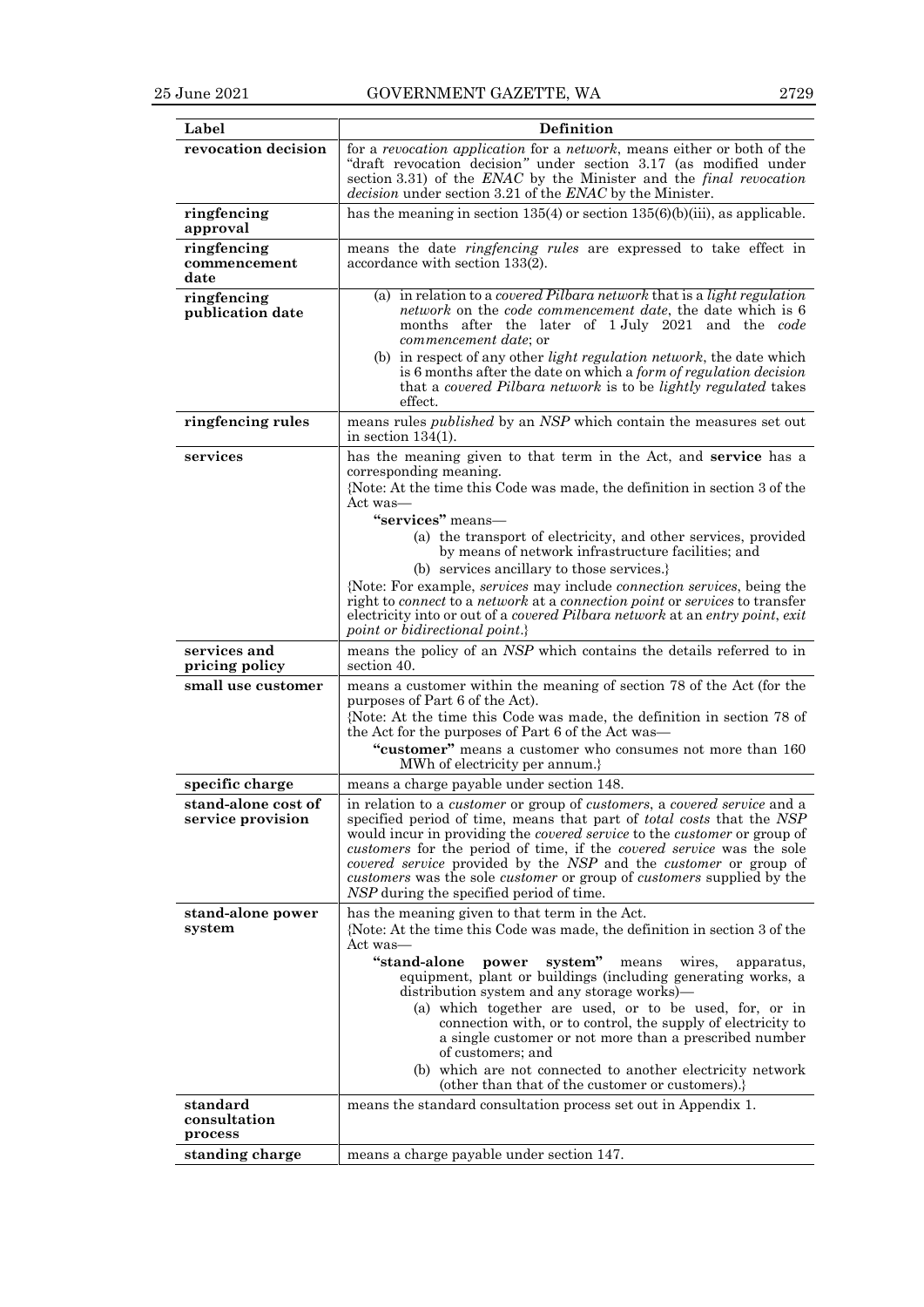| Label | Definition |
|---|---|
| **revocation decision** | for a *revocation application* for a *network*, means either or both of the "draft revocation decision" under section 3.17 (as modified under section 3.31) of the *ENAC* by the Minister and the *final revocation decision* under section 3.21 of the *ENAC* by the Minister. |
| **ringfencing approval** | has the meaning in section 135(4) or section 135(6)(b)(iii), as applicable. |
| **ringfencing commencement date** | means the date *ringfencing rules* are expressed to take effect in accordance with section 133(2). |
| **ringfencing publication date** | (a) in relation to a *covered Pilbara network* that is a *light regulation network* on the *code commencement date*, the date which is 6 months after the later of 1 July 2021 and the *code commencement date*; or<br>(b) in respect of any other *light regulation network*, the date which is 6 months after the date on which a *form of regulation decision* that a *covered Pilbara network* is to be *lightly regulated* takes effect. |
| **ringfencing rules** | means rules *published* by an *NSP* which contain the measures set out in section 134(1). |
| **services** | has the meaning given to that term in the Act, and **service** has a corresponding meaning.<br>{Note: At the time this Code was made, the definition in section 3 of the Act was—<br>**"services"** means—<br>(a) the transport of electricity, and other services, provided by means of network infrastructure facilities; and<br>(b) services ancillary to those services.}<br>{Note: For example, *services* may include *connection services*, being the right to *connect* to a *network* at a *connection point* or *services* to transfer electricity into or out of a *covered Pilbara network* at an *entry point*, *exit point or bidirectional point*.} |
| **services and pricing policy** | means the policy of an *NSP* which contains the details referred to in section 40. |
| **small use customer** | means a customer within the meaning of section 78 of the Act (for the purposes of Part 6 of the Act).<br>{Note: At the time this Code was made, the definition in section 78 of the Act for the purposes of Part 6 of the Act was—<br>**"customer"** means a customer who consumes not more than 160 MWh of electricity per annum.} |
| **specific charge** | means a charge payable under section 148. |
| **stand-alone cost of service provision** | in relation to a *customer* or group of *customers*, a *covered service* and a specified period of time, means that part of *total costs* that the *NSP* would incur in providing the *covered service* to the *customer* or group of *customers* for the period of time, if the *covered service* was the sole *covered service* provided by the *NSP* and the *customer* or group of *customers* was the sole *customer* or group of *customers* supplied by the *NSP* during the specified period of time. |
| **stand-alone power system** | has the meaning given to that term in the Act.<br>{Note: At the time this Code was made, the definition in section 3 of the Act was—<br>**"stand-alone power system"** means wires, apparatus, equipment, plant or buildings (including generating works, a distribution system and any storage works)—<br>(a) which together are used, or to be used, for, or in connection with, or to control, the supply of electricity to a single customer or not more than a prescribed number of customers; and<br>(b) which are not connected to another electricity network (other than that of the customer or customers).} |
| **standard consultation process** | means the standard consultation process set out in Appendix 1. |
| **standing charge** | means a charge payable under section 147. |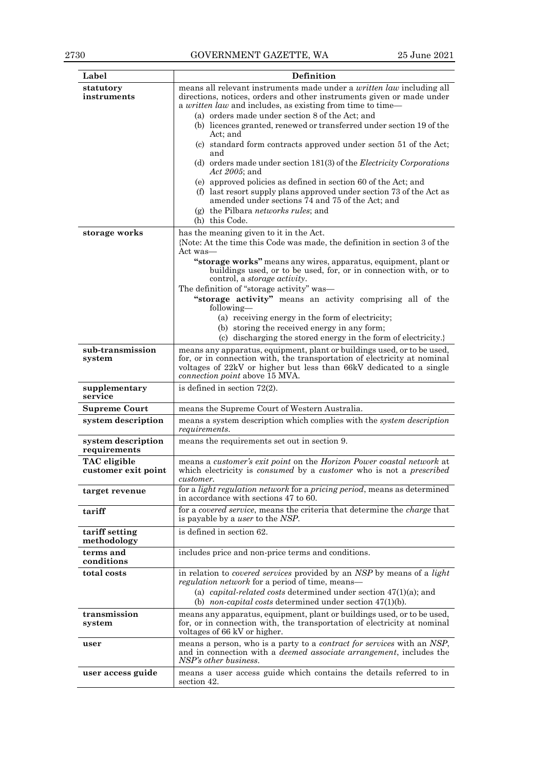| Label | Definition |
|---|---|
| **statutory instruments** | means all relevant instruments made under a *written law* including all directions, notices, orders and other instruments given or made under a *written law* and includes, as existing from time to time— (a) orders made under section 8 of the Act; and (b) licences granted, renewed or transferred under section 19 of the Act; and (c) standard form contracts approved under section 51 of the Act; and (d) orders made under section 181(3) of the *Electricity Corporations Act 2005*; and (e) approved policies as defined in section 60 of the Act; and (f) last resort supply plans approved under section 73 of the Act as amended under sections 74 and 75 of the Act; and (g) the Pilbara *networks rules*; and (h) this Code. |
| **storage works** | has the meaning given to it in the Act. {Note: At the time this Code was made, the definition in section 3 of the Act was— **"storage works"** means any wires, apparatus, equipment, plant or buildings used, or to be used, for, or in connection with, or to control, a *storage activity*. The definition of "storage activity" was— **"storage activity"** means an activity comprising all of the following— (a) receiving energy in the form of electricity; (b) storing the received energy in any form; (c) discharging the stored energy in the form of electricity.} |
| **sub-transmission system** | means any apparatus, equipment, plant or buildings used, or to be used, for, or in connection with, the transportation of electricity at nominal voltages of 22kV or higher but less than 66kV dedicated to a single *connection point* above 15 MVA. |
| **supplementary service** | is defined in section 72(2). |
| **Supreme Court** | means the Supreme Court of Western Australia. |
| **system description** | means a system description which complies with the *system description requirements*. |
| **system description requirements** | means the requirements set out in section 9. |
| **TAC eligible customer exit point** | means a *customer's exit point* on the *Horizon Power coastal network* at which electricity is *consumed* by a *customer* who is not a *prescribed customer*. |
| **target revenue** | for a *light regulation network* for a *pricing period*, means as determined in accordance with sections 47 to 60. |
| **tariff** | for a *covered service*, means the criteria that determine the *charge* that is payable by a *user* to the *NSP*. |
| **tariff setting methodology** | is defined in section 62. |
| **terms and conditions** | includes price and non-price terms and conditions. |
| **total costs** | in relation to *covered services* provided by an *NSP* by means of a *light regulation network* for a period of time, means— (a) *capital-related costs* determined under section 47(1)(a); and (b) *non-capital costs* determined under section 47(1)(b). |
| **transmission system** | means any apparatus, equipment, plant or buildings used, or to be used, for, or in connection with, the transportation of electricity at nominal voltages of 66 kV or higher. |
| **user** | means a person, who is a party to a *contract for services* with an *NSP*, and in connection with a *deemed associate arrangement*, includes the *NSP's other business*. |
| **user access guide** | means a user access guide which contains the details referred to in section 42. |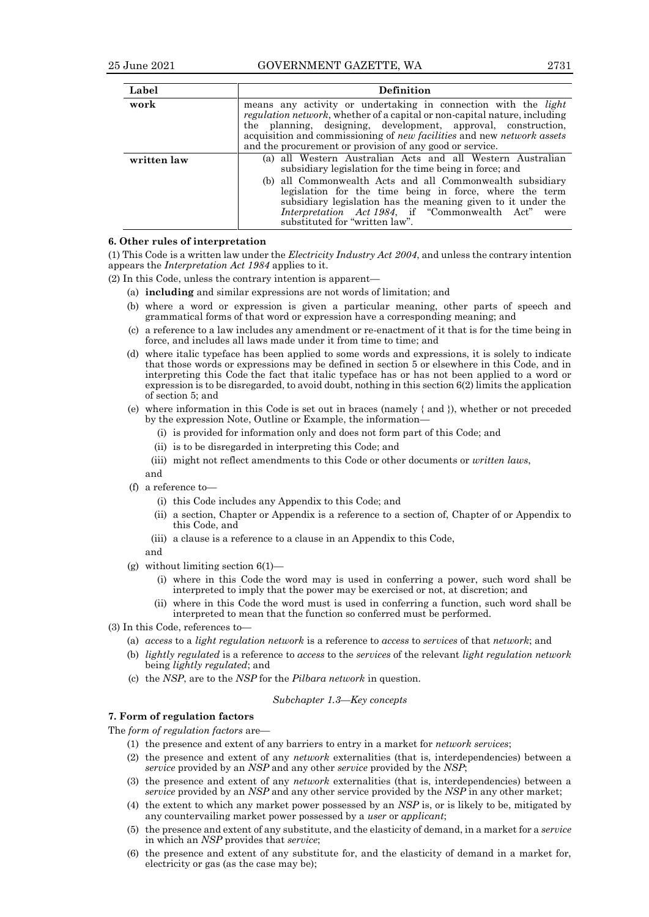| Label | Definition |
|---|---|
| **work** | means any activity or undertaking in connection with the *light regulation network*, whether of a capital or non-capital nature, including the planning, designing, development, approval, construction, acquisition and commissioning of *new facilities* and new *network assets* and the procurement or provision of any good or service. |
| **written law** | (a) all Western Australian Acts and all Western Australian subsidiary legislation for the time being in force; and<br>(b) all Commonwealth Acts and all Commonwealth subsidiary legislation for the time being in force, where the term subsidiary legislation has the meaning given to it under the *Interpretation Act 1984*, if "Commonwealth Act" were substituted for "written law". |

**6. Other rules of interpretation**

(1) This Code is a written law under the *Electricity Industry Act 2004*, and unless the contrary intention appears the *Interpretation Act 1984* applies to it.

(2) In this Code, unless the contrary intention is apparent—

- (a) **including** and similar expressions are not words of limitation; and
- (b) where a word or expression is given a particular meaning, other parts of speech and grammatical forms of that word or expression have a corresponding meaning; and
- (c) a reference to a law includes any amendment or re-enactment of it that is for the time being in force, and includes all laws made under it from time to time; and
- (d) where italic typeface has been applied to some words and expressions, it is solely to indicate that those words or expressions may be defined in section 5 or elsewhere in this Code, and in interpreting this Code the fact that italic typeface has or has not been applied to a word or expression is to be disregarded, to avoid doubt, nothing in this section 6(2) limits the application of section 5; and
- (e) where information in this Code is set out in braces (namely { and }), whether or not preceded by the expression Note, Outline or Example, the information—
  - (i) is provided for information only and does not form part of this Code; and
  - (ii) is to be disregarded in interpreting this Code; and
  - (iii) might not reflect amendments to this Code or other documents or *written laws*,

  and
- (f) a reference to—
  - (i) this Code includes any Appendix to this Code; and
  - (ii) a section, Chapter or Appendix is a reference to a section of, Chapter of or Appendix to this Code, and
  - (iii) a clause is a reference to a clause in an Appendix to this Code,

  and
- (g) without limiting section 6(1)—
  - (i) where in this Code the word may is used in conferring a power, such word shall be interpreted to imply that the power may be exercised or not, at discretion; and
  - (ii) where in this Code the word must is used in conferring a function, such word shall be interpreted to mean that the function so conferred must be performed.

(3) In this Code, references to—

- (a) *access* to a *light regulation network* is a reference to *access* to *services* of that *network*; and
- (b) *lightly regulated* is a reference to *access* to the *services* of the relevant *light regulation network* being *lightly regulated*; and
- (c) the *NSP*, are to the *NSP* for the *Pilbara network* in question.

*Subchapter 1.3—Key concepts*

**7. Form of regulation factors**

The *form of regulation factors* are—

(1) the presence and extent of any barriers to entry in a market for *network services*;

(2) the presence and extent of any *network* externalities (that is, interdependencies) between a *service* provided by an *NSP* and any other *service* provided by the *NSP*;

(3) the presence and extent of any *network* externalities (that is, interdependencies) between a *service* provided by an *NSP* and any other service provided by the *NSP* in any other market;

(4) the extent to which any market power possessed by an *NSP* is, or is likely to be, mitigated by any countervailing market power possessed by a *user* or *applicant*;

(5) the presence and extent of any substitute, and the elasticity of demand, in a market for a *service* in which an *NSP* provides that *service*;

(6) the presence and extent of any substitute for, and the elasticity of demand in a market for, electricity or gas (as the case may be);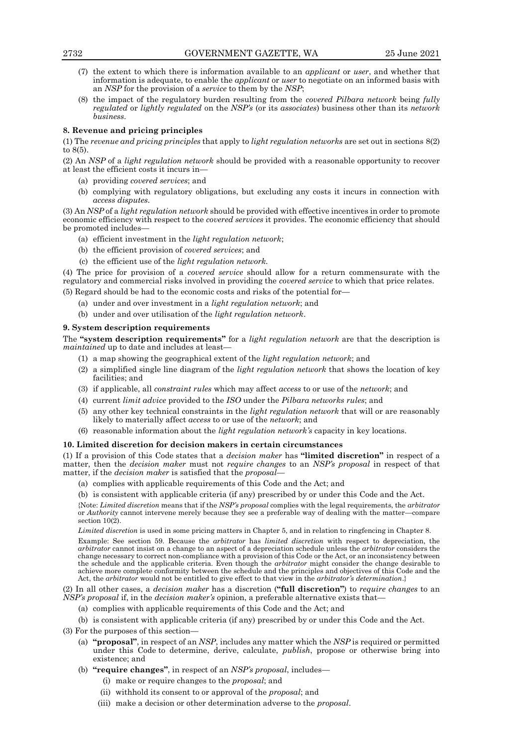(7) the extent to which there is information available to an *applicant* or *user*, and whether that information is adequate, to enable the *applicant* or *user* to negotiate on an informed basis with an *NSP* for the provision of a *service* to them by the *NSP*;

(8) the impact of the regulatory burden resulting from the *covered Pilbara network* being *fully regulated* or *lightly regulated* on the *NSP's* (or its *associates*) business other than its *network business*.

**8. Revenue and pricing principles**

(1) The *revenue and pricing principles* that apply to *light regulation networks* are set out in sections 8(2) to 8(5).

(2) An *NSP* of a *light regulation network* should be provided with a reasonable opportunity to recover at least the efficient costs it incurs in—

- (a) providing *covered services*; and
- (b) complying with regulatory obligations, but excluding any costs it incurs in connection with *access disputes*.

(3) An *NSP* of a *light regulation network* should be provided with effective incentives in order to promote economic efficiency with respect to the *covered services* it provides. The economic efficiency that should be promoted includes—

- (a) efficient investment in the *light regulation network*;
- (b) the efficient provision of *covered services*; and
- (c) the efficient use of the *light regulation network*.

(4) The price for provision of a *covered service* should allow for a return commensurate with the regulatory and commercial risks involved in providing the *covered service* to which that price relates.

(5) Regard should be had to the economic costs and risks of the potential for—

- (a) under and over investment in a *light regulation network*; and
- (b) under and over utilisation of the *light regulation network*.

**9. System description requirements**

The **"system description requirements"** for a *light regulation network* are that the description is *maintained* up to date and includes at least—

(1) a map showing the geographical extent of the *light regulation network*; and

(2) a simplified single line diagram of the *light regulation network* that shows the location of key facilities; and

(3) if applicable, all *constraint rules* which may affect *access* to or use of the *network*; and

(4) current *limit advice* provided to the *ISO* under the *Pilbara networks rules*; and

(5) any other key technical constraints in the *light regulation network* that will or are reasonably likely to materially affect *access* to or use of the *network*; and

(6) reasonable information about the *light regulation network's* capacity in key locations.

**10. Limited discretion for decision makers in certain circumstances**

(1) If a provision of this Code states that a *decision maker* has **"limited discretion"** in respect of a matter, then the *decision maker* must not *require changes* to an *NSP's proposal* in respect of that matter, if the *decision maker* is satisfied that the *proposal*—

- (a) complies with applicable requirements of this Code and the Act; and
- (b) is consistent with applicable criteria (if any) prescribed by or under this Code and the Act.

{Note: *Limited discretion* means that if the *NSP's proposal* complies with the legal requirements, the *arbitrator* or *Authority* cannot intervene merely because they see a preferable way of dealing with the matter—compare section 10(2).

*Limited discretion* is used in some pricing matters in Chapter 5, and in relation to ringfencing in Chapter 8.

Example: See section 59. Because the *arbitrator* has *limited discretion* with respect to depreciation, the *arbitrator* cannot insist on a change to an aspect of a depreciation schedule unless the *arbitrator* considers the change necessary to correct non-compliance with a provision of this Code or the Act, or an inconsistency between the schedule and the applicable criteria. Even though the *arbitrator* might consider the change desirable to achieve more complete conformity between the schedule and the principles and objectives of this Code and the Act, the *arbitrator* would not be entitled to give effect to that view in the *arbitrator's determination*.}

(2) In all other cases, a *decision maker* has a discretion (**"full discretion"**) to *require changes* to an *NSP's proposal* if, in the *decision maker's* opinion, a preferable alternative exists that—

- (a) complies with applicable requirements of this Code and the Act; and
- (b) is consistent with applicable criteria (if any) prescribed by or under this Code and the Act.

(3) For the purposes of this section—

- (a) **"proposal"**, in respect of an *NSP*, includes any matter which the *NSP* is required or permitted under this Code to determine, derive, calculate, *publish*, propose or otherwise bring into existence; and
- (b) **"require changes"**, in respect of an *NSP's proposal*, includes—
  - (i) make or require changes to the *proposal*; and
  - (ii) withhold its consent to or approval of the *proposal*; and
  - (iii) make a decision or other determination adverse to the *proposal*.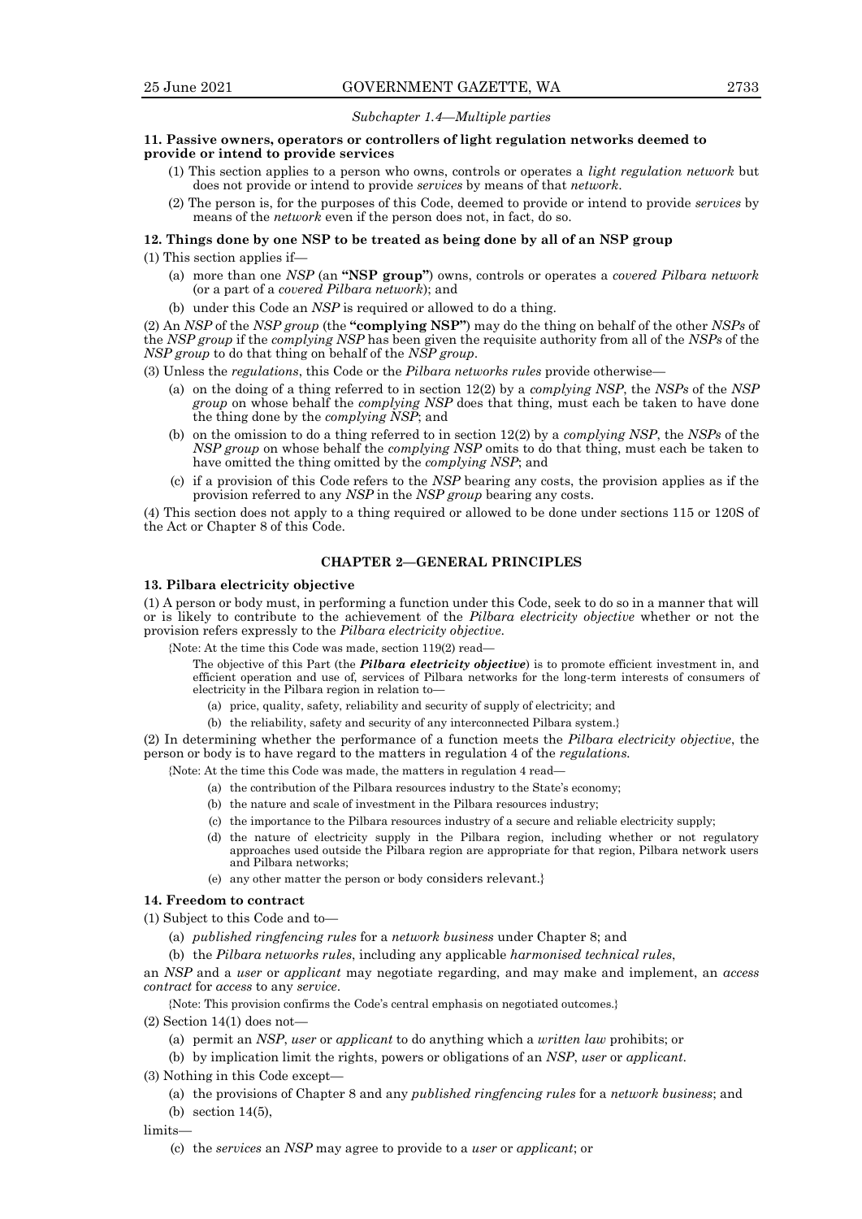*Subchapter 1.4—Multiple parties*

**11. Passive owners, operators or controllers of light regulation networks deemed to provide or intend to provide services**

(1) This section applies to a person who owns, controls or operates a *light regulation network* but does not provide or intend to provide *services* by means of that *network*.

(2) The person is, for the purposes of this Code, deemed to provide or intend to provide *services* by means of the *network* even if the person does not, in fact, do so.

**12. Things done by one NSP to be treated as being done by all of an NSP group**

(1) This section applies if—

(a) more than one *NSP* (an **"NSP group"**) owns, controls or operates a *covered Pilbara network* (or a part of a *covered Pilbara network*); and

(b) under this Code an *NSP* is required or allowed to do a thing.

(2) An *NSP* of the *NSP group* (the **"complying NSP"**) may do the thing on behalf of the other *NSPs* of the *NSP group* if the *complying NSP* has been given the requisite authority from all of the *NSPs* of the *NSP group* to do that thing on behalf of the *NSP group*.

(3) Unless the *regulations*, this Code or the *Pilbara networks rules* provide otherwise—

(a) on the doing of a thing referred to in section 12(2) by a *complying NSP*, the *NSPs* of the *NSP group* on whose behalf the *complying NSP* does that thing, must each be taken to have done the thing done by the *complying NSP*; and

(b) on the omission to do a thing referred to in section 12(2) by a *complying NSP*, the *NSPs* of the *NSP group* on whose behalf the *complying NSP* omits to do that thing, must each be taken to have omitted the thing omitted by the *complying NSP*; and

(c) if a provision of this Code refers to the *NSP* bearing any costs, the provision applies as if the provision referred to any *NSP* in the *NSP group* bearing any costs.

(4) This section does not apply to a thing required or allowed to be done under sections 115 or 120S of the Act or Chapter 8 of this Code.

## CHAPTER 2—GENERAL PRINCIPLES

**13. Pilbara electricity objective**

(1) A person or body must, in performing a function under this Code, seek to do so in a manner that will or is likely to contribute to the achievement of the *Pilbara electricity objective* whether or not the provision refers expressly to the *Pilbara electricity objective*.

{Note: At the time this Code was made, section 119(2) read—

The objective of this Part (the ***Pilbara electricity objective***) is to promote efficient investment in, and efficient operation and use of, services of Pilbara networks for the long-term interests of consumers of electricity in the Pilbara region in relation to—

(a) price, quality, safety, reliability and security of supply of electricity; and

(b) the reliability, safety and security of any interconnected Pilbara system.}

(2) In determining whether the performance of a function meets the *Pilbara electricity objective*, the person or body is to have regard to the matters in regulation 4 of the *regulations*.

{Note: At the time this Code was made, the matters in regulation 4 read—

(a) the contribution of the Pilbara resources industry to the State's economy;

(b) the nature and scale of investment in the Pilbara resources industry;

(c) the importance to the Pilbara resources industry of a secure and reliable electricity supply;

(d) the nature of electricity supply in the Pilbara region, including whether or not regulatory approaches used outside the Pilbara region are appropriate for that region, Pilbara network users and Pilbara networks;

(e) any other matter the person or body considers relevant.}

**14. Freedom to contract**

(1) Subject to this Code and to—

(a) *published ringfencing rules* for a *network business* under Chapter 8; and

(b) the *Pilbara networks rules*, including any applicable *harmonised technical rules*,

an *NSP* and a *user* or *applicant* may negotiate regarding, and may make and implement, an *access contract* for *access* to any *service*.

{Note: This provision confirms the Code's central emphasis on negotiated outcomes.}

(2) Section 14(1) does not—

(a) permit an *NSP*, *user* or *applicant* to do anything which a *written law* prohibits; or

(b) by implication limit the rights, powers or obligations of an *NSP*, *user* or *applicant*.

(3) Nothing in this Code except—

(a) the provisions of Chapter 8 and any *published ringfencing rules* for a *network business*; and

(b) section 14(5),

limits—

(c) the *services* an *NSP* may agree to provide to a *user* or *applicant*; or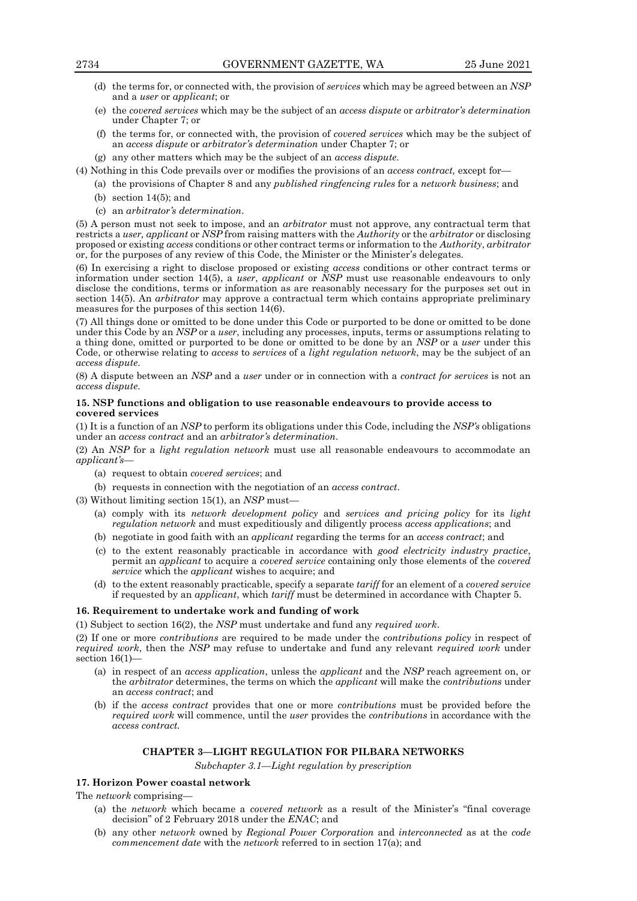(d) the terms for, or connected with, the provision of *services* which may be agreed between an *NSP* and a *user* or *applicant*; or

(e) the *covered services* which may be the subject of an *access dispute* or *arbitrator's determination* under Chapter 7; or

(f) the terms for, or connected with, the provision of *covered services* which may be the subject of an *access dispute* or *arbitrator's determination* under Chapter 7; or

(g) any other matters which may be the subject of an *access dispute*.

(4) Nothing in this Code prevails over or modifies the provisions of an *access contract,* except for—

(a) the provisions of Chapter 8 and any *published ringfencing rules* for a *network business*; and

(b) section 14(5); and

(c) an *arbitrator's determination*.

(5) A person must not seek to impose, and an *arbitrator* must not approve, any contractual term that restricts a *user, applicant* or *NSP* from raising matters with the *Authority* or the *arbitrator* or disclosing proposed or existing *access* conditions or other contract terms or information to the *Authority*, *arbitrator* or, for the purposes of any review of this Code, the Minister or the Minister's delegates.

(6) In exercising a right to disclose proposed or existing *access* conditions or other contract terms or information under section 14(5), a *user*, *applicant* or *NSP* must use reasonable endeavours to only disclose the conditions, terms or information as are reasonably necessary for the purposes set out in section 14(5). An *arbitrator* may approve a contractual term which contains appropriate preliminary measures for the purposes of this section 14(6).

(7) All things done or omitted to be done under this Code or purported to be done or omitted to be done under this Code by an *NSP* or a *user*, including any processes, inputs, terms or assumptions relating to a thing done, omitted or purported to be done or omitted to be done by an *NSP* or a *user* under this Code, or otherwise relating to *access* to *services* of a *light regulation network*, may be the subject of an *access dispute*.

(8) A dispute between an *NSP* and a *user* under or in connection with a *contract for services* is not an *access dispute*.

**15. NSP functions and obligation to use reasonable endeavours to provide access to covered services**

(1) It is a function of an *NSP* to perform its obligations under this Code, including the *NSP's* obligations under an *access contract* and an *arbitrator's determination*.

(2) An *NSP* for a *light regulation network* must use all reasonable endeavours to accommodate an *applicant's*—

(a) request to obtain *covered services*; and

(b) requests in connection with the negotiation of an *access contract*.

(3) Without limiting section 15(1), an *NSP* must—

(a) comply with its *network development policy* and *services and pricing policy* for its *light regulation network* and must expeditiously and diligently process *access applications*; and

(b) negotiate in good faith with an *applicant* regarding the terms for an *access contract*; and

(c) to the extent reasonably practicable in accordance with *good electricity industry practice*, permit an *applicant* to acquire a *covered service* containing only those elements of the *covered service* which the *applicant* wishes to acquire; and

(d) to the extent reasonably practicable, specify a separate *tariff* for an element of a *covered service* if requested by an *applicant*, which *tariff* must be determined in accordance with Chapter 5.

**16. Requirement to undertake work and funding of work**

(1) Subject to section 16(2), the *NSP* must undertake and fund any *required work*.

(2) If one or more *contributions* are required to be made under the *contributions policy* in respect of *required work*, then the *NSP* may refuse to undertake and fund any relevant *required work* under section 16(1)—

(a) in respect of an *access application*, unless the *applicant* and the *NSP* reach agreement on, or the *arbitrator* determines, the terms on which the *applicant* will make the *contributions* under an *access contract*; and

(b) if the *access contract* provides that one or more *contributions* must be provided before the *required work* will commence, until the *user* provides the *contributions* in accordance with the *access contract.*

## CHAPTER 3—LIGHT REGULATION FOR PILBARA NETWORKS

*Subchapter 3.1—Light regulation by prescription*

**17. Horizon Power coastal network**

The *network* comprising—

(a) the *network* which became a *covered network* as a result of the Minister's "final coverage decision" of 2 February 2018 under the *ENAC*; and

(b) any other *network* owned by *Regional Power Corporation* and *interconnected* as at the *code commencement date* with the *network* referred to in section 17(a); and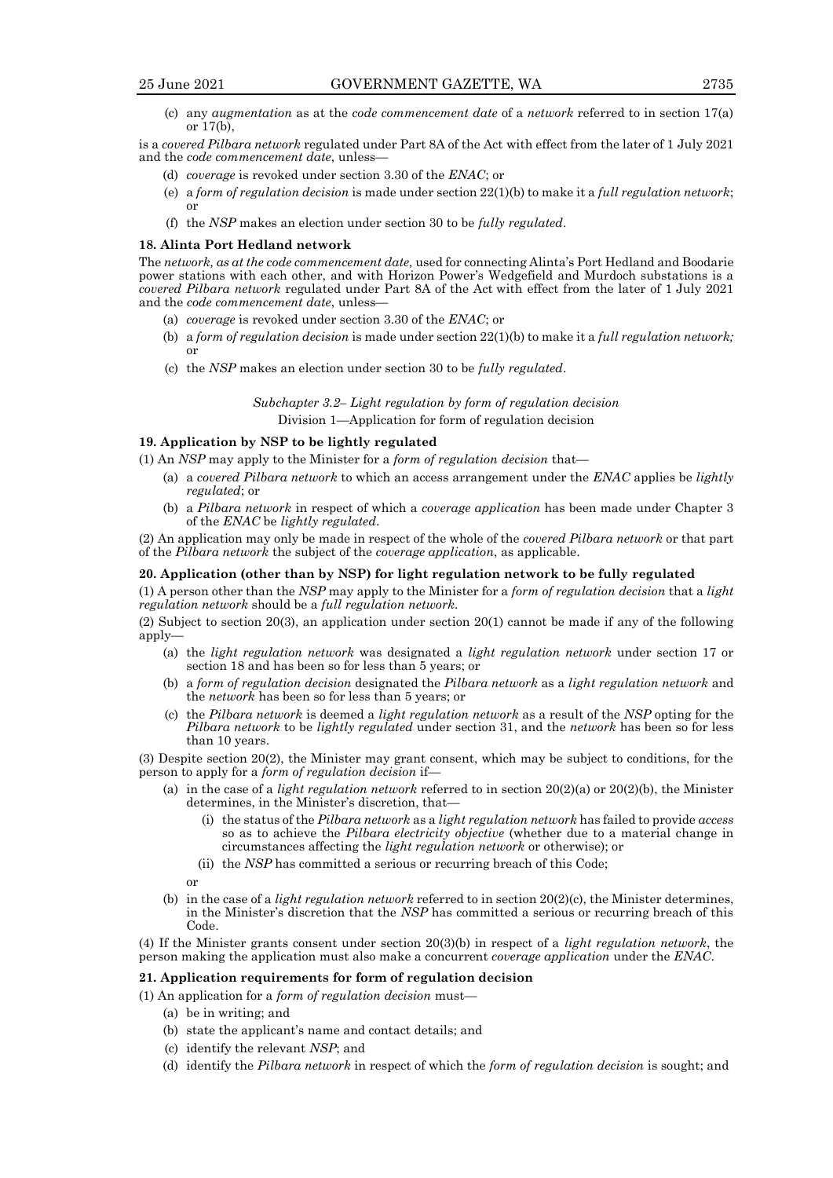(c) any *augmentation* as at the *code commencement date* of a *network* referred to in section 17(a) or 17(b),

is a *covered Pilbara network* regulated under Part 8A of the Act with effect from the later of 1 July 2021 and the *code commencement date*, unless—

(d) *coverage* is revoked under section 3.30 of the *ENAC*; or

(e) a *form of regulation decision* is made under section 22(1)(b) to make it a *full regulation network*; or

(f) the *NSP* makes an election under section 30 to be *fully regulated*.

**18. Alinta Port Hedland network**

The *network, as at the code commencement date,* used for connecting Alinta's Port Hedland and Boodarie power stations with each other, and with Horizon Power's Wedgefield and Murdoch substations is a *covered Pilbara network* regulated under Part 8A of the Act with effect from the later of 1 July 2021 and the *code commencement date*, unless—

(a) *coverage* is revoked under section 3.30 of the *ENAC*; or

(b) a *form of regulation decision* is made under section 22(1)(b) to make it a *full regulation network;* or

(c) the *NSP* makes an election under section 30 to be *fully regulated*.

*Subchapter 3.2– Light regulation by form of regulation decision*

Division 1—Application for form of regulation decision

**19. Application by NSP to be lightly regulated**

(1) An *NSP* may apply to the Minister for a *form of regulation decision* that—

(a) a *covered Pilbara network* to which an access arrangement under the *ENAC* applies be *lightly regulated*; or

(b) a *Pilbara network* in respect of which a *coverage application* has been made under Chapter 3 of the *ENAC* be *lightly regulated*.

(2) An application may only be made in respect of the whole of the *covered Pilbara network* or that part of the *Pilbara network* the subject of the *coverage application*, as applicable.

**20. Application (other than by NSP) for light regulation network to be fully regulated**

(1) A person other than the *NSP* may apply to the Minister for a *form of regulation decision* that a *light regulation network* should be a *full regulation network*.

(2) Subject to section 20(3), an application under section 20(1) cannot be made if any of the following apply—

(a) the *light regulation network* was designated a *light regulation network* under section 17 or section 18 and has been so for less than 5 years; or

(b) a *form of regulation decision* designated the *Pilbara network* as a *light regulation network* and the *network* has been so for less than 5 years; or

(c) the *Pilbara network* is deemed a *light regulation network* as a result of the *NSP* opting for the *Pilbara network* to be *lightly regulated* under section 31, and the *network* has been so for less than 10 years.

(3) Despite section 20(2), the Minister may grant consent, which may be subject to conditions, for the person to apply for a *form of regulation decision* if—

(a) in the case of a *light regulation network* referred to in section 20(2)(a) or 20(2)(b), the Minister determines, in the Minister's discretion, that—

(i) the status of the *Pilbara network* as a *light regulation network* has failed to provide *access* so as to achieve the *Pilbara electricity objective* (whether due to a material change in circumstances affecting the *light regulation network* or otherwise); or

(ii) the *NSP* has committed a serious or recurring breach of this Code;

or

(b) in the case of a *light regulation network* referred to in section 20(2)(c), the Minister determines, in the Minister's discretion that the *NSP* has committed a serious or recurring breach of this Code.

(4) If the Minister grants consent under section 20(3)(b) in respect of a *light regulation network*, the person making the application must also make a concurrent *coverage application* under the *ENAC*.

**21. Application requirements for form of regulation decision**

(1) An application for a *form of regulation decision* must—

(a) be in writing; and

(b) state the applicant's name and contact details; and

(c) identify the relevant *NSP*; and

(d) identify the *Pilbara network* in respect of which the *form of regulation decision* is sought; and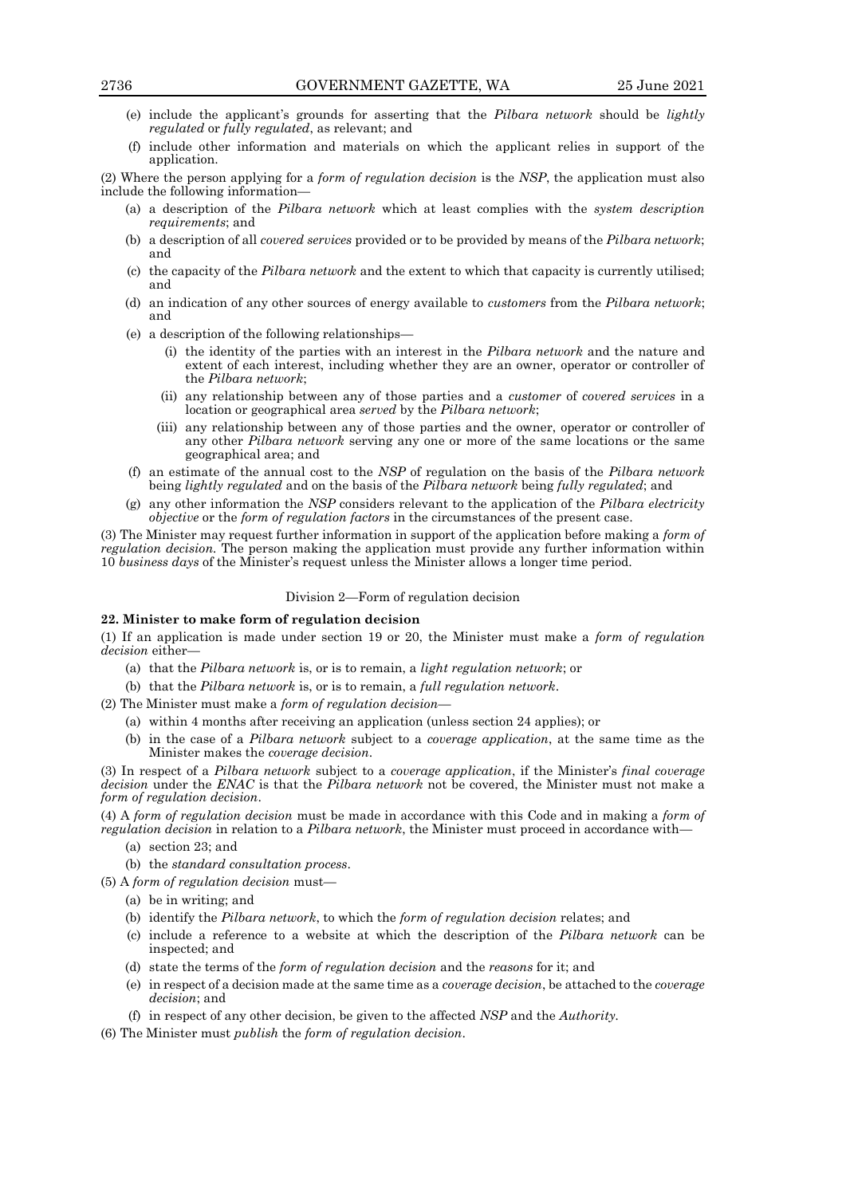(e) include the applicant's grounds for asserting that the *Pilbara network* should be *lightly regulated* or *fully regulated*, as relevant; and

(f) include other information and materials on which the applicant relies in support of the application.

(2) Where the person applying for a *form of regulation decision* is the *NSP*, the application must also include the following information—

(a) a description of the *Pilbara network* which at least complies with the *system description requirements*; and

(b) a description of all *covered services* provided or to be provided by means of the *Pilbara network*; and

(c) the capacity of the *Pilbara network* and the extent to which that capacity is currently utilised; and

(d) an indication of any other sources of energy available to *customers* from the *Pilbara network*; and

(e) a description of the following relationships—

(i) the identity of the parties with an interest in the *Pilbara network* and the nature and extent of each interest, including whether they are an owner, operator or controller of the *Pilbara network*;

(ii) any relationship between any of those parties and a *customer* of *covered services* in a location or geographical area *served* by the *Pilbara network*;

(iii) any relationship between any of those parties and the owner, operator or controller of any other *Pilbara network* serving any one or more of the same locations or the same geographical area; and

(f) an estimate of the annual cost to the *NSP* of regulation on the basis of the *Pilbara network* being *lightly regulated* and on the basis of the *Pilbara network* being *fully regulated*; and

(g) any other information the *NSP* considers relevant to the application of the *Pilbara electricity objective* or the *form of regulation factors* in the circumstances of the present case.

(3) The Minister may request further information in support of the application before making a *form of regulation decision*. The person making the application must provide any further information within 10 *business days* of the Minister's request unless the Minister allows a longer time period.

Division 2—Form of regulation decision

**22. Minister to make form of regulation decision**

(1) If an application is made under section 19 or 20, the Minister must make a *form of regulation decision* either—

(a) that the *Pilbara network* is, or is to remain, a *light regulation network*; or

(b) that the *Pilbara network* is, or is to remain, a *full regulation network*.

(2) The Minister must make a *form of regulation decision*—

(a) within 4 months after receiving an application (unless section 24 applies); or

(b) in the case of a *Pilbara network* subject to a *coverage application*, at the same time as the Minister makes the *coverage decision*.

(3) In respect of a *Pilbara network* subject to a *coverage application*, if the Minister's *final coverage decision* under the *ENAC* is that the *Pilbara network* not be covered, the Minister must not make a *form of regulation decision*.

(4) A *form of regulation decision* must be made in accordance with this Code and in making a *form of regulation decision* in relation to a *Pilbara network*, the Minister must proceed in accordance with—

(a) section 23; and

(b) the *standard consultation process*.

(5) A *form of regulation decision* must—

(a) be in writing; and

(b) identify the *Pilbara network*, to which the *form of regulation decision* relates; and

(c) include a reference to a website at which the description of the *Pilbara network* can be inspected; and

(d) state the terms of the *form of regulation decision* and the *reasons* for it; and

(e) in respect of a decision made at the same time as a *coverage decision*, be attached to the *coverage decision*; and

(f) in respect of any other decision, be given to the affected *NSP* and the *Authority*.

(6) The Minister must *publish* the *form of regulation decision*.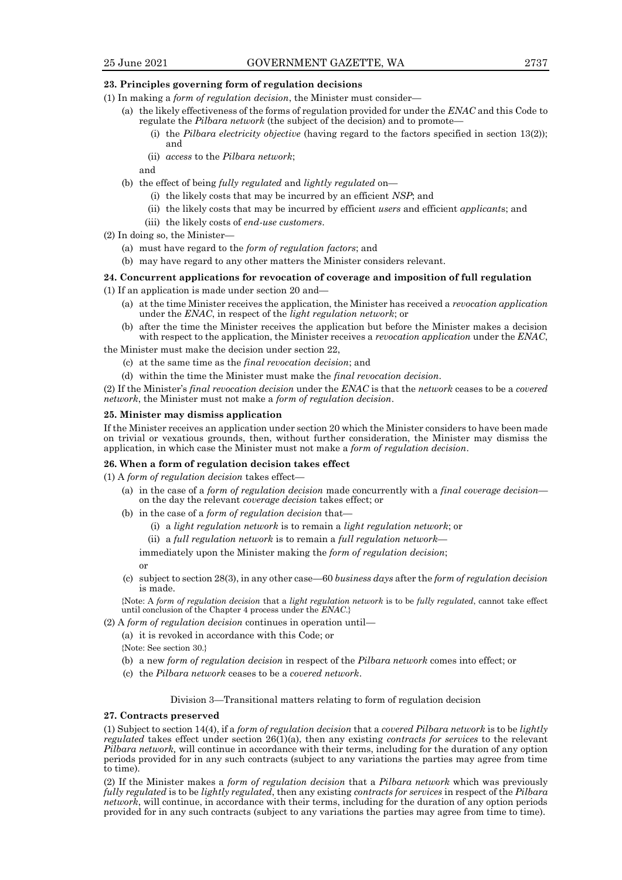**23. Principles governing form of regulation decisions**

(1) In making a *form of regulation decision*, the Minister must consider—

- (a) the likely effectiveness of the forms of regulation provided for under the *ENAC* and this Code to regulate the *Pilbara network* (the subject of the decision) and to promote—
  - (i) the *Pilbara electricity objective* (having regard to the factors specified in section 13(2)); and
  - (ii) *access* to the *Pilbara network*;

  and
- (b) the effect of being *fully regulated* and *lightly regulated* on—
  - (i) the likely costs that may be incurred by an efficient *NSP*; and
  - (ii) the likely costs that may be incurred by efficient *users* and efficient *applicants*; and
  - (iii) the likely costs of *end-use customers*.

(2) In doing so, the Minister—

- (a) must have regard to the *form of regulation factors*; and
- (b) may have regard to any other matters the Minister considers relevant.

**24. Concurrent applications for revocation of coverage and imposition of full regulation**

(1) If an application is made under section 20 and—

- (a) at the time Minister receives the application, the Minister has received a *revocation application* under the *ENAC*, in respect of the *light regulation network*; or
- (b) after the time the Minister receives the application but before the Minister makes a decision with respect to the application, the Minister receives a *revocation application* under the *ENAC*,

the Minister must make the decision under section 22,

- (c) at the same time as the *final revocation decision*; and
- (d) within the time the Minister must make the *final revocation decision*.

(2) If the Minister's *final revocation decision* under the *ENAC* is that the *network* ceases to be a *covered network*, the Minister must not make a *form of regulation decision*.

**25. Minister may dismiss application**

If the Minister receives an application under section 20 which the Minister considers to have been made on trivial or vexatious grounds, then, without further consideration, the Minister may dismiss the application, in which case the Minister must not make a *form of regulation decision*.

**26. When a form of regulation decision takes effect**

(1) A *form of regulation decision* takes effect—

- (a) in the case of a *form of regulation decision* made concurrently with a *final coverage decision*—on the day the relevant *coverage decision* takes effect; or
- (b) in the case of a *form of regulation decision* that—
  - (i) a *light regulation network* is to remain a *light regulation network*; or
  - (ii) a *full regulation network* is to remain a *full regulation network*—

  immediately upon the Minister making the *form of regulation decision*;

  or
- (c) subject to section 28(3), in any other case—60 *business days* after the *form of regulation decision* is made.

{Note: A *form of regulation decision* that a *light regulation network* is to be *fully regulated*, cannot take effect until conclusion of the Chapter 4 process under the *ENAC*.}

(2) A *form of regulation decision* continues in operation until—

- (a) it is revoked in accordance with this Code; or

  {Note: See section 30.}
- (b) a new *form of regulation decision* in respect of the *Pilbara network* comes into effect; or
- (c) the *Pilbara network* ceases to be a *covered network*.

Division 3—Transitional matters relating to form of regulation decision

**27. Contracts preserved**

(1) Subject to section 14(4), if a *form of regulation decision* that a *covered Pilbara network* is to be *lightly regulated* takes effect under section 26(1)(a), then any existing *contracts for services* to the relevant *Pilbara network,* will continue in accordance with their terms, including for the duration of any option periods provided for in any such contracts (subject to any variations the parties may agree from time to time).

(2) If the Minister makes a *form of regulation decision* that a *Pilbara network* which was previously *fully regulated* is to be *lightly regulated*, then any existing *contracts for services* in respect of the *Pilbara network*, will continue, in accordance with their terms, including for the duration of any option periods provided for in any such contracts (subject to any variations the parties may agree from time to time).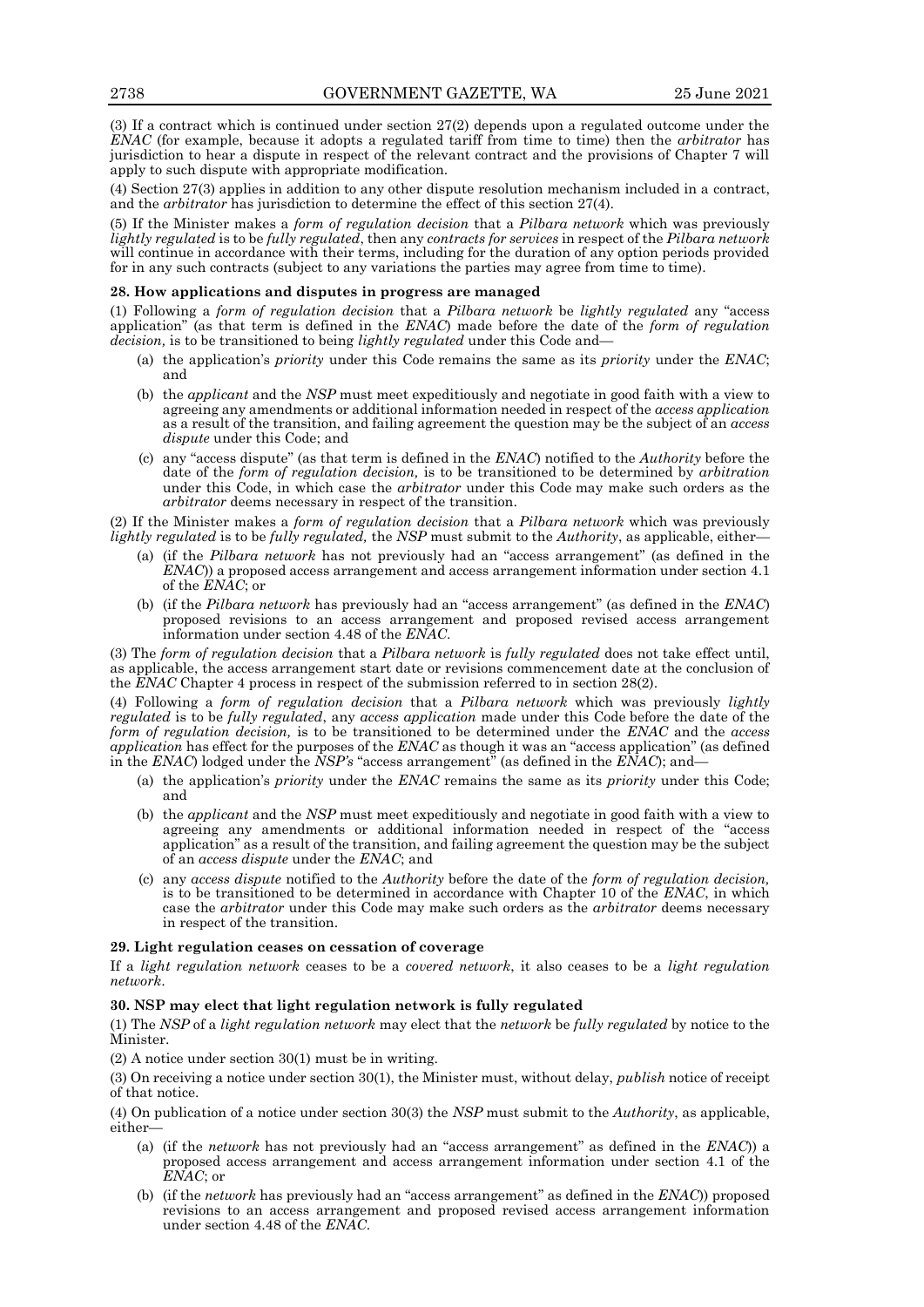(3) If a contract which is continued under section 27(2) depends upon a regulated outcome under the *ENAC* (for example, because it adopts a regulated tariff from time to time) then the *arbitrator* has jurisdiction to hear a dispute in respect of the relevant contract and the provisions of Chapter 7 will apply to such dispute with appropriate modification.

(4) Section 27(3) applies in addition to any other dispute resolution mechanism included in a contract, and the *arbitrator* has jurisdiction to determine the effect of this section 27(4).

(5) If the Minister makes a *form of regulation decision* that a *Pilbara network* which was previously *lightly regulated* is to be *fully regulated*, then any *contracts for services* in respect of the *Pilbara network* will continue in accordance with their terms, including for the duration of any option periods provided for in any such contracts (subject to any variations the parties may agree from time to time).

**28. How applications and disputes in progress are managed**

(1) Following a *form of regulation decision* that a *Pilbara network* be *lightly regulated* any "access application" (as that term is defined in the *ENAC*) made before the date of the *form of regulation decision,* is to be transitioned to being *lightly regulated* under this Code and—

- (a) the application's *priority* under this Code remains the same as its *priority* under the *ENAC*; and
- (b) the *applicant* and the *NSP* must meet expeditiously and negotiate in good faith with a view to agreeing any amendments or additional information needed in respect of the *access application* as a result of the transition, and failing agreement the question may be the subject of an *access dispute* under this Code; and
- (c) any "access dispute" (as that term is defined in the *ENAC*) notified to the *Authority* before the date of the *form of regulation decision,* is to be transitioned to be determined by *arbitration* under this Code, in which case the *arbitrator* under this Code may make such orders as the *arbitrator* deems necessary in respect of the transition.

(2) If the Minister makes a *form of regulation decision* that a *Pilbara network* which was previously *lightly regulated* is to be *fully regulated,* the *NSP* must submit to the *Authority*, as applicable, either—

- (a) (if the *Pilbara network* has not previously had an "access arrangement" (as defined in the *ENAC*)) a proposed access arrangement and access arrangement information under section 4.1 of the *ENAC*; or
- (b) (if the *Pilbara network* has previously had an "access arrangement" (as defined in the *ENAC*) proposed revisions to an access arrangement and proposed revised access arrangement information under section 4.48 of the *ENAC*.

(3) The *form of regulation decision* that a *Pilbara network* is *fully regulated* does not take effect until, as applicable, the access arrangement start date or revisions commencement date at the conclusion of the *ENAC* Chapter 4 process in respect of the submission referred to in section 28(2).

(4) Following a *form of regulation decision* that a *Pilbara network* which was previously *lightly regulated* is to be *fully regulated*, any *access application* made under this Code before the date of the *form of regulation decision,* is to be transitioned to be determined under the *ENAC* and the *access application* has effect for the purposes of the *ENAC* as though it was an "access application" (as defined in the *ENAC*) lodged under the *NSP's* "access arrangement" (as defined in the *ENAC*); and—

- (a) the application's *priority* under the *ENAC* remains the same as its *priority* under this Code; and
- (b) the *applicant* and the *NSP* must meet expeditiously and negotiate in good faith with a view to agreeing any amendments or additional information needed in respect of the "access application" as a result of the transition, and failing agreement the question may be the subject of an *access dispute* under the *ENAC*; and
- (c) any *access dispute* notified to the *Authority* before the date of the *form of regulation decision,* is to be transitioned to be determined in accordance with Chapter 10 of the *ENAC*, in which case the *arbitrator* under this Code may make such orders as the *arbitrator* deems necessary in respect of the transition.

**29. Light regulation ceases on cessation of coverage**

If a *light regulation network* ceases to be a *covered network*, it also ceases to be a *light regulation network*.

**30. NSP may elect that light regulation network is fully regulated**

(1) The *NSP* of a *light regulation network* may elect that the *network* be *fully regulated* by notice to the Minister.

(2) A notice under section 30(1) must be in writing.

(3) On receiving a notice under section 30(1), the Minister must, without delay, *publish* notice of receipt of that notice.

(4) On publication of a notice under section 30(3) the *NSP* must submit to the *Authority*, as applicable, either—

- (a) (if the *network* has not previously had an "access arrangement" as defined in the *ENAC*)) a proposed access arrangement and access arrangement information under section 4.1 of the *ENAC*; or
- (b) (if the *network* has previously had an "access arrangement" as defined in the *ENAC*)) proposed revisions to an access arrangement and proposed revised access arrangement information under section 4.48 of the *ENAC*.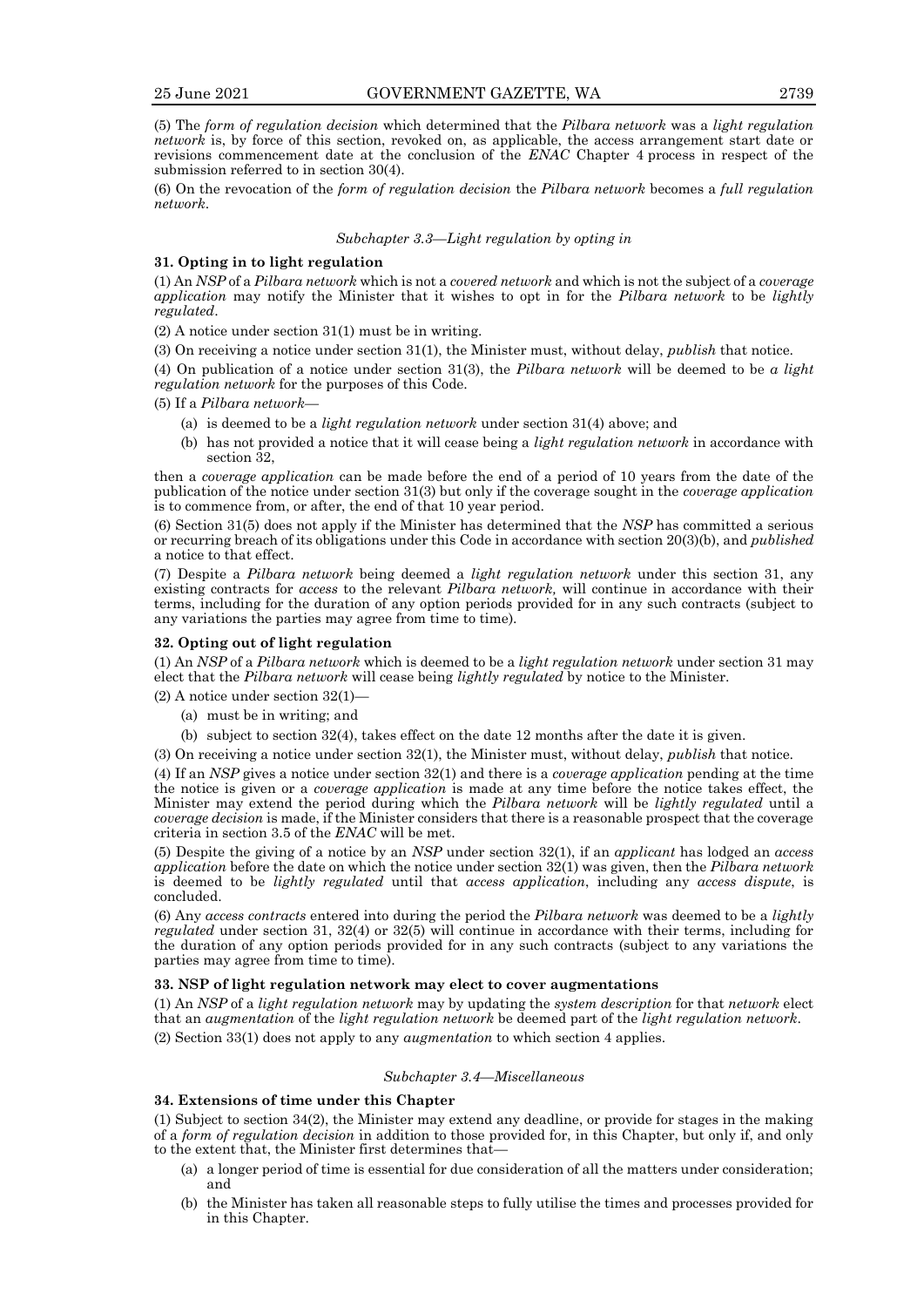(5) The *form of regulation decision* which determined that the *Pilbara network* was a *light regulation network* is, by force of this section, revoked on, as applicable, the access arrangement start date or revisions commencement date at the conclusion of the *ENAC* Chapter 4 process in respect of the submission referred to in section 30(4).

(6) On the revocation of the *form of regulation decision* the *Pilbara network* becomes a *full regulation network*.

### *Subchapter 3.3—Light regulation by opting in*

**31. Opting in to light regulation**

(1) An *NSP* of a *Pilbara network* which is not a *covered network* and which is not the subject of a *coverage application* may notify the Minister that it wishes to opt in for the *Pilbara network* to be *lightly regulated*.

(2) A notice under section 31(1) must be in writing.

(3) On receiving a notice under section 31(1), the Minister must, without delay, *publish* that notice.

(4) On publication of a notice under section 31(3), the *Pilbara network* will be deemed to be *a light regulation network* for the purposes of this Code.

(5) If a *Pilbara network*—

- (a) is deemed to be a *light regulation network* under section 31(4) above; and
- (b) has not provided a notice that it will cease being a *light regulation network* in accordance with section 32,

then a *coverage application* can be made before the end of a period of 10 years from the date of the publication of the notice under section 31(3) but only if the coverage sought in the *coverage application* is to commence from, or after, the end of that 10 year period.

(6) Section 31(5) does not apply if the Minister has determined that the *NSP* has committed a serious or recurring breach of its obligations under this Code in accordance with section 20(3)(b), and *published* a notice to that effect.

(7) Despite a *Pilbara network* being deemed a *light regulation network* under this section 31, any existing contracts for *access* to the relevant *Pilbara network,* will continue in accordance with their terms, including for the duration of any option periods provided for in any such contracts (subject to any variations the parties may agree from time to time).

**32. Opting out of light regulation**

(1) An *NSP* of a *Pilbara network* which is deemed to be a *light regulation network* under section 31 may elect that the *Pilbara network* will cease being *lightly regulated* by notice to the Minister.

(2) A notice under section 32(1)—

- (a) must be in writing; and
- (b) subject to section 32(4), takes effect on the date 12 months after the date it is given.

(3) On receiving a notice under section 32(1), the Minister must, without delay, *publish* that notice.

(4) If an *NSP* gives a notice under section 32(1) and there is a *coverage application* pending at the time the notice is given or a *coverage application* is made at any time before the notice takes effect, the Minister may extend the period during which the *Pilbara network* will be *lightly regulated* until a *coverage decision* is made, if the Minister considers that there is a reasonable prospect that the coverage criteria in section 3.5 of the *ENAC* will be met.

(5) Despite the giving of a notice by an *NSP* under section 32(1), if an *applicant* has lodged an *access application* before the date on which the notice under section 32(1) was given, then the *Pilbara network* is deemed to be *lightly regulated* until that *access application*, including any *access dispute*, is concluded.

(6) Any *access contracts* entered into during the period the *Pilbara network* was deemed to be a *lightly regulated* under section 31, 32(4) or 32(5) will continue in accordance with their terms, including for the duration of any option periods provided for in any such contracts (subject to any variations the parties may agree from time to time).

**33. NSP of light regulation network may elect to cover augmentations**

(1) An *NSP* of a *light regulation network* may by updating the *system description* for that *network* elect that an *augmentation* of the *light regulation network* be deemed part of the *light regulation network*.

(2) Section 33(1) does not apply to any *augmentation* to which section 4 applies.

### *Subchapter 3.4—Miscellaneous*

**34. Extensions of time under this Chapter**

(1) Subject to section 34(2), the Minister may extend any deadline, or provide for stages in the making of a *form of regulation decision* in addition to those provided for, in this Chapter, but only if, and only to the extent that, the Minister first determines that—

- (a) a longer period of time is essential for due consideration of all the matters under consideration; and
- (b) the Minister has taken all reasonable steps to fully utilise the times and processes provided for in this Chapter.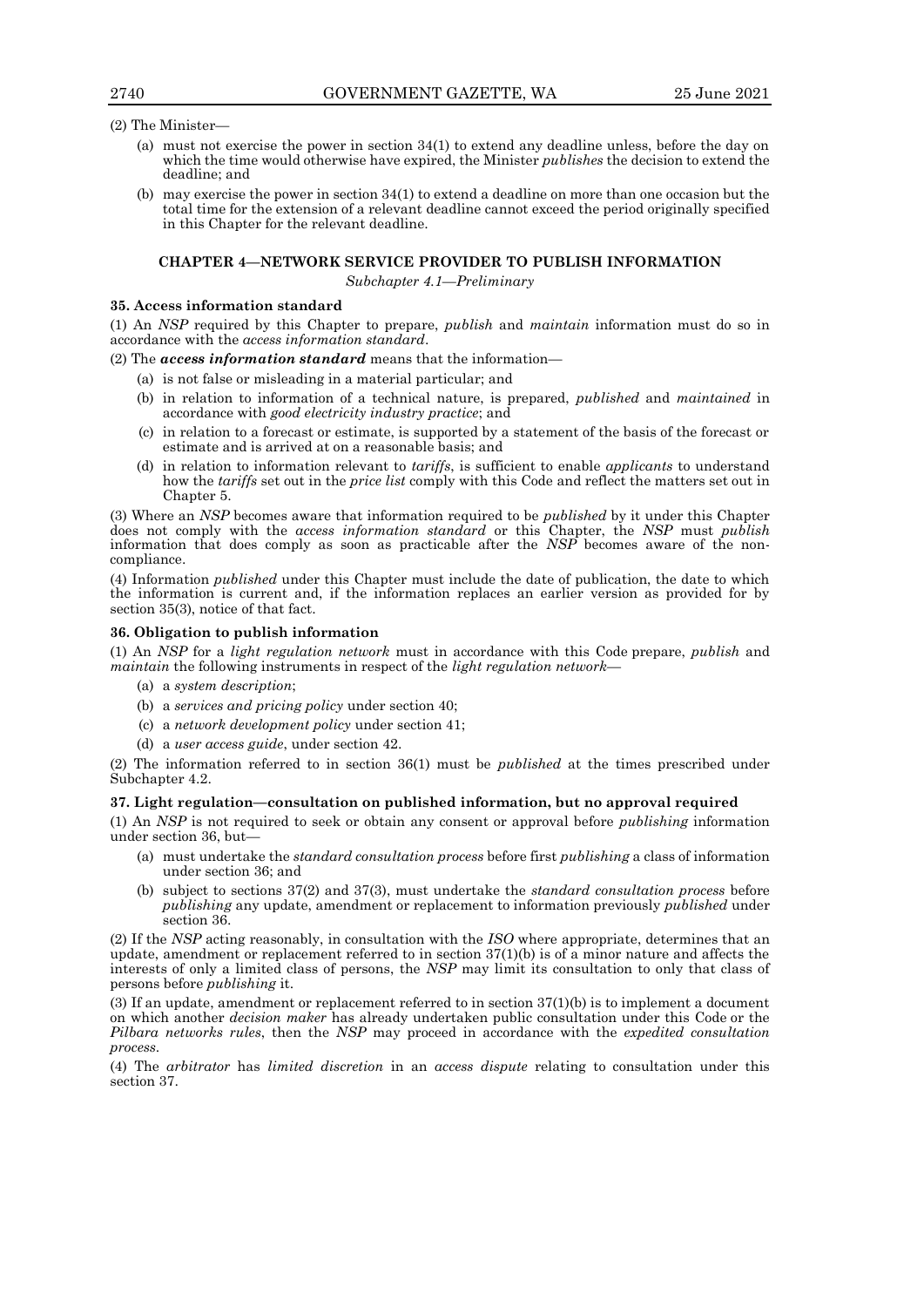(2) The Minister—

- (a) must not exercise the power in section 34(1) to extend any deadline unless, before the day on which the time would otherwise have expired, the Minister *publishes* the decision to extend the deadline; and
- (b) may exercise the power in section 34(1) to extend a deadline on more than one occasion but the total time for the extension of a relevant deadline cannot exceed the period originally specified in this Chapter for the relevant deadline.

## CHAPTER 4—NETWORK SERVICE PROVIDER TO PUBLISH INFORMATION

*Subchapter 4.1—Preliminary*

### 35. Access information standard

(1) An *NSP* required by this Chapter to prepare, *publish* and *maintain* information must do so in accordance with the *access information standard*.

(2) The ***access information standard*** means that the information—

- (a) is not false or misleading in a material particular; and
- (b) in relation to information of a technical nature, is prepared, *published* and *maintained* in accordance with *good electricity industry practice*; and
- (c) in relation to a forecast or estimate, is supported by a statement of the basis of the forecast or estimate and is arrived at on a reasonable basis; and
- (d) in relation to information relevant to *tariffs*, is sufficient to enable *applicants* to understand how the *tariffs* set out in the *price list* comply with this Code and reflect the matters set out in Chapter 5.

(3) Where an *NSP* becomes aware that information required to be *published* by it under this Chapter does not comply with the *access information standard* or this Chapter, the *NSP* must *publish* information that does comply as soon as practicable after the *NSP* becomes aware of the non-compliance.

(4) Information *published* under this Chapter must include the date of publication, the date to which the information is current and, if the information replaces an earlier version as provided for by section 35(3), notice of that fact.

### 36. Obligation to publish information

(1) An *NSP* for a *light regulation network* must in accordance with this Code prepare, *publish* and *maintain* the following instruments in respect of the *light regulation network*—

- (a) a *system description*;
- (b) a *services and pricing policy* under section 40;
- (c) a *network development policy* under section 41;
- (d) a *user access guide*, under section 42.

(2) The information referred to in section 36(1) must be *published* at the times prescribed under Subchapter 4.2.

### 37. Light regulation—consultation on published information, but no approval required

(1) An *NSP* is not required to seek or obtain any consent or approval before *publishing* information under section 36, but—

- (a) must undertake the *standard consultation process* before first *publishing* a class of information under section 36; and
- (b) subject to sections 37(2) and 37(3), must undertake the *standard consultation process* before *publishing* any update, amendment or replacement to information previously *published* under section 36.

(2) If the *NSP* acting reasonably, in consultation with the *ISO* where appropriate, determines that an update, amendment or replacement referred to in section 37(1)(b) is of a minor nature and affects the interests of only a limited class of persons, the *NSP* may limit its consultation to only that class of persons before *publishing* it.

(3) If an update, amendment or replacement referred to in section 37(1)(b) is to implement a document on which another *decision maker* has already undertaken public consultation under this Code or the *Pilbara networks rules*, then the *NSP* may proceed in accordance with the *expedited consultation process*.

(4) The *arbitrator* has *limited discretion* in an *access dispute* relating to consultation under this section 37.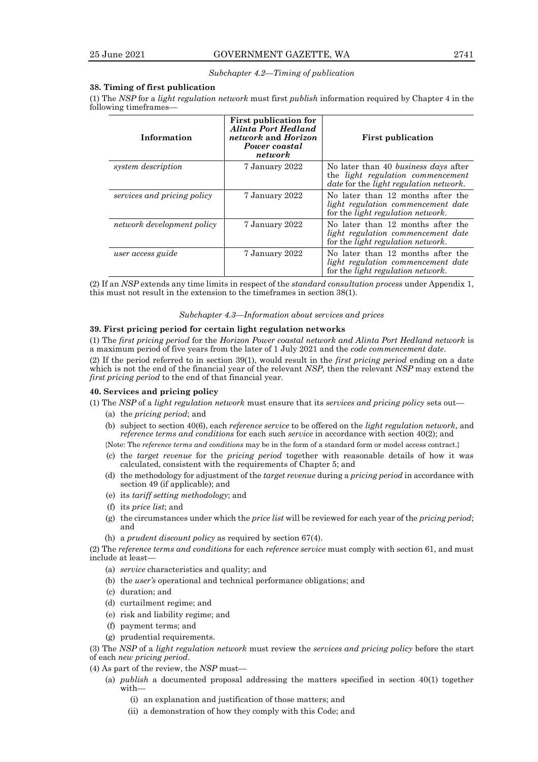*Subchapter 4.2—Timing of publication*

**38. Timing of first publication**

(1) The *NSP* for a *light regulation network* must first *publish* information required by Chapter 4 in the following timeframes—

| Information | First publication for *Alinta Port Hedland network* and *Horizon Power coastal network* | First publication |
|---|---|---|
| *system description* | 7 January 2022 | No later than 40 *business days* after the *light regulation commencement date* for the *light regulation network*. |
| *services and pricing policy* | 7 January 2022 | No later than 12 months after the *light regulation commencement date* for the *light regulation network*. |
| *network development policy* | 7 January 2022 | No later than 12 months after the *light regulation commencement date* for the *light regulation network*. |
| *user access guide* | 7 January 2022 | No later than 12 months after the *light regulation commencement date* for the *light regulation network*. |

(2) If an *NSP* extends any time limits in respect of the *standard consultation process* under Appendix 1, this must not result in the extension to the timeframes in section 38(1).

*Subchapter 4.3—Information about services and prices*

**39. First pricing period for certain light regulation networks**

(1) The *first pricing period* for the *Horizon Power coastal network and Alinta Port Hedland network* is a maximum period of five years from the later of 1 July 2021 and the *code commencement date*.

(2) If the period referred to in section 39(1), would result in the *first pricing period* ending on a date which is not the end of the financial year of the relevant *NSP*, then the relevant *NSP* may extend the *first pricing period* to the end of that financial year.

**40. Services and pricing policy**

(1) The *NSP* of a *light regulation network* must ensure that its *services and pricing policy* sets out—

(a) the *pricing period*; and

(b) subject to section 40(6), each *reference service* to be offered on the *light regulation network*, and *reference terms and conditions* for each such *service* in accordance with section 40(2); and

{Note: The *reference terms and conditions* may be in the form of a standard form or model access contract.}

(c) the *target revenue* for the *pricing period* together with reasonable details of how it was calculated, consistent with the requirements of Chapter 5; and

(d) the methodology for adjustment of the *target revenue* during a *pricing period* in accordance with section 49 (if applicable); and

(e) its *tariff setting methodology*; and

(f) its *price list*; and

(g) the circumstances under which the *price list* will be reviewed for each year of the *pricing period*; and

(h) a *prudent discount policy* as required by section 67(4).

(2) The *reference terms and conditions* for each *reference service* must comply with section 61, and must include at least—

(a) *service* characteristics and quality; and

(b) the *user's* operational and technical performance obligations; and

(c) duration; and

(d) curtailment regime; and

(e) risk and liability regime; and

(f) payment terms; and

(g) prudential requirements.

(3) The *NSP* of a *light regulation network* must review the *services and pricing policy* before the start of each *new pricing period*.

(4) As part of the review, the *NSP* must—

(a) *publish* a documented proposal addressing the matters specified in section 40(1) together with—

(i) an explanation and justification of those matters; and

(ii) a demonstration of how they comply with this Code; and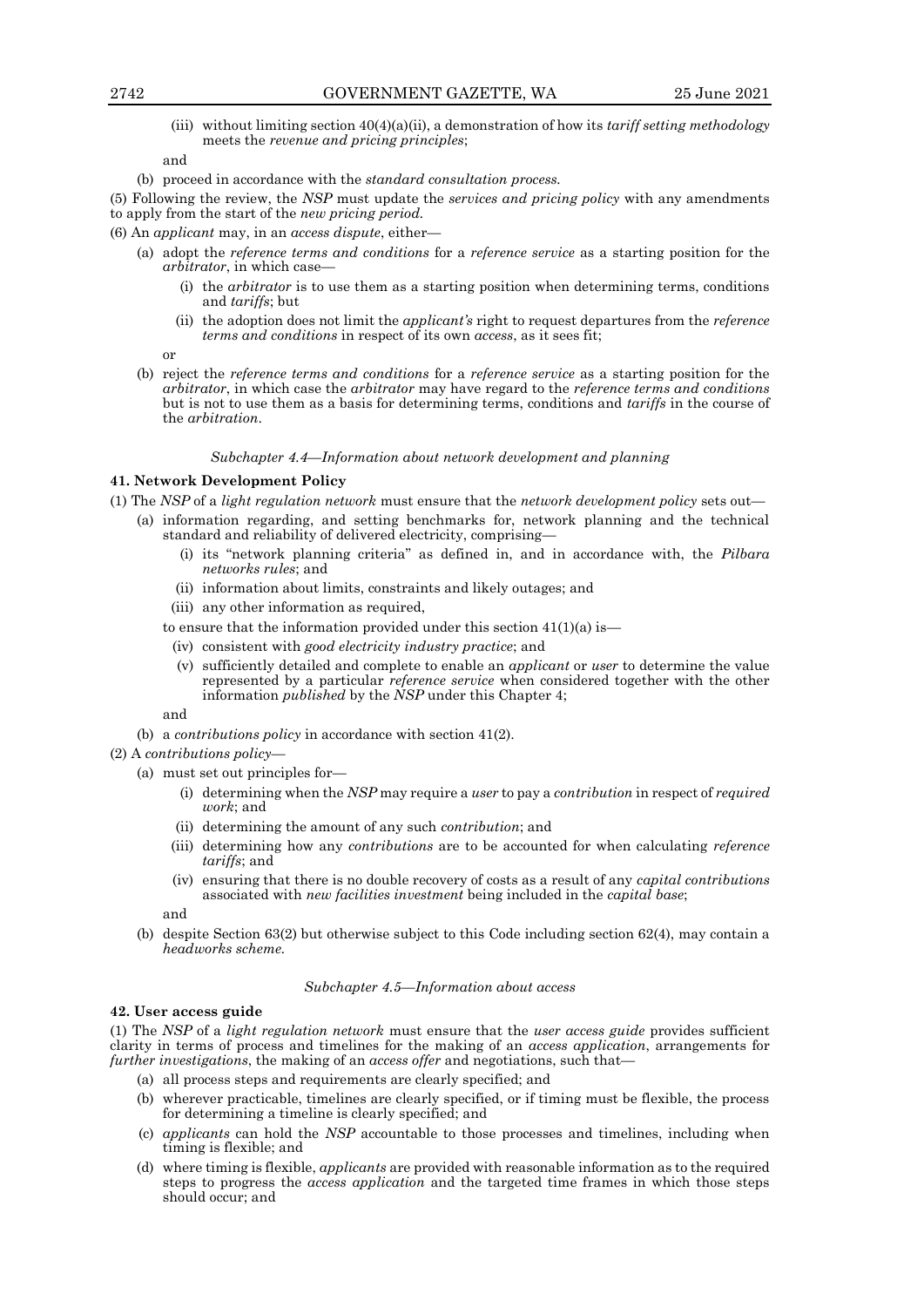(iii) without limiting section 40(4)(a)(ii), a demonstration of how its *tariff setting methodology* meets the *revenue and pricing principles*;

and

(b) proceed in accordance with the *standard consultation process*.

(5) Following the review, the *NSP* must update the *services and pricing policy* with any amendments to apply from the start of the *new pricing period*.

(6) An *applicant* may, in an *access dispute*, either—

(a) adopt the *reference terms and conditions* for a *reference service* as a starting position for the *arbitrator*, in which case—

(i) the *arbitrator* is to use them as a starting position when determining terms, conditions and *tariffs*; but

(ii) the adoption does not limit the *applicant's* right to request departures from the *reference terms and conditions* in respect of its own *access*, as it sees fit;

or

(b) reject the *reference terms and conditions* for a *reference service* as a starting position for the *arbitrator*, in which case the *arbitrator* may have regard to the *reference terms and conditions* but is not to use them as a basis for determining terms, conditions and *tariffs* in the course of the *arbitration*.

*Subchapter 4.4—Information about network development and planning*

**41. Network Development Policy**

(1) The *NSP* of a *light regulation network* must ensure that the *network development policy* sets out—

(a) information regarding, and setting benchmarks for, network planning and the technical standard and reliability of delivered electricity, comprising—

(i) its "network planning criteria" as defined in, and in accordance with, the *Pilbara networks rules*; and

(ii) information about limits, constraints and likely outages; and

(iii) any other information as required,

to ensure that the information provided under this section 41(1)(a) is—

(iv) consistent with *good electricity industry practice*; and

(v) sufficiently detailed and complete to enable an *applicant* or *user* to determine the value represented by a particular *reference service* when considered together with the other information *published* by the *NSP* under this Chapter 4;

and

(b) a *contributions policy* in accordance with section 41(2).

(2) A *contributions policy*—

(a) must set out principles for—

(i) determining when the *NSP* may require a *user* to pay a *contribution* in respect of *required work*; and

(ii) determining the amount of any such *contribution*; and

(iii) determining how any *contributions* are to be accounted for when calculating *reference tariffs*; and

(iv) ensuring that there is no double recovery of costs as a result of any *capital contributions* associated with *new facilities investment* being included in the *capital base*;

and

(b) despite Section 63(2) but otherwise subject to this Code including section 62(4), may contain a *headworks scheme*.

*Subchapter 4.5—Information about access*

**42. User access guide**

(1) The *NSP* of a *light regulation network* must ensure that the *user access guide* provides sufficient clarity in terms of process and timelines for the making of an *access application*, arrangements for *further investigations*, the making of an *access offer* and negotiations, such that—

(a) all process steps and requirements are clearly specified; and

(b) wherever practicable, timelines are clearly specified, or if timing must be flexible, the process for determining a timeline is clearly specified; and

(c) *applicants* can hold the *NSP* accountable to those processes and timelines, including when timing is flexible; and

(d) where timing is flexible, *applicants* are provided with reasonable information as to the required steps to progress the *access application* and the targeted time frames in which those steps should occur; and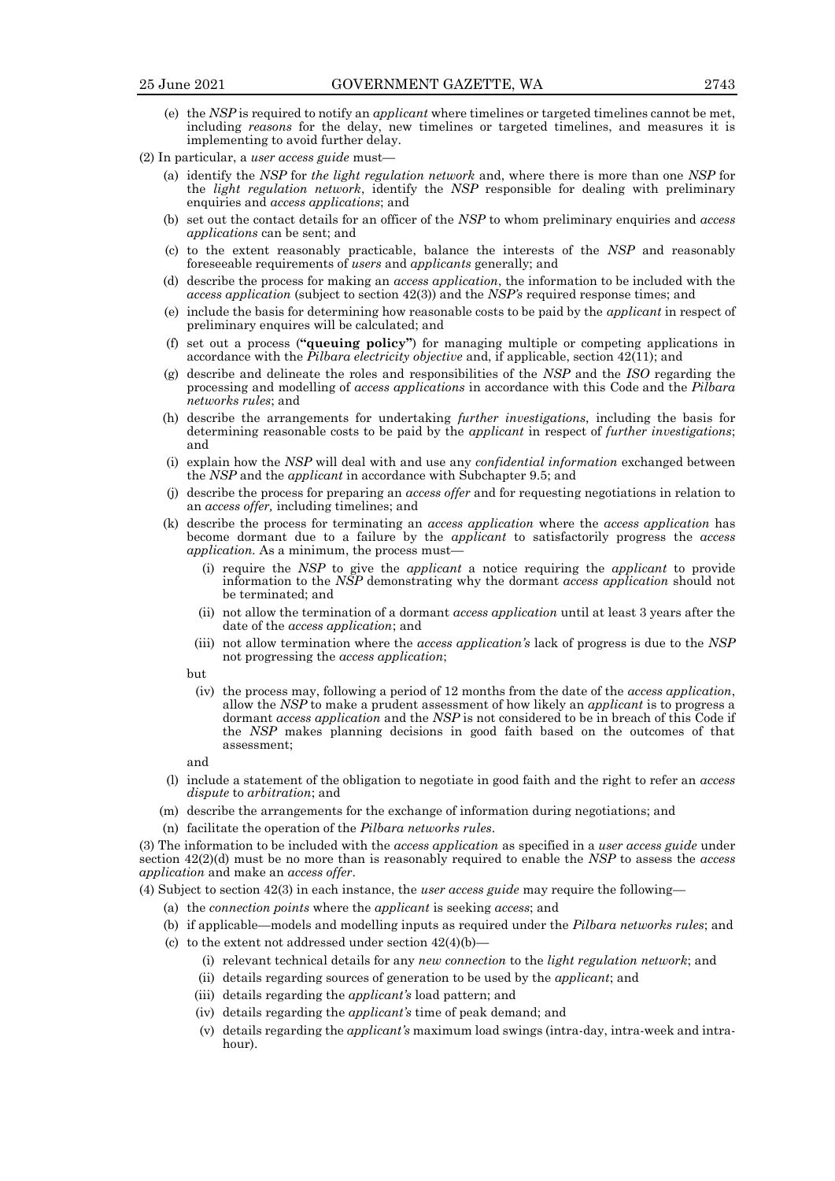(e) the *NSP* is required to notify an *applicant* where timelines or targeted timelines cannot be met, including *reasons* for the delay, new timelines or targeted timelines, and measures it is implementing to avoid further delay.

(2) In particular, a *user access guide* must—

(a) identify the *NSP* for *the light regulation network* and, where there is more than one *NSP* for the *light regulation network*, identify the *NSP* responsible for dealing with preliminary enquiries and *access applications*; and

(b) set out the contact details for an officer of the *NSP* to whom preliminary enquiries and *access applications* can be sent; and

(c) to the extent reasonably practicable, balance the interests of the *NSP* and reasonably foreseeable requirements of *users* and *applicants* generally; and

(d) describe the process for making an *access application*, the information to be included with the *access application* (subject to section 42(3)) and the *NSP's* required response times; and

(e) include the basis for determining how reasonable costs to be paid by the *applicant* in respect of preliminary enquires will be calculated; and

(f) set out a process (**"queuing policy"**) for managing multiple or competing applications in accordance with the *Pilbara electricity objective* and, if applicable, section 42(11); and

(g) describe and delineate the roles and responsibilities of the *NSP* and the *ISO* regarding the processing and modelling of *access applications* in accordance with this Code and the *Pilbara networks rules*; and

(h) describe the arrangements for undertaking *further investigations*, including the basis for determining reasonable costs to be paid by the *applicant* in respect of *further investigations*; and

(i) explain how the *NSP* will deal with and use any *confidential information* exchanged between the *NSP* and the *applicant* in accordance with Subchapter 9.5; and

(j) describe the process for preparing an *access offer* and for requesting negotiations in relation to an *access offer,* including timelines; and

(k) describe the process for terminating an *access application* where the *access application* has become dormant due to a failure by the *applicant* to satisfactorily progress the *access application.* As a minimum, the process must—

(i) require the *NSP* to give the *applicant* a notice requiring the *applicant* to provide information to the *NSP* demonstrating why the dormant *access application* should not be terminated; and

(ii) not allow the termination of a dormant *access application* until at least 3 years after the date of the *access application*; and

(iii) not allow termination where the *access application's* lack of progress is due to the *NSP* not progressing the *access application*;

but

(iv) the process may, following a period of 12 months from the date of the *access application*, allow the *NSP* to make a prudent assessment of how likely an *applicant* is to progress a dormant *access application* and the *NSP* is not considered to be in breach of this Code if the *NSP* makes planning decisions in good faith based on the outcomes of that assessment;

and

(l) include a statement of the obligation to negotiate in good faith and the right to refer an *access dispute* to *arbitration*; and

(m) describe the arrangements for the exchange of information during negotiations; and

(n) facilitate the operation of the *Pilbara networks rules*.

(3) The information to be included with the *access application* as specified in a *user access guide* under section 42(2)(d) must be no more than is reasonably required to enable the *NSP* to assess the *access application* and make an *access offer*.

(4) Subject to section 42(3) in each instance, the *user access guide* may require the following—

(a) the *connection points* where the *applicant* is seeking *access*; and

(b) if applicable—models and modelling inputs as required under the *Pilbara networks rules*; and

(c) to the extent not addressed under section 42(4)(b)—

(i) relevant technical details for any *new connection* to the *light regulation network*; and

(ii) details regarding sources of generation to be used by the *applicant*; and

(iii) details regarding the *applicant's* load pattern; and

(iv) details regarding the *applicant's* time of peak demand; and

(v) details regarding the *applicant's* maximum load swings (intra-day, intra-week and intra-hour).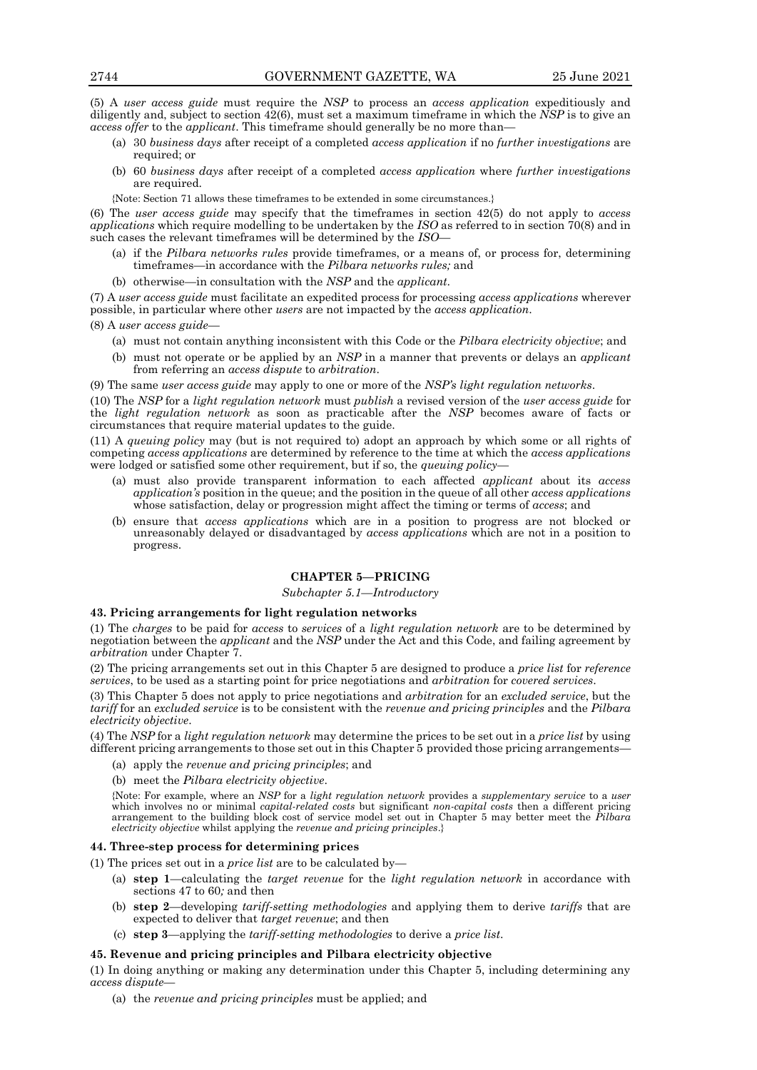(5) A *user access guide* must require the *NSP* to process an *access application* expeditiously and diligently and, subject to section 42(6), must set a maximum timeframe in which the *NSP* is to give an *access offer* to the *applicant*. This timeframe should generally be no more than—

- (a) 30 *business days* after receipt of a completed *access application* if no *further investigations* are required; or
- (b) 60 *business days* after receipt of a completed *access application* where *further investigations* are required.

{Note: Section 71 allows these timeframes to be extended in some circumstances.}

(6) The *user access guide* may specify that the timeframes in section 42(5) do not apply to *access applications* which require modelling to be undertaken by the *ISO* as referred to in section 70(8) and in such cases the relevant timeframes will be determined by the *ISO*—

- (a) if the *Pilbara networks rules* provide timeframes, or a means of, or process for, determining timeframes—in accordance with the *Pilbara networks rules;* and
- (b) otherwise—in consultation with the *NSP* and the *applicant*.

(7) A *user access guide* must facilitate an expedited process for processing *access applications* wherever possible, in particular where other *users* are not impacted by the *access application*.

(8) A *user access guide*—

- (a) must not contain anything inconsistent with this Code or the *Pilbara electricity objective*; and
- (b) must not operate or be applied by an *NSP* in a manner that prevents or delays an *applicant* from referring an *access dispute* to *arbitration*.

(9) The same *user access guide* may apply to one or more of the *NSP's light regulation networks*.

(10) The *NSP* for a *light regulation network* must *publish* a revised version of the *user access guide* for the *light regulation network* as soon as practicable after the *NSP* becomes aware of facts or circumstances that require material updates to the guide.

(11) A *queuing policy* may (but is not required to) adopt an approach by which some or all rights of competing *access applications* are determined by reference to the time at which the *access applications* were lodged or satisfied some other requirement, but if so, the *queuing policy*—

- (a) must also provide transparent information to each affected *applicant* about its *access application's* position in the queue; and the position in the queue of all other *access applications* whose satisfaction, delay or progression might affect the timing or terms of *access*; and
- (b) ensure that *access applications* which are in a position to progress are not blocked or unreasonably delayed or disadvantaged by *access applications* which are not in a position to progress.

## CHAPTER 5—PRICING

*Subchapter 5.1—Introductory*

### 43. Pricing arrangements for light regulation networks

(1) The *charges* to be paid for *access* to *services* of a *light regulation network* are to be determined by negotiation between the *applicant* and the *NSP* under the Act and this Code, and failing agreement by *arbitration* under Chapter 7.

(2) The pricing arrangements set out in this Chapter 5 are designed to produce a *price list* for *reference services*, to be used as a starting point for price negotiations and *arbitration* for *covered services*.

(3) This Chapter 5 does not apply to price negotiations and *arbitration* for an *excluded service*, but the *tariff* for an *excluded service* is to be consistent with the *revenue and pricing principles* and the *Pilbara electricity objective*.

(4) The *NSP* for a *light regulation network* may determine the prices to be set out in a *price list* by using different pricing arrangements to those set out in this Chapter 5 provided those pricing arrangements—

- (a) apply the *revenue and pricing principles*; and
- (b) meet the *Pilbara electricity objective*.

{Note: For example, where an *NSP* for a *light regulation network* provides a *supplementary service* to a *user* which involves no or minimal *capital-related costs* but significant *non-capital costs* then a different pricing arrangement to the building block cost of service model set out in Chapter 5 may better meet the *Pilbara electricity objective* whilst applying the *revenue and pricing principles*.}

### 44. Three-step process for determining prices

(1) The prices set out in a *price list* are to be calculated by—

- (a) **step 1**—calculating the *target revenue* for the *light regulation network* in accordance with sections 47 to 60*;* and then
- (b) **step 2**—developing *tariff-setting methodologies* and applying them to derive *tariffs* that are expected to deliver that *target revenue*; and then
- (c) **step 3**—applying the *tariff-setting methodologies* to derive a *price list*.

### 45. Revenue and pricing principles and Pilbara electricity objective

(1) In doing anything or making any determination under this Chapter 5, including determining any *access dispute*—

- (a) the *revenue and pricing principles* must be applied; and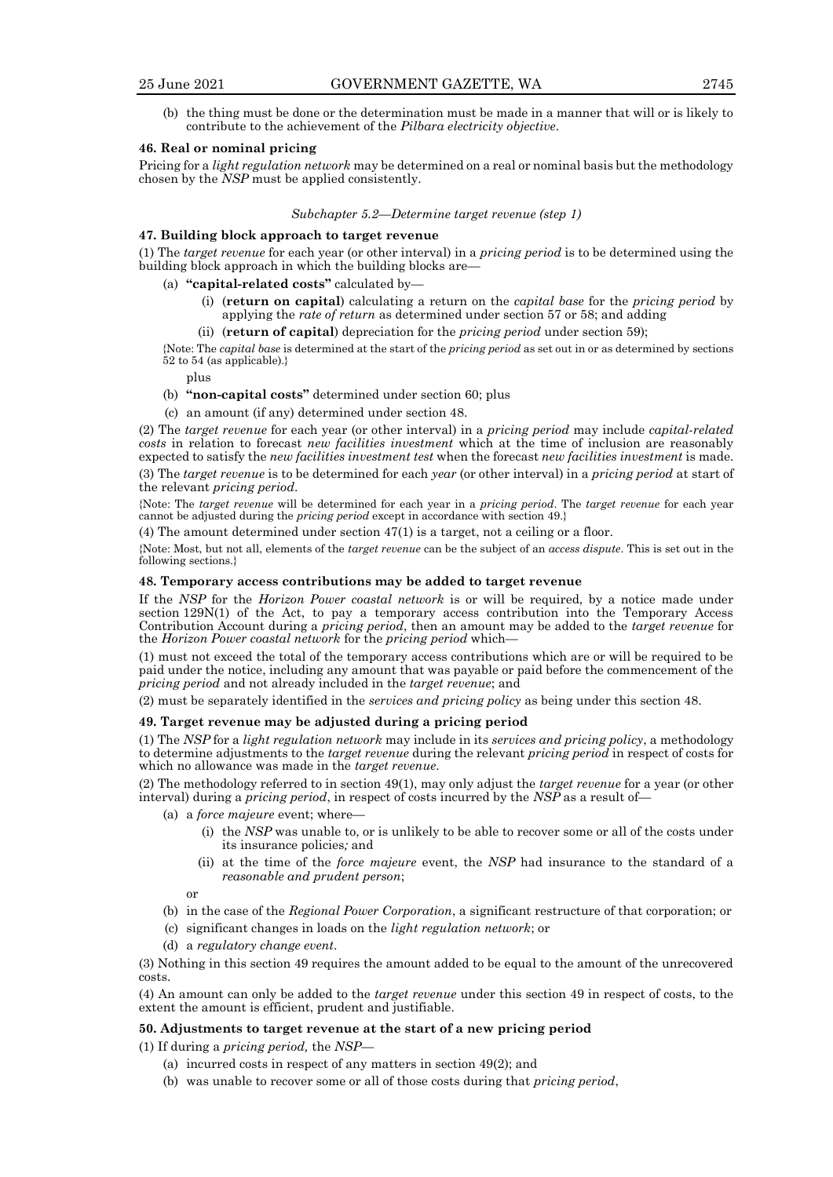(b) the thing must be done or the determination must be made in a manner that will or is likely to contribute to the achievement of the *Pilbara electricity objective*.

**46. Real or nominal pricing**

Pricing for a *light regulation network* may be determined on a real or nominal basis but the methodology chosen by the *NSP* must be applied consistently.

*Subchapter 5.2—Determine target revenue (step 1)*

**47. Building block approach to target revenue**

(1) The *target revenue* for each year (or other interval) in a *pricing period* is to be determined using the building block approach in which the building blocks are—

(a) **"capital-related costs"** calculated by—

(i) (**return on capital**) calculating a return on the *capital base* for the *pricing period* by applying the *rate of return* as determined under section 57 or 58; and adding

(ii) (**return of capital**) depreciation for the *pricing period* under section 59);

{Note: The *capital base* is determined at the start of the *pricing period* as set out in or as determined by sections 52 to 54 (as applicable).}

plus

(b) **"non-capital costs"** determined under section 60; plus

(c) an amount (if any) determined under section 48.

(2) The *target revenue* for each year (or other interval) in a *pricing period* may include *capital-related costs* in relation to forecast *new facilities investment* which at the time of inclusion are reasonably expected to satisfy the *new facilities investment test* when the forecast *new facilities investment* is made.

(3) The *target revenue* is to be determined for each *year* (or other interval) in a *pricing period* at start of the relevant *pricing period*.

{Note: The *target revenue* will be determined for each year in a *pricing period*. The *target revenue* for each year cannot be adjusted during the *pricing period* except in accordance with section 49.}

(4) The amount determined under section 47(1) is a target, not a ceiling or a floor.

{Note: Most, but not all, elements of the *target revenue* can be the subject of an *access dispute*. This is set out in the following sections.}

**48. Temporary access contributions may be added to target revenue**

If the *NSP* for the *Horizon Power coastal network* is or will be required, by a notice made under section 129N(1) of the Act, to pay a temporary access contribution into the Temporary Access Contribution Account during a *pricing period*, then an amount may be added to the *target revenue* for the *Horizon Power coastal network* for the *pricing period* which—

(1) must not exceed the total of the temporary access contributions which are or will be required to be paid under the notice, including any amount that was payable or paid before the commencement of the *pricing period* and not already included in the *target revenue*; and

(2) must be separately identified in the *services and pricing policy* as being under this section 48.

**49. Target revenue may be adjusted during a pricing period**

(1) The *NSP* for a *light regulation network* may include in its *services and pricing policy*, a methodology to determine adjustments to the *target revenue* during the relevant *pricing period* in respect of costs for which no allowance was made in the *target revenue*.

(2) The methodology referred to in section 49(1), may only adjust the *target revenue* for a year (or other interval) during a *pricing period*, in respect of costs incurred by the *NSP* as a result of—

(a) a *force majeure* event; where—

(i) the *NSP* was unable to, or is unlikely to be able to recover some or all of the costs under its insurance policies*;* and

(ii) at the time of the *force majeure* event, the *NSP* had insurance to the standard of a *reasonable and prudent person*;

or

(b) in the case of the *Regional Power Corporation*, a significant restructure of that corporation; or

(c) significant changes in loads on the *light regulation network*; or

(d) a *regulatory change event*.

(3) Nothing in this section 49 requires the amount added to be equal to the amount of the unrecovered costs.

(4) An amount can only be added to the *target revenue* under this section 49 in respect of costs, to the extent the amount is efficient, prudent and justifiable.

**50. Adjustments to target revenue at the start of a new pricing period**

(1) If during a *pricing period,* the *NSP*—

(a) incurred costs in respect of any matters in section 49(2); and

(b) was unable to recover some or all of those costs during that *pricing period*,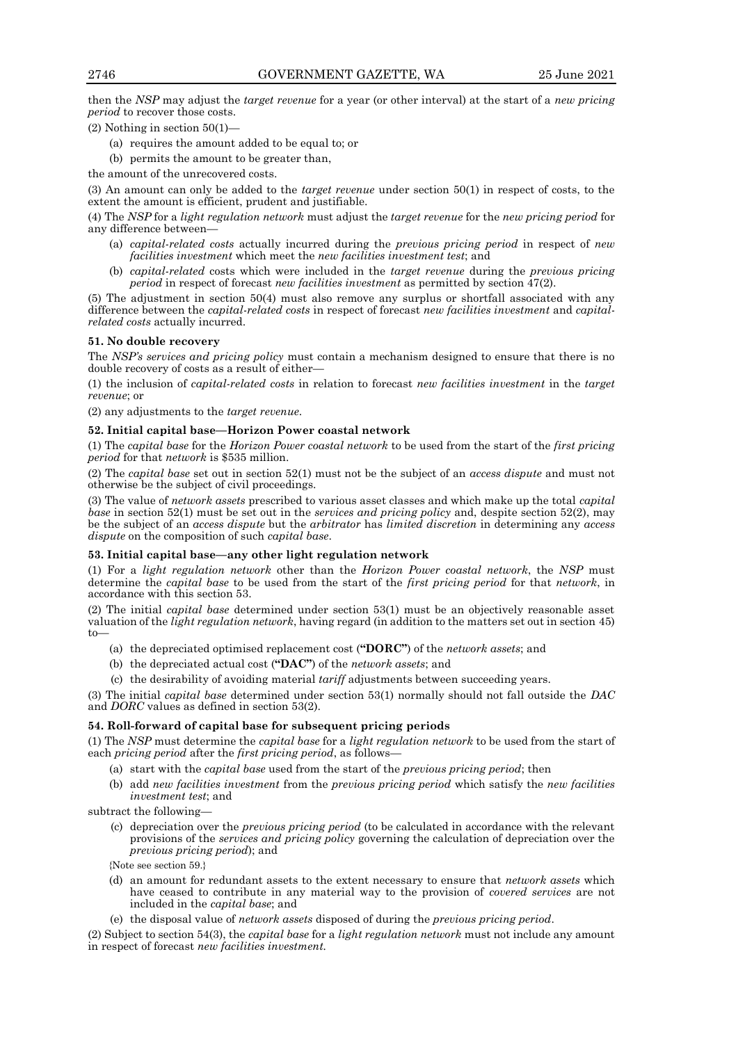then the *NSP* may adjust the *target revenue* for a year (or other interval) at the start of a *new pricing period* to recover those costs.

(2) Nothing in section 50(1)—

- (a) requires the amount added to be equal to; or
- (b) permits the amount to be greater than,

the amount of the unrecovered costs.

(3) An amount can only be added to the *target revenue* under section 50(1) in respect of costs, to the extent the amount is efficient, prudent and justifiable.

(4) The *NSP* for a *light regulation network* must adjust the *target revenue* for the *new pricing period* for any difference between—

- (a) *capital-related costs* actually incurred during the *previous pricing period* in respect of *new facilities investment* which meet the *new facilities investment test*; and
- (b) *capital-related* costs which were included in the *target revenue* during the *previous pricing period* in respect of forecast *new facilities investment* as permitted by section 47(2).

(5) The adjustment in section 50(4) must also remove any surplus or shortfall associated with any difference between the *capital-related costs* in respect of forecast *new facilities investment* and *capital-related costs* actually incurred.

**51. No double recovery**

The *NSP's services and pricing policy* must contain a mechanism designed to ensure that there is no double recovery of costs as a result of either—

(1) the inclusion of *capital-related costs* in relation to forecast *new facilities investment* in the *target revenue*; or

(2) any adjustments to the *target revenue*.

**52. Initial capital base—Horizon Power coastal network**

(1) The *capital base* for the *Horizon Power coastal network* to be used from the start of the *first pricing period* for that *network* is $535 million.

(2) The *capital base* set out in section 52(1) must not be the subject of an *access dispute* and must not otherwise be the subject of civil proceedings.

(3) The value of *network assets* prescribed to various asset classes and which make up the total *capital base* in section 52(1) must be set out in the *services and pricing policy* and, despite section 52(2), may be the subject of an *access dispute* but the *arbitrator* has *limited discretion* in determining any *access dispute* on the composition of such *capital base*.

**53. Initial capital base—any other light regulation network**

(1) For a *light regulation network* other than the *Horizon Power coastal network*, the *NSP* must determine the *capital base* to be used from the start of the *first pricing period* for that *network*, in accordance with this section 53.

(2) The initial *capital base* determined under section 53(1) must be an objectively reasonable asset valuation of the *light regulation network*, having regard (in addition to the matters set out in section 45) to—

- (a) the depreciated optimised replacement cost (**"DORC"**) of the *network assets*; and
- (b) the depreciated actual cost (**"DAC"**) of the *network assets*; and
- (c) the desirability of avoiding material *tariff* adjustments between succeeding years.

(3) The initial *capital base* determined under section 53(1) normally should not fall outside the *DAC* and *DORC* values as defined in section 53(2).

**54. Roll-forward of capital base for subsequent pricing periods**

(1) The *NSP* must determine the *capital base* for a *light regulation network* to be used from the start of each *pricing period* after the *first pricing period*, as follows—

- (a) start with the *capital base* used from the start of the *previous pricing period*; then
- (b) add *new facilities investment* from the *previous pricing period* which satisfy the *new facilities investment test*; and

subtract the following—

- (c) depreciation over the *previous pricing period* (to be calculated in accordance with the relevant provisions of the *services and pricing policy* governing the calculation of depreciation over the *previous pricing period*); and

{Note see section 59.}

- (d) an amount for redundant assets to the extent necessary to ensure that *network assets* which have ceased to contribute in any material way to the provision of *covered services* are not included in the *capital base*; and
- (e) the disposal value of *network assets* disposed of during the *previous pricing period*.

(2) Subject to section 54(3), the *capital base* for a *light regulation network* must not include any amount in respect of forecast *new facilities investment*.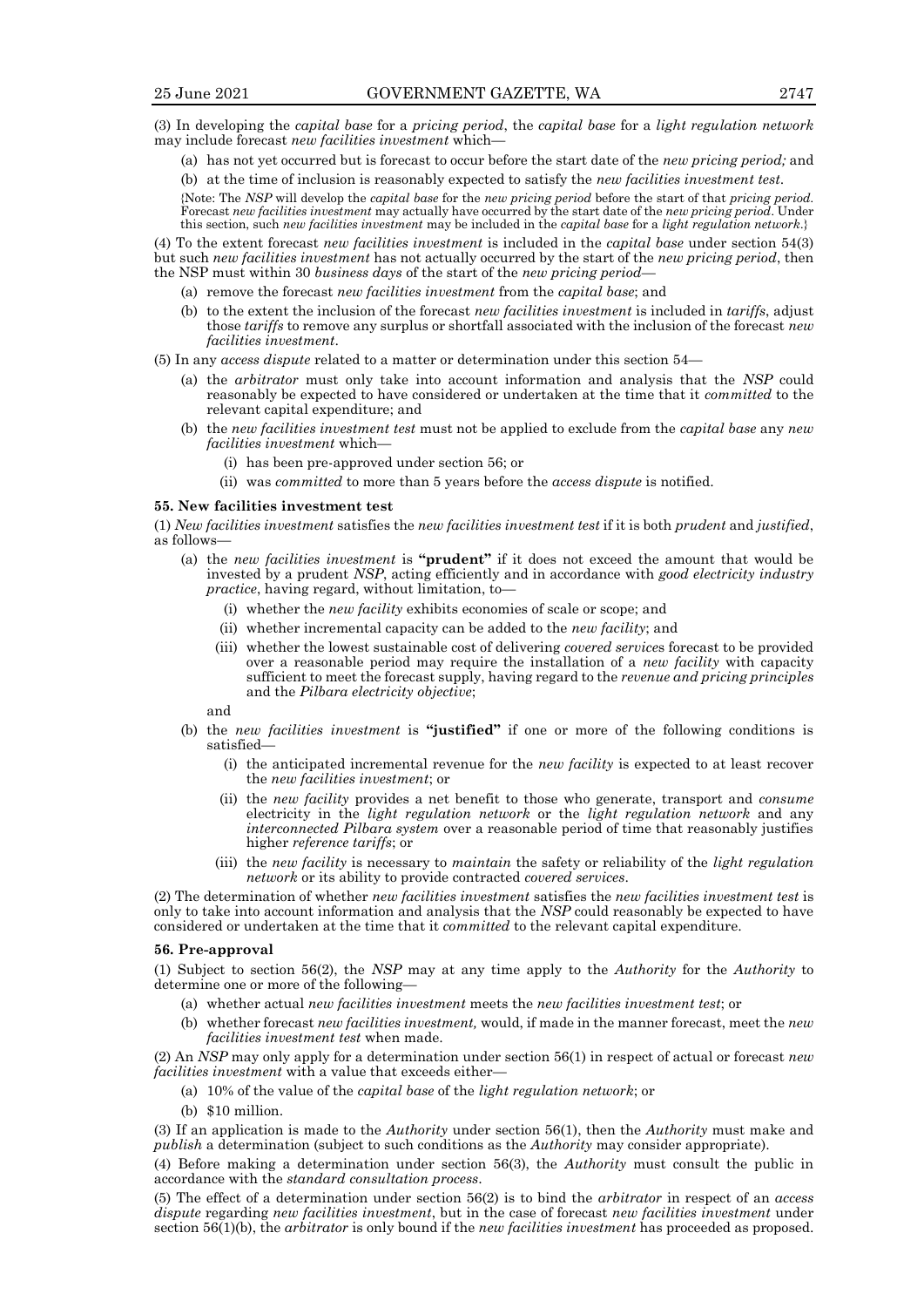(3) In developing the *capital base* for a *pricing period*, the *capital base* for a *light regulation network* may include forecast *new facilities investment* which—

- (a) has not yet occurred but is forecast to occur before the start date of the *new pricing period;* and
- (b) at the time of inclusion is reasonably expected to satisfy the *new facilities investment test*.

{Note: The *NSP* will develop the *capital base* for the *new pricing period* before the start of that *pricing period*. Forecast *new facilities investment* may actually have occurred by the start date of the *new pricing period*. Under this section, such *new facilities investment* may be included in the *capital base* for a *light regulation network*.}

(4) To the extent forecast *new facilities investment* is included in the *capital base* under section 54(3) but such *new facilities investment* has not actually occurred by the start of the *new pricing period*, then the NSP must within 30 *business days* of the start of the *new pricing period*—

- (a) remove the forecast *new facilities investment* from the *capital base*; and
- (b) to the extent the inclusion of the forecast *new facilities investment* is included in *tariffs*, adjust those *tariffs* to remove any surplus or shortfall associated with the inclusion of the forecast *new facilities investment*.

(5) In any *access dispute* related to a matter or determination under this section 54—

- (a) the *arbitrator* must only take into account information and analysis that the *NSP* could reasonably be expected to have considered or undertaken at the time that it *committed* to the relevant capital expenditure; and
- (b) the *new facilities investment test* must not be applied to exclude from the *capital base* any *new facilities investment* which—
  - (i) has been pre-approved under section 56; or
  - (ii) was *committed* to more than 5 years before the *access dispute* is notified.

#### 55. New facilities investment test

(1) *New facilities investment* satisfies the *new facilities investment test* if it is both *prudent* and *justified*, as follows—

- (a) the *new facilities investment* is **"prudent"** if it does not exceed the amount that would be invested by a prudent *NSP*, acting efficiently and in accordance with *good electricity industry practice*, having regard, without limitation, to—
  - (i) whether the *new facility* exhibits economies of scale or scope; and
  - (ii) whether incremental capacity can be added to the *new facility*; and
  - (iii) whether the lowest sustainable cost of delivering *covered services* forecast to be provided over a reasonable period may require the installation of a *new facility* with capacity sufficient to meet the forecast supply, having regard to the *revenue and pricing principles* and the *Pilbara electricity objective*;

  and
- (b) the *new facilities investment* is **"justified"** if one or more of the following conditions is satisfied—
  - (i) the anticipated incremental revenue for the *new facility* is expected to at least recover the *new facilities investment*; or
  - (ii) the *new facility* provides a net benefit to those who generate, transport and *consume* electricity in the *light regulation network* or the *light regulation network* and any *interconnected Pilbara system* over a reasonable period of time that reasonably justifies higher *reference tariffs*; or
  - (iii) the *new facility* is necessary to *maintain* the safety or reliability of the *light regulation network* or its ability to provide contracted *covered services*.

(2) The determination of whether *new facilities investment* satisfies the *new facilities investment test* is only to take into account information and analysis that the *NSP* could reasonably be expected to have considered or undertaken at the time that it *committed* to the relevant capital expenditure.

#### 56. Pre-approval

(1) Subject to section 56(2), the *NSP* may at any time apply to the *Authority* for the *Authority* to determine one or more of the following—

- (a) whether actual *new facilities investment* meets the *new facilities investment test*; or
- (b) whether forecast *new facilities investment,* would, if made in the manner forecast, meet the *new facilities investment test* when made.

(2) An *NSP* may only apply for a determination under section 56(1) in respect of actual or forecast *new facilities investment* with a value that exceeds either—

- (a) 10% of the value of the *capital base* of the *light regulation network*; or
- (b) $10 million.

(3) If an application is made to the *Authority* under section 56(1), then the *Authority* must make and *publish* a determination (subject to such conditions as the *Authority* may consider appropriate).

(4) Before making a determination under section 56(3), the *Authority* must consult the public in accordance with the *standard consultation process*.

(5) The effect of a determination under section 56(2) is to bind the *arbitrator* in respect of an *access dispute* regarding *new facilities investment*, but in the case of forecast *new facilities investment* under section 56(1)(b), the *arbitrator* is only bound if the *new facilities investment* has proceeded as proposed.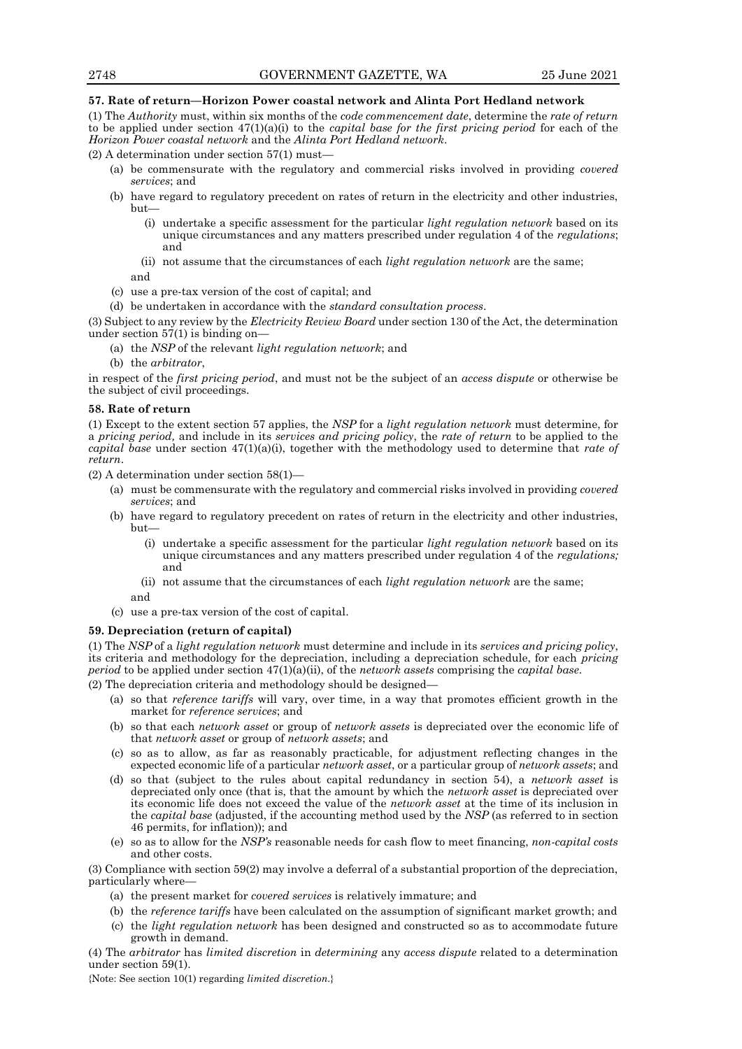**57. Rate of return—Horizon Power coastal network and Alinta Port Hedland network**

(1) The *Authority* must, within six months of the *code commencement date*, determine the *rate of return* to be applied under section 47(1)(a)(i) to the *capital base for the first pricing period* for each of the *Horizon Power coastal network* and the *Alinta Port Hedland network*.

(2) A determination under section 57(1) must—

- (a) be commensurate with the regulatory and commercial risks involved in providing *covered services*; and
- (b) have regard to regulatory precedent on rates of return in the electricity and other industries, but—
  - (i) undertake a specific assessment for the particular *light regulation network* based on its unique circumstances and any matters prescribed under regulation 4 of the *regulations*; and
  - (ii) not assume that the circumstances of each *light regulation network* are the same;

  and
- (c) use a pre-tax version of the cost of capital; and
- (d) be undertaken in accordance with the *standard consultation process*.

(3) Subject to any review by the *Electricity Review Board* under section 130 of the Act, the determination under section 57(1) is binding on—

- (a) the *NSP* of the relevant *light regulation network*; and
- (b) the *arbitrator*,

in respect of the *first pricing period*, and must not be the subject of an *access dispute* or otherwise be the subject of civil proceedings.

**58. Rate of return**

(1) Except to the extent section 57 applies, the *NSP* for a *light regulation network* must determine, for a *pricing period,* and include in its *services and pricing policy*, the *rate of return* to be applied to the *capital base* under section 47(1)(a)(i), together with the methodology used to determine that *rate of return*.

(2) A determination under section 58(1)—

- (a) must be commensurate with the regulatory and commercial risks involved in providing *covered services*; and
- (b) have regard to regulatory precedent on rates of return in the electricity and other industries, but—
  - (i) undertake a specific assessment for the particular *light regulation network* based on its unique circumstances and any matters prescribed under regulation 4 of the *regulations;* and
  - (ii) not assume that the circumstances of each *light regulation network* are the same;

  and
- (c) use a pre-tax version of the cost of capital.

**59. Depreciation (return of capital)**

(1) The *NSP* of a *light regulation network* must determine and include in its *services and pricing policy*, its criteria and methodology for the depreciation, including a depreciation schedule, for each *pricing period* to be applied under section 47(1)(a)(ii), of the *network assets* comprising the *capital base*.

(2) The depreciation criteria and methodology should be designed—

- (a) so that *reference tariffs* will vary, over time, in a way that promotes efficient growth in the market for *reference services*; and
- (b) so that each *network asset* or group of *network assets* is depreciated over the economic life of that *network asset* or group of *network assets*; and
- (c) so as to allow, as far as reasonably practicable, for adjustment reflecting changes in the expected economic life of a particular *network asset*, or a particular group of *network assets*; and
- (d) so that (subject to the rules about capital redundancy in section 54), a *network asset* is depreciated only once (that is, that the amount by which the *network asset* is depreciated over its economic life does not exceed the value of the *network asset* at the time of its inclusion in the *capital base* (adjusted, if the accounting method used by the *NSP* (as referred to in section 46 permits, for inflation)); and
- (e) so as to allow for the *NSP's* reasonable needs for cash flow to meet financing, *non-capital costs* and other costs.

(3) Compliance with section 59(2) may involve a deferral of a substantial proportion of the depreciation, particularly where—

- (a) the present market for *covered services* is relatively immature; and
- (b) the *reference tariffs* have been calculated on the assumption of significant market growth; and
- (c) the *light regulation network* has been designed and constructed so as to accommodate future growth in demand.

(4) The *arbitrator* has *limited discretion* in *determining* any *access dispute* related to a determination under section 59(1).

{Note: See section 10(1) regarding *limited discretion.*}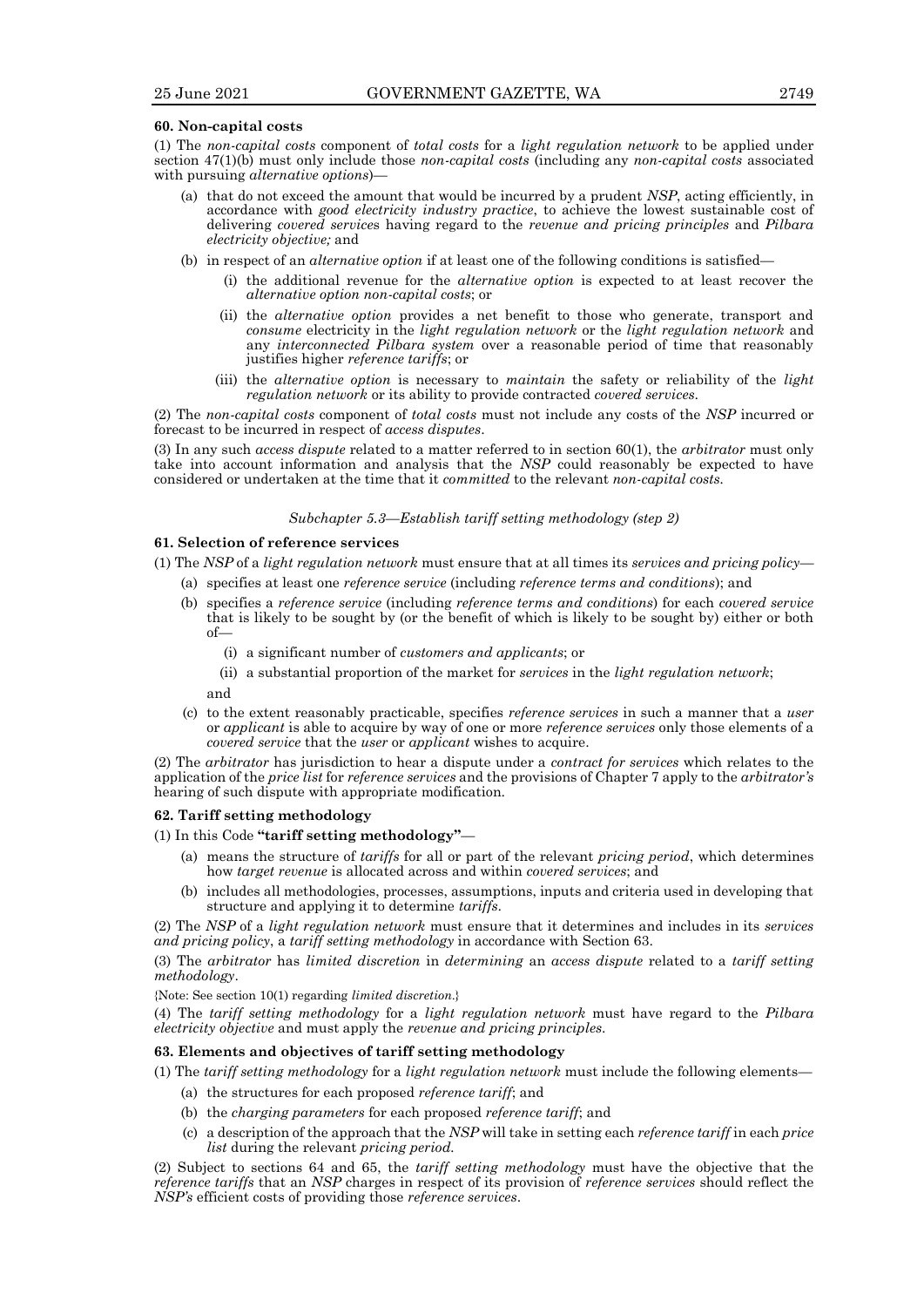**60. Non-capital costs**

(1) The *non-capital costs* component of *total costs* for a *light regulation network* to be applied under section 47(1)(b) must only include those *non-capital costs* (including any *non-capital costs* associated with pursuing *alternative options*)—

- (a) that do not exceed the amount that would be incurred by a prudent *NSP*, acting efficiently, in accordance with *good electricity industry practice*, to achieve the lowest sustainable cost of delivering *covered services* having regard to the *revenue and pricing principles* and *Pilbara electricity objective;* and
- (b) in respect of an *alternative option* if at least one of the following conditions is satisfied—
  - (i) the additional revenue for the *alternative option* is expected to at least recover the *alternative option non-capital costs*; or
  - (ii) the *alternative option* provides a net benefit to those who generate, transport and *consume* electricity in the *light regulation network* or the *light regulation network* and any *interconnected Pilbara system* over a reasonable period of time that reasonably justifies higher *reference tariffs*; or
  - (iii) the *alternative option* is necessary to *maintain* the safety or reliability of the *light regulation network* or its ability to provide contracted *covered services*.

(2) The *non-capital costs* component of *total costs* must not include any costs of the *NSP* incurred or forecast to be incurred in respect of *access disputes*.

(3) In any such *access dispute* related to a matter referred to in section 60(1), the *arbitrator* must only take into account information and analysis that the *NSP* could reasonably be expected to have considered or undertaken at the time that it *committed* to the relevant *non-capital costs*.

*Subchapter 5.3—Establish tariff setting methodology (step 2)*

**61. Selection of reference services**

(1) The *NSP* of a *light regulation network* must ensure that at all times its *services and pricing policy*—

- (a) specifies at least one *reference service* (including *reference terms and conditions*); and
- (b) specifies a *reference service* (including *reference terms and conditions*) for each *covered service* that is likely to be sought by (or the benefit of which is likely to be sought by) either or both of—
  - (i) a significant number of *customers and applicants*; or
  - (ii) a substantial proportion of the market for *services* in the *light regulation network*;

  and
- (c) to the extent reasonably practicable, specifies *reference services* in such a manner that a *user* or *applicant* is able to acquire by way of one or more *reference services* only those elements of a *covered service* that the *user* or *applicant* wishes to acquire.

(2) The *arbitrator* has jurisdiction to hear a dispute under a *contract for services* which relates to the application of the *price list* for *reference services* and the provisions of Chapter 7 apply to the *arbitrator's* hearing of such dispute with appropriate modification.

**62. Tariff setting methodology**

(1) In this Code **"tariff setting methodology"**—

- (a) means the structure of *tariffs* for all or part of the relevant *pricing period*, which determines how *target revenue* is allocated across and within *covered services*; and
- (b) includes all methodologies, processes, assumptions, inputs and criteria used in developing that structure and applying it to determine *tariffs*.

(2) The *NSP* of a *light regulation network* must ensure that it determines and includes in its *services and pricing policy*, a *tariff setting methodology* in accordance with Section 63.

(3) The *arbitrator* has *limited discretion* in *determining* an *access dispute* related to a *tariff setting methodology*.

{Note: See section 10(1) regarding *limited discretion*.}

(4) The *tariff setting methodology* for a *light regulation network* must have regard to the *Pilbara electricity objective* and must apply the *revenue and pricing principles*.

**63. Elements and objectives of tariff setting methodology**

(1) The *tariff setting methodology* for a *light regulation network* must include the following elements—

- (a) the structures for each proposed *reference tariff*; and
- (b) the *charging parameters* for each proposed *reference tariff*; and
- (c) a description of the approach that the *NSP* will take in setting each *reference tariff* in each *price list* during the relevant *pricing period*.

(2) Subject to sections 64 and 65, the *tariff setting methodology* must have the objective that the *reference tariffs* that an *NSP* charges in respect of its provision of *reference services* should reflect the *NSP's* efficient costs of providing those *reference services*.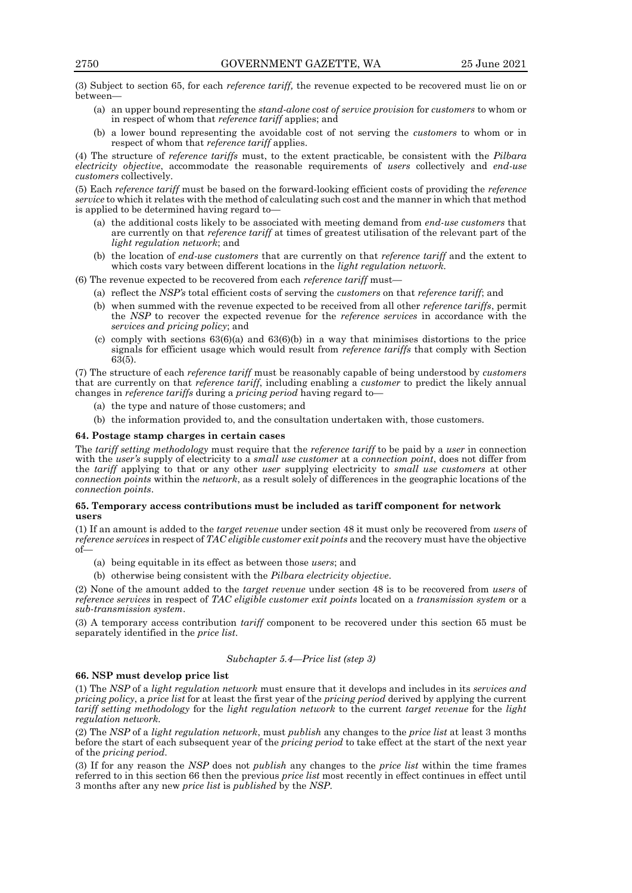(3) Subject to section 65, for each *reference tariff,* the revenue expected to be recovered must lie on or between—

- (a) an upper bound representing the *stand-alone cost of service provision* for *customers* to whom or in respect of whom that *reference tariff* applies; and
- (b) a lower bound representing the avoidable cost of not serving the *customers* to whom or in respect of whom that *reference tariff* applies.

(4) The structure of *reference tariffs* must, to the extent practicable, be consistent with the *Pilbara electricity objective*, accommodate the reasonable requirements of *users* collectively and *end-use customers* collectively.

(5) Each *reference tariff* must be based on the forward-looking efficient costs of providing the *reference service* to which it relates with the method of calculating such cost and the manner in which that method is applied to be determined having regard to—

- (a) the additional costs likely to be associated with meeting demand from *end-use customers* that are currently on that *reference tariff* at times of greatest utilisation of the relevant part of the *light regulation network*; and
- (b) the location of *end-use customers* that are currently on that *reference tariff* and the extent to which costs vary between different locations in the *light regulation network*.

(6) The revenue expected to be recovered from each *reference tariff* must—

- (a) reflect the *NSP's* total efficient costs of serving the *customers* on that *reference tariff*; and
- (b) when summed with the revenue expected to be received from all other *reference tariffs*, permit the *NSP* to recover the expected revenue for the *reference services* in accordance with the *services and pricing policy*; and
- (c) comply with sections 63(6)(a) and 63(6)(b) in a way that minimises distortions to the price signals for efficient usage which would result from *reference tariffs* that comply with Section 63(5).

(7) The structure of each *reference tariff* must be reasonably capable of being understood by *customers* that are currently on that *reference tariff*, including enabling a *customer* to predict the likely annual changes in *reference tariffs* during a *pricing period* having regard to—

- (a) the type and nature of those customers; and
- (b) the information provided to, and the consultation undertaken with, those customers.

**64. Postage stamp charges in certain cases**

The *tariff setting methodology* must require that the *reference tariff* to be paid by a *user* in connection with the *user's* supply of electricity to a *small use customer* at a *connection point*, does not differ from the *tariff* applying to that or any other *user* supplying electricity to *small use customers* at other *connection points* within the *network*, as a result solely of differences in the geographic locations of the *connection points*.

**65. Temporary access contributions must be included as tariff component for network users**

(1) If an amount is added to the *target revenue* under section 48 it must only be recovered from *users* of *reference services* in respect of *TAC eligible customer exit points* and the recovery must have the objective of—

- (a) being equitable in its effect as between those *users*; and
- (b) otherwise being consistent with the *Pilbara electricity objective*.

(2) None of the amount added to the *target revenue* under section 48 is to be recovered from *users* of *reference services* in respect of *TAC eligible customer exit points* located on a *transmission system* or a *sub-transmission system*.

(3) A temporary access contribution *tariff* component to be recovered under this section 65 must be separately identified in the *price list*.

*Subchapter 5.4—Price list (step 3)*

**66. NSP must develop price list**

(1) The *NSP* of a *light regulation network* must ensure that it develops and includes in its *services and pricing policy*, a *price list* for at least the first year of the *pricing period* derived by applying the current *tariff setting methodology* for the *light regulation network* to the current *target revenue* for the *light regulation network*.

(2) The *NSP* of a *light regulation network*, must *publish* any changes to the *price list* at least 3 months before the start of each subsequent year of the *pricing period* to take effect at the start of the next year of the *pricing period*.

(3) If for any reason the *NSP* does not *publish* any changes to the *price list* within the time frames referred to in this section 66 then the previous *price list* most recently in effect continues in effect until 3 months after any new *price list* is *published* by the *NSP*.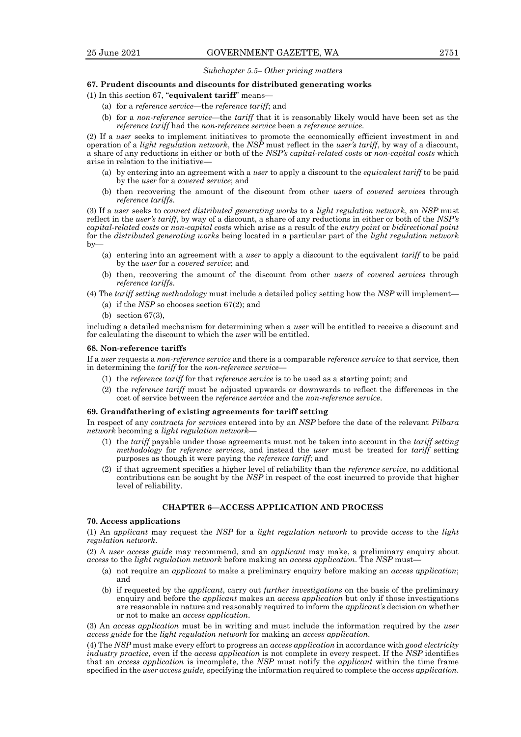*Subchapter 5.5– Other pricing matters*

**67. Prudent discounts and discounts for distributed generating works**

(1) In this section 67, "**equivalent tariff**" means—

(a) for a *reference service*—the *reference tariff*; and

(b) for a *non-reference service*—the *tariff* that it is reasonably likely would have been set as the *reference tariff* had the *non-reference service* been a *reference service*.

(2) If a *user* seeks to implement initiatives to promote the economically efficient investment in and operation of a *light regulation network*, the *NSP* must reflect in the *user's tariff*, by way of a discount, a share of any reductions in either or both of the *NSP's capital-related costs* or *non-capital costs* which arise in relation to the initiative—

(a) by entering into an agreement with a *user* to apply a discount to the *equivalent tariff* to be paid by the *user* for a *covered service*; and

(b) then recovering the amount of the discount from other *users* of *covered services* through *reference tariffs*.

(3) If a *user* seeks to *connect distributed generating works* to a *light regulation network*, an *NSP* must reflect in the *user's tariff*, by way of a discount, a share of any reductions in either or both of the *NSP's capital-related costs* or *non-capital costs* which arise as a result of the *entry point* or *bidirectional point* for the *distributed generating works* being located in a particular part of the *light regulation network* by—

(a) entering into an agreement with a *user* to apply a discount to the equivalent *tariff* to be paid by the *user* for a *covered service*; and

(b) then, recovering the amount of the discount from other *users* of *covered services* through *reference tariffs*.

(4) The *tariff setting methodology* must include a detailed policy setting how the *NSP* will implement—

(a) if the *NSP* so chooses section 67(2); and

(b) section 67(3),

including a detailed mechanism for determining when a *user* will be entitled to receive a discount and for calculating the discount to which the *user* will be entitled.

**68. Non-reference tariffs**

If a *user* requests a *non-reference service* and there is a comparable *reference service* to that service, then in determining the *tariff* for the *non-reference service*—

(1) the *reference tariff* for that *reference service* is to be used as a starting point; and

(2) the *reference tariff* must be adjusted upwards or downwards to reflect the differences in the cost of service between the *reference service* and the *non-reference service*.

**69. Grandfathering of existing agreements for tariff setting**

In respect of any *contracts for services* entered into by an *NSP* before the date of the relevant *Pilbara network* becoming a *light regulation network*—

(1) the *tariff* payable under those agreements must not be taken into account in the *tariff setting methodology* for *reference services*, and instead the *user* must be treated for *tariff* setting purposes as though it were paying the *reference tariff*; and

(2) if that agreement specifies a higher level of reliability than the *reference service*, no additional contributions can be sought by the *NSP* in respect of the cost incurred to provide that higher level of reliability.

## CHAPTER 6—ACCESS APPLICATION AND PROCESS

**70. Access applications**

(1) An *applicant* may request the *NSP* for a *light regulation network* to provide *access* to the *light regulation network*.

(2) A *user access guide* may recommend, and an *applicant* may make, a preliminary enquiry about *access* to the *light regulation network* before making an *access application*. The *NSP* must—

(a) not require an *applicant* to make a preliminary enquiry before making an *access application*; and

(b) if requested by the *applicant*, carry out *further investigations* on the basis of the preliminary enquiry and before the *applicant* makes an *access application* but only if those investigations are reasonable in nature and reasonably required to inform the *applicant's* decision on whether or not to make an *access application*.

(3) An *access application* must be in writing and must include the information required by the *user access guide* for the *light regulation network* for making an *access application*.

(4) The *NSP* must make every effort to progress an *access application* in accordance with *good electricity industry practice*, even if the *access application* is not complete in every respect. If the *NSP* identifies that an *access application* is incomplete, the *NSP* must notify the *applicant* within the time frame specified in the *user access guide,* specifying the information required to complete the *access application*.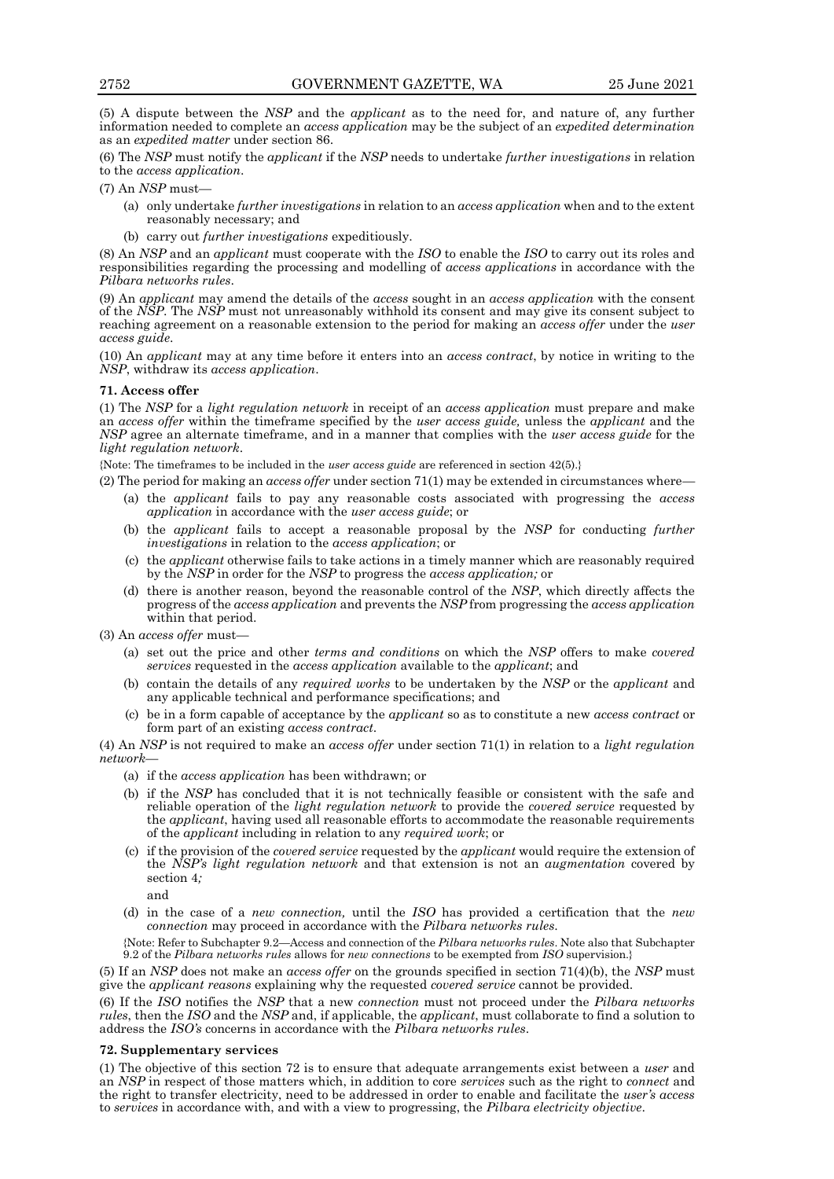(5) A dispute between the *NSP* and the *applicant* as to the need for, and nature of, any further information needed to complete an *access application* may be the subject of an *expedited determination* as an *expedited matter* under section 86.

(6) The *NSP* must notify the *applicant* if the *NSP* needs to undertake *further investigations* in relation to the *access application*.

(7) An *NSP* must—

- (a) only undertake *further investigations* in relation to an *access application* when and to the extent reasonably necessary; and
- (b) carry out *further investigations* expeditiously.

(8) An *NSP* and an *applicant* must cooperate with the *ISO* to enable the *ISO* to carry out its roles and responsibilities regarding the processing and modelling of *access applications* in accordance with the *Pilbara networks rules*.

(9) An *applicant* may amend the details of the *access* sought in an *access application* with the consent of the *NSP*. The *NSP* must not unreasonably withhold its consent and may give its consent subject to reaching agreement on a reasonable extension to the period for making an *access offer* under the *user access guide*.

(10) An *applicant* may at any time before it enters into an *access contract*, by notice in writing to the *NSP*, withdraw its *access application*.

**71. Access offer**

(1) The *NSP* for a *light regulation network* in receipt of an *access application* must prepare and make an *access offer* within the timeframe specified by the *user access guide,* unless the *applicant* and the *NSP* agree an alternate timeframe, and in a manner that complies with the *user access guide* for the *light regulation network*.

{Note: The timeframes to be included in the *user access guide* are referenced in section 42(5).}

(2) The period for making an *access offer* under section 71(1) may be extended in circumstances where—

- (a) the *applicant* fails to pay any reasonable costs associated with progressing the *access application* in accordance with the *user access guide*; or
- (b) the *applicant* fails to accept a reasonable proposal by the *NSP* for conducting *further investigations* in relation to the *access application*; or
- (c) the *applicant* otherwise fails to take actions in a timely manner which are reasonably required by the *NSP* in order for the *NSP* to progress the *access application;* or
- (d) there is another reason, beyond the reasonable control of the *NSP*, which directly affects the progress of the *access application* and prevents the *NSP* from progressing the *access application* within that period.

(3) An *access offer* must—

- (a) set out the price and other *terms and conditions* on which the *NSP* offers to make *covered services* requested in the *access application* available to the *applicant*; and
- (b) contain the details of any *required works* to be undertaken by the *NSP* or the *applicant* and any applicable technical and performance specifications; and
- (c) be in a form capable of acceptance by the *applicant* so as to constitute a new *access contract* or form part of an existing *access contract*.

(4) An *NSP* is not required to make an *access offer* under section 71(1) in relation to a *light regulation network*—

- (a) if the *access application* has been withdrawn; or
- (b) if the *NSP* has concluded that it is not technically feasible or consistent with the safe and reliable operation of the *light regulation network* to provide the *covered service* requested by the *applicant*, having used all reasonable efforts to accommodate the reasonable requirements of the *applicant* including in relation to any *required work*; or
- (c) if the provision of the *covered service* requested by the *applicant* would require the extension of the *NSP's light regulation network* and that extension is not an *augmentation* covered by section 4*;*

  and
- (d) in the case of a *new connection,* until the *ISO* has provided a certification that the *new connection* may proceed in accordance with the *Pilbara networks rules*.

{Note: Refer to Subchapter 9.2—Access and connection of the *Pilbara networks rules*. Note also that Subchapter 9.2 of the *Pilbara networks rules* allows for *new connections* to be exempted from *ISO* supervision.}

(5) If an *NSP* does not make an *access offer* on the grounds specified in section 71(4)(b), the *NSP* must give the *applicant reasons* explaining why the requested *covered service* cannot be provided.

(6) If the *ISO* notifies the *NSP* that a new *connection* must not proceed under the *Pilbara networks rules*, then the *ISO* and the *NSP* and, if applicable, the *applicant*, must collaborate to find a solution to address the *ISO's* concerns in accordance with the *Pilbara networks rules*.

**72. Supplementary services**

(1) The objective of this section 72 is to ensure that adequate arrangements exist between a *user* and an *NSP* in respect of those matters which, in addition to core *services* such as the right to *connect* and the right to transfer electricity, need to be addressed in order to enable and facilitate the *user's access* to *services* in accordance with, and with a view to progressing, the *Pilbara electricity objective*.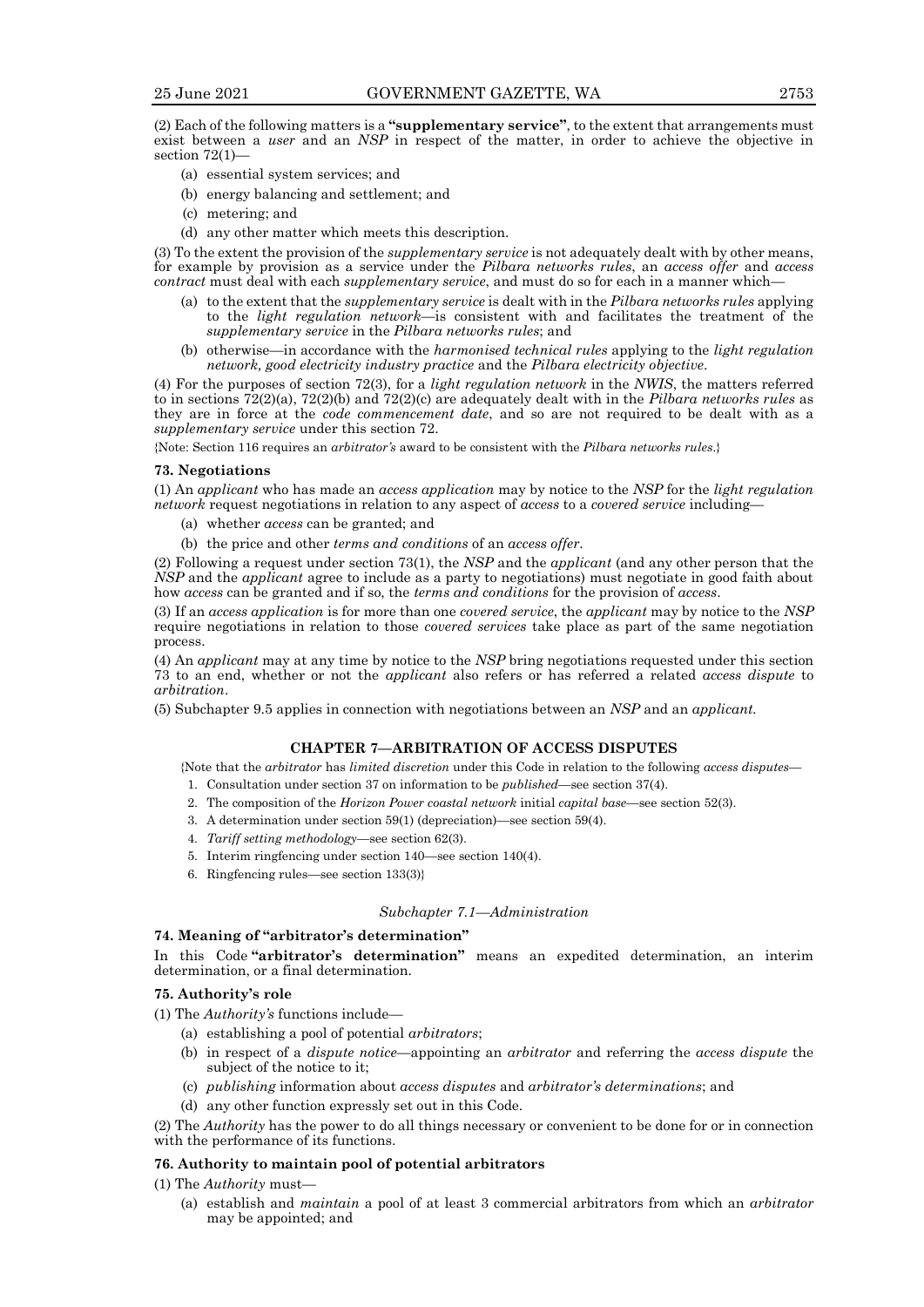(2) Each of the following matters is a **"supplementary service"**, to the extent that arrangements must exist between a *user* and an *NSP* in respect of the matter, in order to achieve the objective in section 72(1)—

- (a) essential system services; and
- (b) energy balancing and settlement; and
- (c) metering; and
- (d) any other matter which meets this description.

(3) To the extent the provision of the *supplementary service* is not adequately dealt with by other means, for example by provision as a service under the *Pilbara networks rules*, an *access offer* and *access contract* must deal with each *supplementary service*, and must do so for each in a manner which—

- (a) to the extent that the *supplementary service* is dealt with in the *Pilbara networks rules* applying to the *light regulation network*—is consistent with and facilitates the treatment of the *supplementary service* in the *Pilbara networks rules*; and
- (b) otherwise—in accordance with the *harmonised technical rules* applying to the *light regulation network, good electricity industry practice* and the *Pilbara electricity objective*.

(4) For the purposes of section 72(3), for a *light regulation network* in the *NWIS*, the matters referred to in sections 72(2)(a), 72(2)(b) and 72(2)(c) are adequately dealt with in the *Pilbara networks rules* as they are in force at the *code commencement date*, and so are not required to be dealt with as a *supplementary service* under this section 72.

{Note: Section 116 requires an *arbitrator's* award to be consistent with the *Pilbara networks rules*.}

### 73. Negotiations

(1) An *applicant* who has made an *access application* may by notice to the *NSP* for the *light regulation network* request negotiations in relation to any aspect of *access* to a *covered service* including—

- (a) whether *access* can be granted; and
- (b) the price and other *terms and conditions* of an *access offer*.

(2) Following a request under section 73(1), the *NSP* and the *applicant* (and any other person that the *NSP* and the *applicant* agree to include as a party to negotiations) must negotiate in good faith about how *access* can be granted and if so, the *terms and conditions* for the provision of *access*.

(3) If an *access application* is for more than one *covered service*, the *applicant* may by notice to the *NSP* require negotiations in relation to those *covered services* take place as part of the same negotiation process.

(4) An *applicant* may at any time by notice to the *NSP* bring negotiations requested under this section 73 to an end, whether or not the *applicant* also refers or has referred a related *access dispute* to *arbitration*.

(5) Subchapter 9.5 applies in connection with negotiations between an *NSP* and an *applicant*.

## CHAPTER 7—ARBITRATION OF ACCESS DISPUTES

{Note that the *arbitrator* has *limited discretion* under this Code in relation to the following *access disputes*—

1. Consultation under section 37 on information to be *published*—see section 37(4).
2. The composition of the *Horizon Power coastal network* initial *capital base*—see section 52(3).
3. A determination under section 59(1) (depreciation)—see section 59(4).
4. *Tariff setting methodology*—see section 62(3).
5. Interim ringfencing under section 140—see section 140(4).
6. Ringfencing rules—see section 133(3)}

*Subchapter 7.1—Administration*

### 74. Meaning of "arbitrator's determination"

In this Code **"arbitrator's determination"** means an expedited determination, an interim determination, or a final determination.

### 75. Authority's role

(1) The *Authority's* functions include—

- (a) establishing a pool of potential *arbitrators*;
- (b) in respect of a *dispute notice*—appointing an *arbitrator* and referring the *access dispute* the subject of the notice to it;
- (c) *publishing* information about *access disputes* and *arbitrator's determinations*; and
- (d) any other function expressly set out in this Code.

(2) The *Authority* has the power to do all things necessary or convenient to be done for or in connection with the performance of its functions.

### 76. Authority to maintain pool of potential arbitrators

(1) The *Authority* must—

- (a) establish and *maintain* a pool of at least 3 commercial arbitrators from which an *arbitrator* may be appointed; and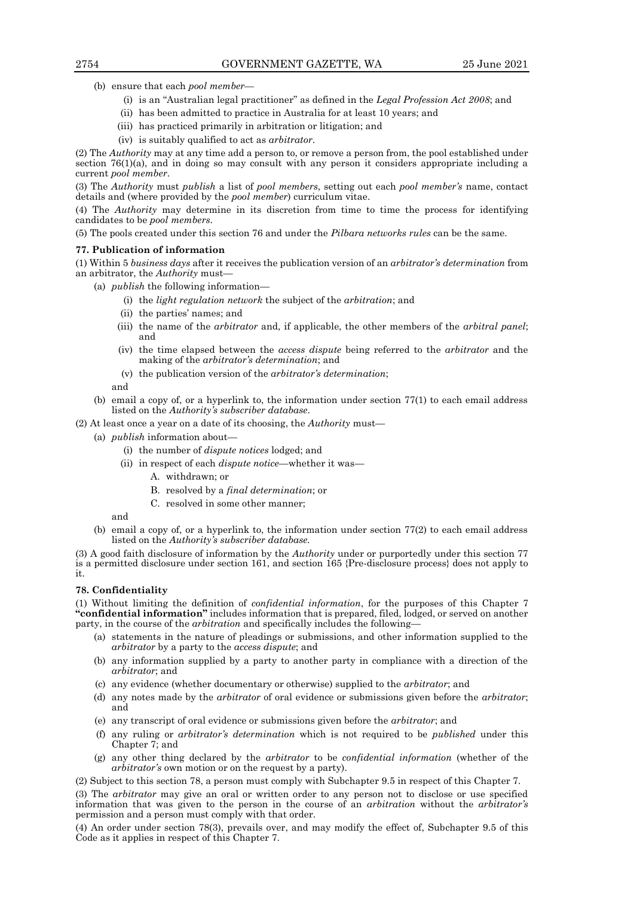(b) ensure that each *pool member*—

(i) is an "Australian legal practitioner" as defined in the *Legal Profession Act 2008*; and

(ii) has been admitted to practice in Australia for at least 10 years; and

(iii) has practiced primarily in arbitration or litigation; and

(iv) is suitably qualified to act as *arbitrator*.

(2) The *Authority* may at any time add a person to, or remove a person from, the pool established under section 76(1)(a), and in doing so may consult with any person it considers appropriate including a current *pool member*.

(3) The *Authority* must *publish* a list of *pool members*, setting out each *pool member's* name, contact details and (where provided by the *pool member*) curriculum vitae.

(4) The *Authority* may determine in its discretion from time to time the process for identifying candidates to be *pool members*.

(5) The pools created under this section 76 and under the *Pilbara networks rules* can be the same.

**77. Publication of information**

(1) Within 5 *business days* after it receives the publication version of an *arbitrator's determination* from an arbitrator, the *Authority* must—

(a) *publish* the following information—

(i) the *light regulation network* the subject of the *arbitration*; and

(ii) the parties' names; and

(iii) the name of the *arbitrator* and, if applicable, the other members of the *arbitral panel*; and

(iv) the time elapsed between the *access dispute* being referred to the *arbitrator* and the making of the *arbitrator's determination*; and

(v) the publication version of the *arbitrator's determination*;

and

(b) email a copy of, or a hyperlink to, the information under section 77(1) to each email address listed on the *Authority's subscriber database*.

(2) At least once a year on a date of its choosing, the *Authority* must—

(a) *publish* information about—

(i) the number of *dispute notices* lodged; and

(ii) in respect of each *dispute notice*—whether it was—

A. withdrawn; or

B. resolved by a *final determination*; or

C. resolved in some other manner;

and

(b) email a copy of, or a hyperlink to, the information under section 77(2) to each email address listed on the *Authority's subscriber database*.

(3) A good faith disclosure of information by the *Authority* under or purportedly under this section 77 is a permitted disclosure under section 161, and section 165 {Pre-disclosure process} does not apply to it.

**78. Confidentiality**

(1) Without limiting the definition of *confidential information*, for the purposes of this Chapter 7 **"confidential information"** includes information that is prepared, filed, lodged, or served on another party, in the course of the *arbitration* and specifically includes the following—

(a) statements in the nature of pleadings or submissions, and other information supplied to the *arbitrator* by a party to the *access dispute*; and

(b) any information supplied by a party to another party in compliance with a direction of the *arbitrator*; and

(c) any evidence (whether documentary or otherwise) supplied to the *arbitrator*; and

(d) any notes made by the *arbitrator* of oral evidence or submissions given before the *arbitrator*; and

(e) any transcript of oral evidence or submissions given before the *arbitrator*; and

(f) any ruling or *arbitrator's determination* which is not required to be *published* under this Chapter 7; and

(g) any other thing declared by the *arbitrator* to be *confidential information* (whether of the *arbitrator's* own motion or on the request by a party).

(2) Subject to this section 78, a person must comply with Subchapter 9.5 in respect of this Chapter 7.

(3) The *arbitrator* may give an oral or written order to any person not to disclose or use specified information that was given to the person in the course of an *arbitration* without the *arbitrator's* permission and a person must comply with that order.

(4) An order under section 78(3), prevails over, and may modify the effect of, Subchapter 9.5 of this Code as it applies in respect of this Chapter 7.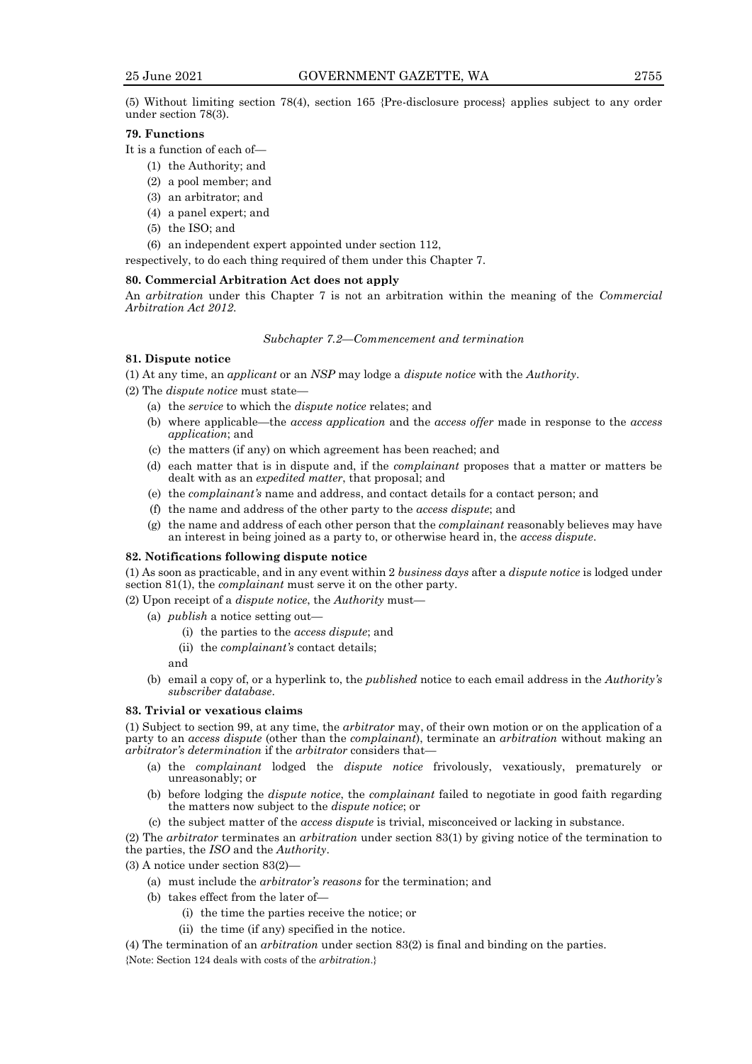(5) Without limiting section 78(4), section 165 {Pre-disclosure process} applies subject to any order under section 78(3).

**79. Functions**

It is a function of each of—

(1) the Authority; and

(2) a pool member; and

(3) an arbitrator; and

(4) a panel expert; and

(5) the ISO; and

(6) an independent expert appointed under section 112,

respectively, to do each thing required of them under this Chapter 7.

**80. Commercial Arbitration Act does not apply**

An *arbitration* under this Chapter 7 is not an arbitration within the meaning of the *Commercial Arbitration Act 2012*.

*Subchapter 7.2—Commencement and termination*

**81. Dispute notice**

(1) At any time, an *applicant* or an *NSP* may lodge a *dispute notice* with the *Authority*.

(2) The *dispute notice* must state—

(a) the *service* to which the *dispute notice* relates; and

(b) where applicable—the *access application* and the *access offer* made in response to the *access application*; and

(c) the matters (if any) on which agreement has been reached; and

(d) each matter that is in dispute and, if the *complainant* proposes that a matter or matters be dealt with as an *expedited matter*, that proposal; and

(e) the *complainant's* name and address, and contact details for a contact person; and

(f) the name and address of the other party to the *access dispute*; and

(g) the name and address of each other person that the *complainant* reasonably believes may have an interest in being joined as a party to, or otherwise heard in, the *access dispute*.

**82. Notifications following dispute notice**

(1) As soon as practicable, and in any event within 2 *business days* after a *dispute notice* is lodged under section 81(1), the *complainant* must serve it on the other party.

(2) Upon receipt of a *dispute notice*, the *Authority* must—

(a) *publish* a notice setting out—

(i) the parties to the *access dispute*; and

(ii) the *complainant's* contact details;

and

(b) email a copy of, or a hyperlink to, the *published* notice to each email address in the *Authority's subscriber database*.

**83. Trivial or vexatious claims**

(1) Subject to section 99, at any time, the *arbitrator* may, of their own motion or on the application of a party to an *access dispute* (other than the *complainant*), terminate an *arbitration* without making an *arbitrator's determination* if the *arbitrator* considers that—

(a) the *complainant* lodged the *dispute notice* frivolously, vexatiously, prematurely or unreasonably; or

(b) before lodging the *dispute notice*, the *complainant* failed to negotiate in good faith regarding the matters now subject to the *dispute notice*; or

(c) the subject matter of the *access dispute* is trivial, misconceived or lacking in substance.

(2) The *arbitrator* terminates an *arbitration* under section 83(1) by giving notice of the termination to the parties, the *ISO* and the *Authority*.

(3) A notice under section 83(2)—

(a) must include the *arbitrator's reasons* for the termination; and

(b) takes effect from the later of—

(i) the time the parties receive the notice; or

(ii) the time (if any) specified in the notice.

(4) The termination of an *arbitration* under section 83(2) is final and binding on the parties.

{Note: Section 124 deals with costs of the *arbitration*.}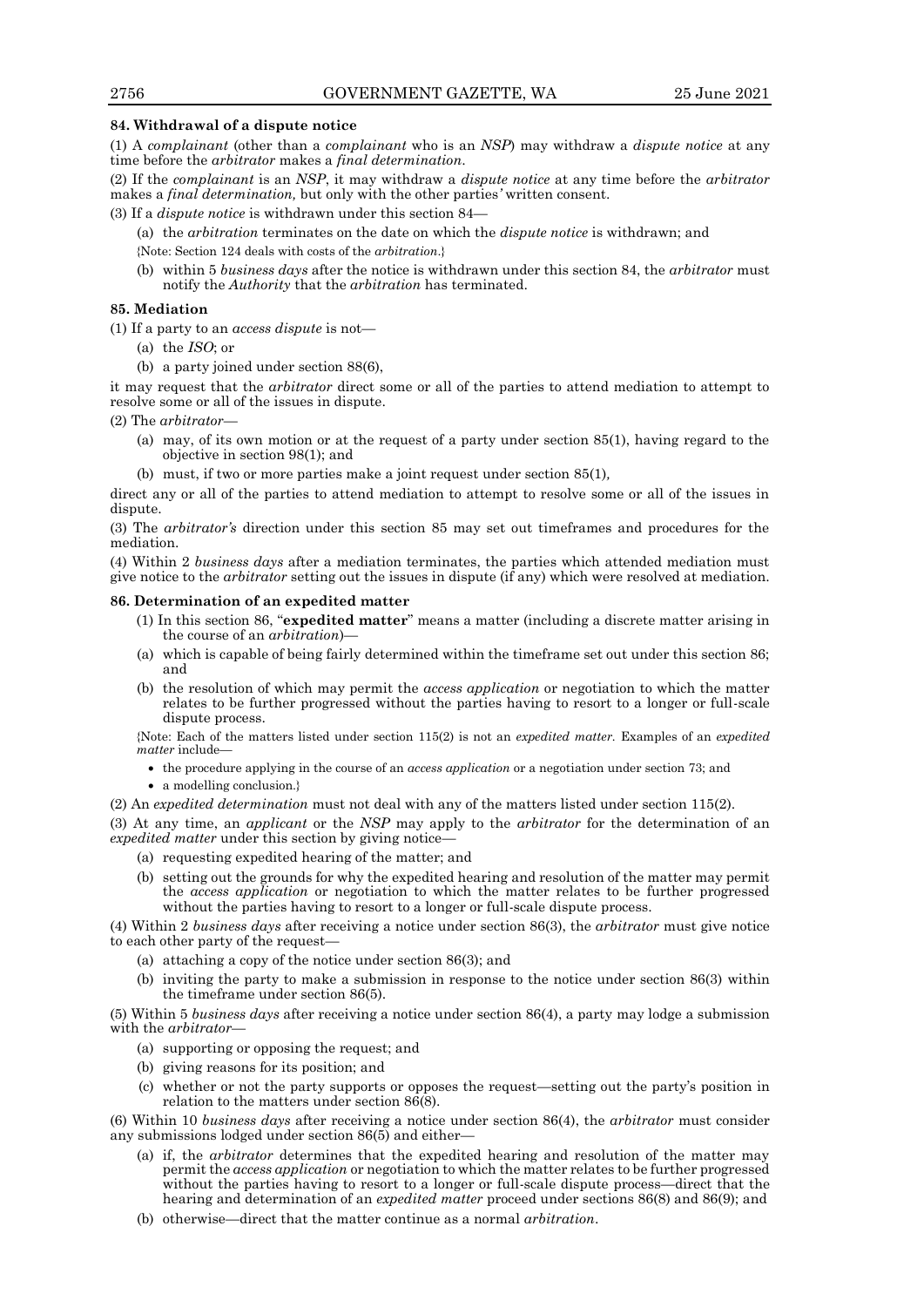**84. Withdrawal of a dispute notice**

(1) A *complainant* (other than a *complainant* who is an *NSP*) may withdraw a *dispute notice* at any time before the *arbitrator* makes a *final determination*.

(2) If the *complainant* is an *NSP*, it may withdraw a *dispute notice* at any time before the *arbitrator* makes a *final determination,* but only with the other parties' written consent.

(3) If a *dispute notice* is withdrawn under this section 84—

(a) the *arbitration* terminates on the date on which the *dispute notice* is withdrawn; and

{Note: Section 124 deals with costs of the *arbitration*.}

(b) within 5 *business days* after the notice is withdrawn under this section 84, the *arbitrator* must notify the *Authority* that the *arbitration* has terminated.

**85. Mediation**

(1) If a party to an *access dispute* is not—

(a) the *ISO*; or

(b) a party joined under section 88(6),

it may request that the *arbitrator* direct some or all of the parties to attend mediation to attempt to resolve some or all of the issues in dispute.

(2) The *arbitrator*—

(a) may, of its own motion or at the request of a party under section 85(1), having regard to the objective in section 98(1); and

(b) must, if two or more parties make a joint request under section 85(1),

direct any or all of the parties to attend mediation to attempt to resolve some or all of the issues in dispute.

(3) The *arbitrator's* direction under this section 85 may set out timeframes and procedures for the mediation.

(4) Within 2 *business days* after a mediation terminates, the parties which attended mediation must give notice to the *arbitrator* setting out the issues in dispute (if any) which were resolved at mediation.

**86. Determination of an expedited matter**

(1) In this section 86, "**expedited matter**" means a matter (including a discrete matter arising in the course of an *arbitration*)—

(a) which is capable of being fairly determined within the timeframe set out under this section 86; and

(b) the resolution of which may permit the *access application* or negotiation to which the matter relates to be further progressed without the parties having to resort to a longer or full-scale dispute process.

{Note: Each of the matters listed under section 115(2) is not an *expedited matter*. Examples of an *expedited matter* include—

- the procedure applying in the course of an *access application* or a negotiation under section 73; and
- a modelling conclusion.}

(2) An *expedited determination* must not deal with any of the matters listed under section 115(2).

(3) At any time, an *applicant* or the *NSP* may apply to the *arbitrator* for the determination of an *expedited matter* under this section by giving notice—

(a) requesting expedited hearing of the matter; and

(b) setting out the grounds for why the expedited hearing and resolution of the matter may permit the *access application* or negotiation to which the matter relates to be further progressed without the parties having to resort to a longer or full-scale dispute process.

(4) Within 2 *business days* after receiving a notice under section 86(3), the *arbitrator* must give notice to each other party of the request—

(a) attaching a copy of the notice under section 86(3); and

(b) inviting the party to make a submission in response to the notice under section 86(3) within the timeframe under section 86(5).

(5) Within 5 *business days* after receiving a notice under section 86(4), a party may lodge a submission with the *arbitrator*—

(a) supporting or opposing the request; and

(b) giving reasons for its position; and

(c) whether or not the party supports or opposes the request—setting out the party's position in relation to the matters under section 86(8).

(6) Within 10 *business days* after receiving a notice under section 86(4), the *arbitrator* must consider any submissions lodged under section 86(5) and either—

(a) if, the *arbitrator* determines that the expedited hearing and resolution of the matter may permit the *access application* or negotiation to which the matter relates to be further progressed without the parties having to resort to a longer or full-scale dispute process—direct that the hearing and determination of an *expedited matter* proceed under sections 86(8) and 86(9); and

(b) otherwise—direct that the matter continue as a normal *arbitration*.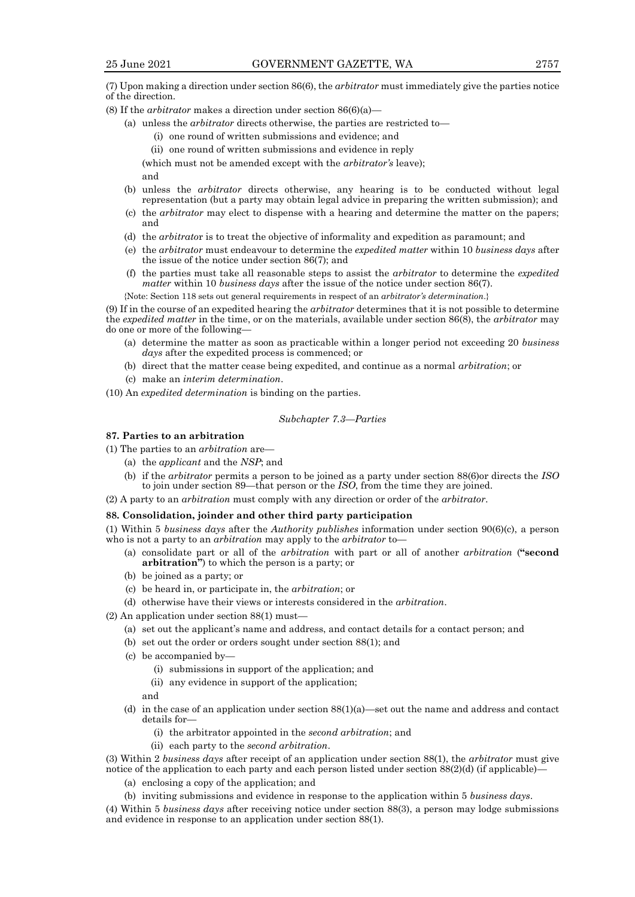(7) Upon making a direction under section 86(6), the *arbitrator* must immediately give the parties notice of the direction.

(8) If the *arbitrator* makes a direction under section 86(6)(a)—

- (a) unless the *arbitrator* directs otherwise, the parties are restricted to—
  - (i) one round of written submissions and evidence; and
  - (ii) one round of written submissions and evidence in reply

  (which must not be amended except with the *arbitrator's* leave);

  and
- (b) unless the *arbitrator* directs otherwise, any hearing is to be conducted without legal representation (but a party may obtain legal advice in preparing the written submission); and
- (c) the *arbitrator* may elect to dispense with a hearing and determine the matter on the papers; and
- (d) the *arbitrator* is to treat the objective of informality and expedition as paramount; and
- (e) the *arbitrator* must endeavour to determine the *expedited matter* within 10 *business days* after the issue of the notice under section 86(7); and
- (f) the parties must take all reasonable steps to assist the *arbitrator* to determine the *expedited matter* within 10 *business days* after the issue of the notice under section 86(7).

{Note: Section 118 sets out general requirements in respect of an *arbitrator's determination*.}

(9) If in the course of an expedited hearing the *arbitrator* determines that it is not possible to determine the *expedited matter* in the time, or on the materials, available under section 86(8), the *arbitrator* may do one or more of the following—

- (a) determine the matter as soon as practicable within a longer period not exceeding 20 *business days* after the expedited process is commenced; or
- (b) direct that the matter cease being expedited, and continue as a normal *arbitration*; or
- (c) make an *interim determination*.

(10) An *expedited determination* is binding on the parties.

*Subchapter 7.3—Parties*

### 87. Parties to an arbitration

(1) The parties to an *arbitration* are—

- (a) the *applicant* and the *NSP*; and
- (b) if the *arbitrator* permits a person to be joined as a party under section 88(6)or directs the *ISO* to join under section 89—that person or the *ISO*, from the time they are joined.

(2) A party to an *arbitration* must comply with any direction or order of the *arbitrator*.

### 88. Consolidation, joinder and other third party participation

(1) Within 5 *business days* after the *Authority publishes* information under section 90(6)(c), a person who is not a party to an *arbitration* may apply to the *arbitrator* to—

- (a) consolidate part or all of the *arbitration* with part or all of another *arbitration* (**"second arbitration"**) to which the person is a party; or
- (b) be joined as a party; or
- (c) be heard in, or participate in, the *arbitration*; or
- (d) otherwise have their views or interests considered in the *arbitration*.

(2) An application under section 88(1) must—

- (a) set out the applicant's name and address, and contact details for a contact person; and
- (b) set out the order or orders sought under section 88(1); and
- (c) be accompanied by—
  - (i) submissions in support of the application; and
  - (ii) any evidence in support of the application;

  and
- (d) in the case of an application under section 88(1)(a)—set out the name and address and contact details for—
  - (i) the arbitrator appointed in the *second arbitration*; and
  - (ii) each party to the *second arbitration*.

(3) Within 2 *business days* after receipt of an application under section 88(1), the *arbitrator* must give notice of the application to each party and each person listed under section 88(2)(d) (if applicable)—

- (a) enclosing a copy of the application; and
- (b) inviting submissions and evidence in response to the application within 5 *business days*.

(4) Within 5 *business days* after receiving notice under section 88(3), a person may lodge submissions and evidence in response to an application under section 88(1).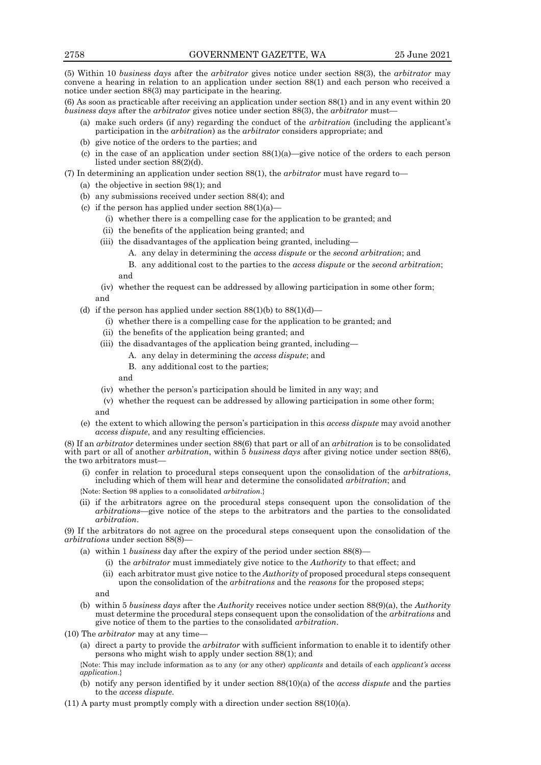(5) Within 10 *business days* after the *arbitrator* gives notice under section 88(3), the *arbitrator* may convene a hearing in relation to an application under section 88(1) and each person who received a notice under section 88(3) may participate in the hearing.

(6) As soon as practicable after receiving an application under section 88(1) and in any event within 20 *business days* after the *arbitrator* gives notice under section 88(3), the *arbitrator* must—

- (a) make such orders (if any) regarding the conduct of the *arbitration* (including the applicant's participation in the *arbitration*) as the *arbitrator* considers appropriate; and
- (b) give notice of the orders to the parties; and
- (c) in the case of an application under section 88(1)(a)—give notice of the orders to each person listed under section 88(2)(d).

(7) In determining an application under section 88(1), the *arbitrator* must have regard to—

- (a) the objective in section 98(1); and
- (b) any submissions received under section 88(4); and
- (c) if the person has applied under section 88(1)(a)—
  - (i) whether there is a compelling case for the application to be granted; and
  - (ii) the benefits of the application being granted; and
  - (iii) the disadvantages of the application being granted, including—
    - A. any delay in determining the *access dispute* or the *second arbitration*; and
    - B. any additional cost to the parties to the *access dispute* or the *second arbitration*;

    and
  - (iv) whether the request can be addressed by allowing participation in some other form;

  and
- (d) if the person has applied under section 88(1)(b) to 88(1)(d)—
  - (i) whether there is a compelling case for the application to be granted; and
  - (ii) the benefits of the application being granted; and
  - (iii) the disadvantages of the application being granted, including—
    - A. any delay in determining the *access dispute*; and
    - B. any additional cost to the parties;

    and
  - (iv) whether the person's participation should be limited in any way; and
  - (v) whether the request can be addressed by allowing participation in some other form;

  and
- (e) the extent to which allowing the person's participation in this *access dispute* may avoid another *access dispute*, and any resulting efficiencies.

(8) If an *arbitrator* determines under section 88(6) that part or all of an *arbitration* is to be consolidated with part or all of another *arbitration*, within 5 *business days* after giving notice under section 88(6), the two arbitrators must—

- (i) confer in relation to procedural steps consequent upon the consolidation of the *arbitrations*, including which of them will hear and determine the consolidated *arbitration*; and

  {Note: Section 98 applies to a consolidated *arbitration*.}
- (ii) if the arbitrators agree on the procedural steps consequent upon the consolidation of the *arbitrations*—give notice of the steps to the arbitrators and the parties to the consolidated *arbitration*.

(9) If the arbitrators do not agree on the procedural steps consequent upon the consolidation of the *arbitrations* under section 88(8)—

- (a) within 1 *business* day after the expiry of the period under section 88(8)—
  - (i) the *arbitrator* must immediately give notice to the *Authority* to that effect; and
  - (ii) each arbitrator must give notice to the *Authority* of proposed procedural steps consequent upon the consolidation of the *arbitrations* and the *reasons* for the proposed steps;

  and
- (b) within 5 *business days* after the *Authority* receives notice under section 88(9)(a), the *Authority* must determine the procedural steps consequent upon the consolidation of the *arbitrations* and give notice of them to the parties to the consolidated *arbitration*.

(10) The *arbitrator* may at any time—

- (a) direct a party to provide the *arbitrator* with sufficient information to enable it to identify other persons who might wish to apply under section 88(1); and

  {Note: This may include information as to any (or any other) *applicants* and details of each *applicant's access application*.}
- (b) notify any person identified by it under section 88(10)(a) of the *access dispute* and the parties to the *access dispute*.

(11) A party must promptly comply with a direction under section 88(10)(a).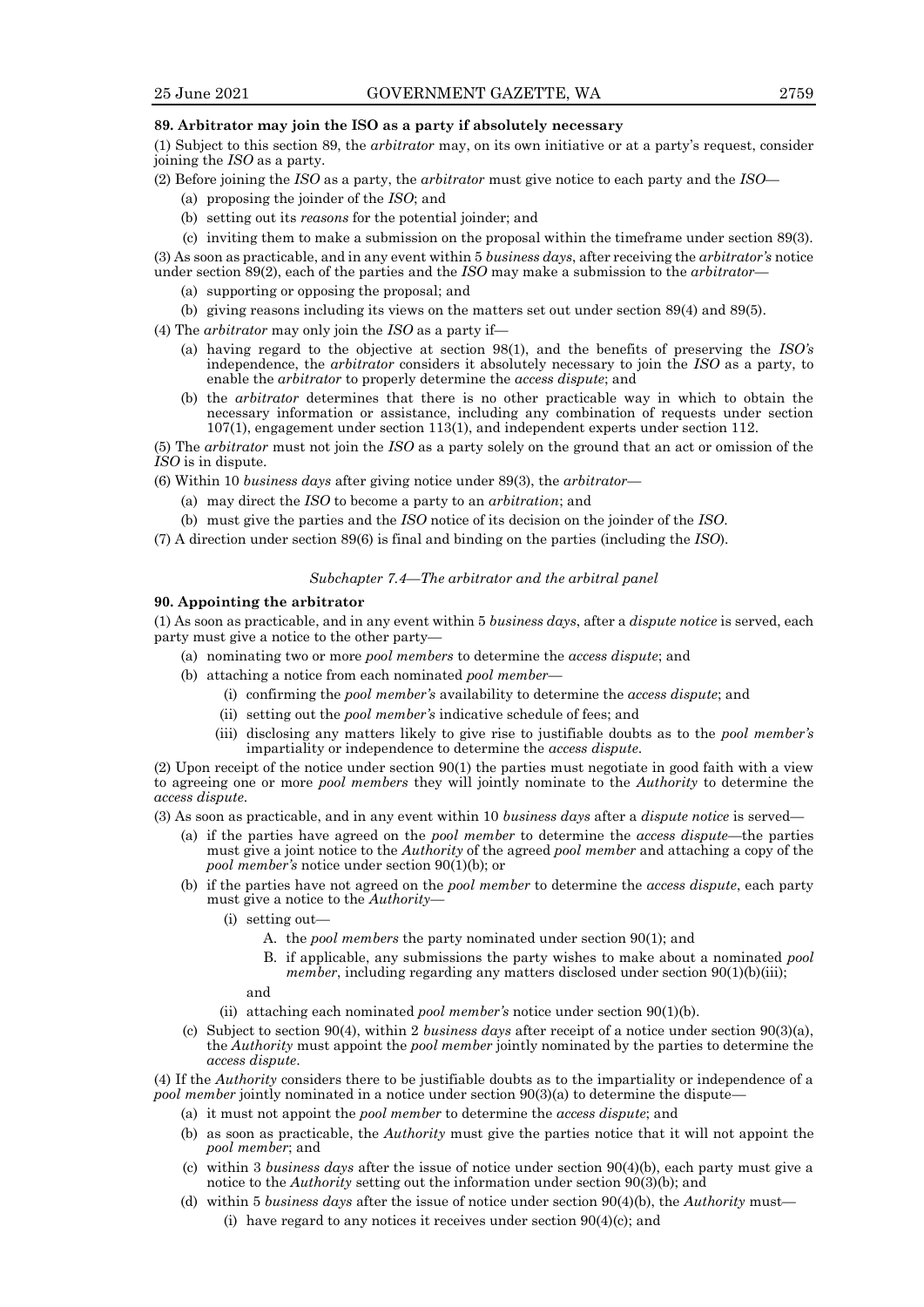**89. Arbitrator may join the ISO as a party if absolutely necessary**

(1) Subject to this section 89, the *arbitrator* may, on its own initiative or at a party's request, consider joining the *ISO* as a party.

(2) Before joining the *ISO* as a party, the *arbitrator* must give notice to each party and the *ISO*—

(a) proposing the joinder of the *ISO*; and

(b) setting out its *reasons* for the potential joinder; and

(c) inviting them to make a submission on the proposal within the timeframe under section 89(3).

(3) As soon as practicable, and in any event within 5 *business days*, after receiving the *arbitrator's* notice under section 89(2), each of the parties and the *ISO* may make a submission to the *arbitrator*—

(a) supporting or opposing the proposal; and

(b) giving reasons including its views on the matters set out under section 89(4) and 89(5).

(4) The *arbitrator* may only join the *ISO* as a party if—

(a) having regard to the objective at section 98(1), and the benefits of preserving the *ISO's* independence, the *arbitrator* considers it absolutely necessary to join the *ISO* as a party, to enable the *arbitrator* to properly determine the *access dispute*; and

(b) the *arbitrator* determines that there is no other practicable way in which to obtain the necessary information or assistance, including any combination of requests under section 107(1), engagement under section 113(1), and independent experts under section 112.

(5) The *arbitrator* must not join the *ISO* as a party solely on the ground that an act or omission of the *ISO* is in dispute.

(6) Within 10 *business days* after giving notice under 89(3), the *arbitrator*—

(a) may direct the *ISO* to become a party to an *arbitration*; and

(b) must give the parties and the *ISO* notice of its decision on the joinder of the *ISO*.

(7) A direction under section 89(6) is final and binding on the parties (including the *ISO*).

*Subchapter 7.4—The arbitrator and the arbitral panel*

**90. Appointing the arbitrator**

(1) As soon as practicable, and in any event within 5 *business days*, after a *dispute notice* is served, each party must give a notice to the other party—

(a) nominating two or more *pool members* to determine the *access dispute*; and

(b) attaching a notice from each nominated *pool member*—

(i) confirming the *pool member's* availability to determine the *access dispute*; and

(ii) setting out the *pool member's* indicative schedule of fees; and

(iii) disclosing any matters likely to give rise to justifiable doubts as to the *pool member's* impartiality or independence to determine the *access dispute*.

(2) Upon receipt of the notice under section 90(1) the parties must negotiate in good faith with a view to agreeing one or more *pool members* they will jointly nominate to the *Authority* to determine the *access dispute*.

(3) As soon as practicable, and in any event within 10 *business days* after a *dispute notice* is served—

(a) if the parties have agreed on the *pool member* to determine the *access dispute*—the parties must give a joint notice to the *Authority* of the agreed *pool member* and attaching a copy of the *pool member's* notice under section 90(1)(b); or

(b) if the parties have not agreed on the *pool member* to determine the *access dispute*, each party must give a notice to the *Authority*—

(i) setting out—

A. the *pool members* the party nominated under section 90(1); and

B. if applicable, any submissions the party wishes to make about a nominated *pool member*, including regarding any matters disclosed under section 90(1)(b)(iii);

and

(ii) attaching each nominated *pool member's* notice under section 90(1)(b).

(c) Subject to section 90(4), within 2 *business days* after receipt of a notice under section 90(3)(a), the *Authority* must appoint the *pool member* jointly nominated by the parties to determine the *access dispute*.

(4) If the *Authority* considers there to be justifiable doubts as to the impartiality or independence of a *pool member* jointly nominated in a notice under section 90(3)(a) to determine the dispute—

(a) it must not appoint the *pool member* to determine the *access dispute*; and

(b) as soon as practicable, the *Authority* must give the parties notice that it will not appoint the *pool member*; and

(c) within 3 *business days* after the issue of notice under section 90(4)(b), each party must give a notice to the *Authority* setting out the information under section 90(3)(b); and

(d) within 5 *business days* after the issue of notice under section 90(4)(b), the *Authority* must—

(i) have regard to any notices it receives under section 90(4)(c); and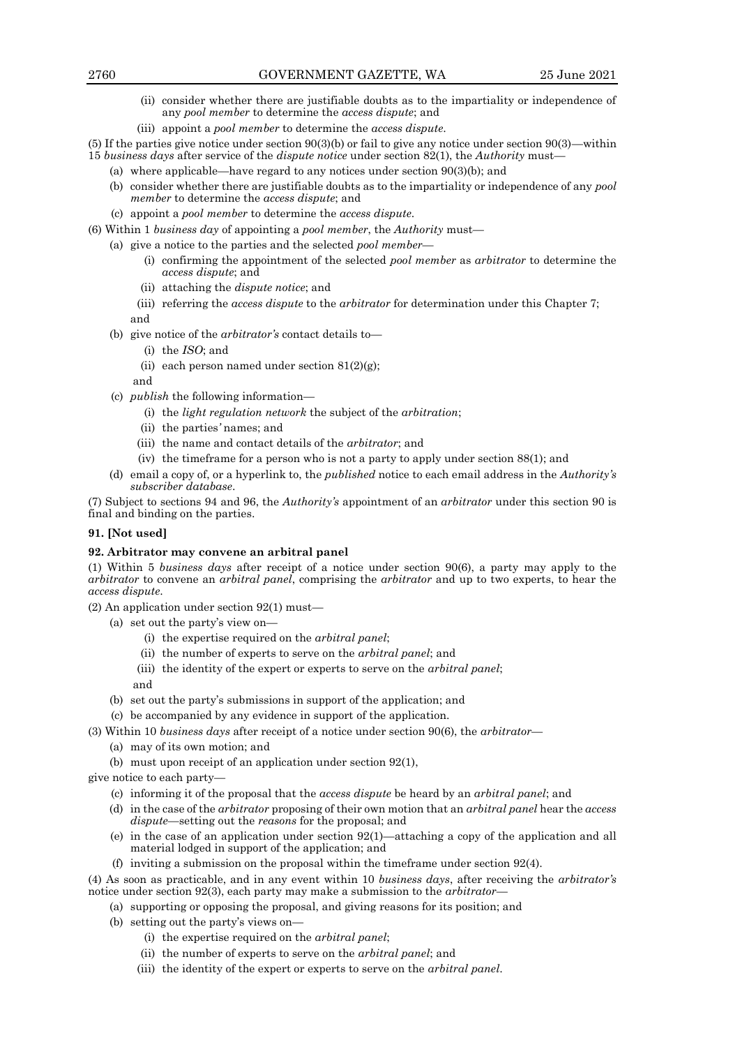(ii) consider whether there are justifiable doubts as to the impartiality or independence of any *pool member* to determine the *access dispute*; and

(iii) appoint a *pool member* to determine the *access dispute*.

(5) If the parties give notice under section 90(3)(b) or fail to give any notice under section 90(3)—within 15 *business days* after service of the *dispute notice* under section 82(1), the *Authority* must—

(a) where applicable—have regard to any notices under section 90(3)(b); and

(b) consider whether there are justifiable doubts as to the impartiality or independence of any *pool member* to determine the *access dispute*; and

(c) appoint a *pool member* to determine the *access dispute*.

(6) Within 1 *business day* of appointing a *pool member*, the *Authority* must—

(a) give a notice to the parties and the selected *pool member*—

(i) confirming the appointment of the selected *pool member* as *arbitrator* to determine the *access dispute*; and

(ii) attaching the *dispute notice*; and

(iii) referring the *access dispute* to the *arbitrator* for determination under this Chapter 7;

and

(b) give notice of the *arbitrator's* contact details to—

(i) the *ISO*; and

(ii) each person named under section 81(2)(g);

and

(c) *publish* the following information—

(i) the *light regulation network* the subject of the *arbitration*;

(ii) the parties' names; and

(iii) the name and contact details of the *arbitrator*; and

(iv) the timeframe for a person who is not a party to apply under section 88(1); and

(d) email a copy of, or a hyperlink to, the *published* notice to each email address in the *Authority's subscriber database*.

(7) Subject to sections 94 and 96, the *Authority's* appointment of an *arbitrator* under this section 90 is final and binding on the parties.

**91. [Not used]**

**92. Arbitrator may convene an arbitral panel**

(1) Within 5 *business days* after receipt of a notice under section 90(6), a party may apply to the *arbitrator* to convene an *arbitral panel*, comprising the *arbitrator* and up to two experts, to hear the *access dispute*.

(2) An application under section 92(1) must—

(a) set out the party's view on—

(i) the expertise required on the *arbitral panel*;

(ii) the number of experts to serve on the *arbitral panel*; and

(iii) the identity of the expert or experts to serve on the *arbitral panel*;

and

(b) set out the party's submissions in support of the application; and

(c) be accompanied by any evidence in support of the application.

(3) Within 10 *business days* after receipt of a notice under section 90(6), the *arbitrator*—

(a) may of its own motion; and

(b) must upon receipt of an application under section 92(1),

give notice to each party—

(c) informing it of the proposal that the *access dispute* be heard by an *arbitral panel*; and

(d) in the case of the *arbitrator* proposing of their own motion that an *arbitral panel* hear the *access dispute*—setting out the *reasons* for the proposal; and

(e) in the case of an application under section 92(1)—attaching a copy of the application and all material lodged in support of the application; and

(f) inviting a submission on the proposal within the timeframe under section 92(4).

(4) As soon as practicable, and in any event within 10 *business days*, after receiving the *arbitrator's* notice under section 92(3), each party may make a submission to the *arbitrator*—

(a) supporting or opposing the proposal, and giving reasons for its position; and

(b) setting out the party's views on—

(i) the expertise required on the *arbitral panel*;

(ii) the number of experts to serve on the *arbitral panel*; and

(iii) the identity of the expert or experts to serve on the *arbitral panel*.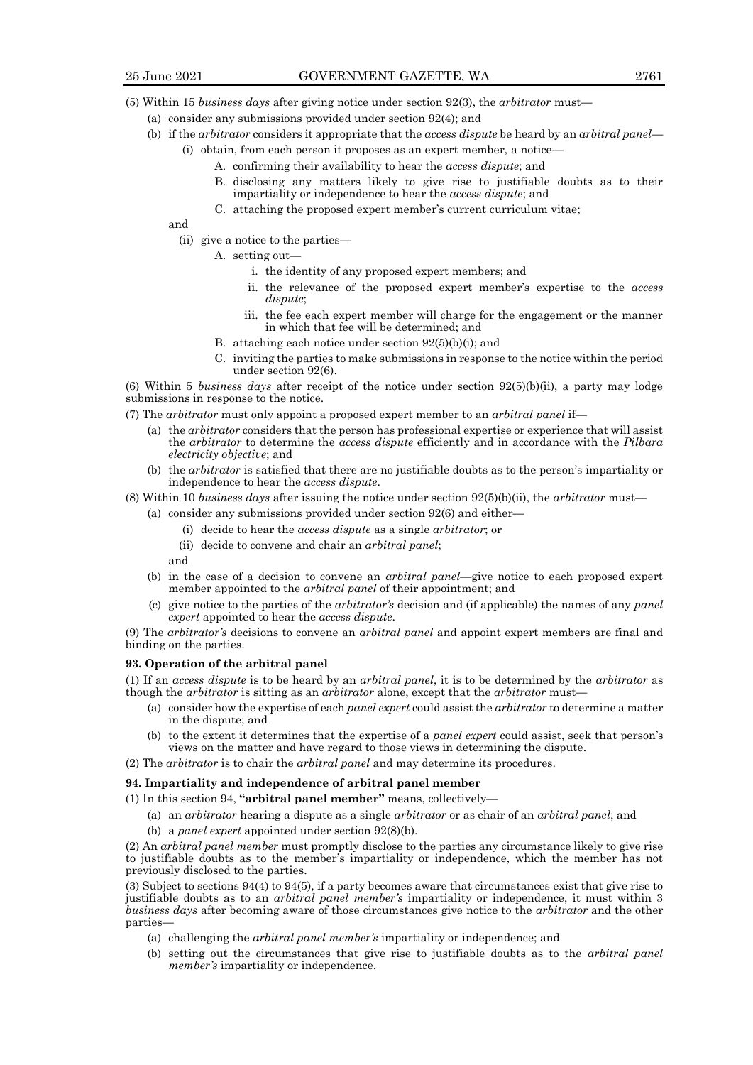(5) Within 15 *business days* after giving notice under section 92(3), the *arbitrator* must—

- (a) consider any submissions provided under section 92(4); and
- (b) if the *arbitrator* considers it appropriate that the *access dispute* be heard by an *arbitral panel*—
  - (i) obtain, from each person it proposes as an expert member, a notice—
    - A. confirming their availability to hear the *access dispute*; and
    - B. disclosing any matters likely to give rise to justifiable doubts as to their impartiality or independence to hear the *access dispute*; and
    - C. attaching the proposed expert member's current curriculum vitae;

  and

  - (ii) give a notice to the parties—
    - A. setting out—
      - i. the identity of any proposed expert members; and
      - ii. the relevance of the proposed expert member's expertise to the *access dispute*;
      - iii. the fee each expert member will charge for the engagement or the manner in which that fee will be determined; and
    - B. attaching each notice under section 92(5)(b)(i); and
    - C. inviting the parties to make submissions in response to the notice within the period under section 92(6).

(6) Within 5 *business days* after receipt of the notice under section 92(5)(b)(ii), a party may lodge submissions in response to the notice.

(7) The *arbitrator* must only appoint a proposed expert member to an *arbitral panel* if—

- (a) the *arbitrator* considers that the person has professional expertise or experience that will assist the *arbitrator* to determine the *access dispute* efficiently and in accordance with the *Pilbara electricity objective*; and
- (b) the *arbitrator* is satisfied that there are no justifiable doubts as to the person's impartiality or independence to hear the *access dispute*.

(8) Within 10 *business days* after issuing the notice under section 92(5)(b)(ii), the *arbitrator* must—

- (a) consider any submissions provided under section 92(6) and either—
  - (i) decide to hear the *access dispute* as a single *arbitrator*; or
  - (ii) decide to convene and chair an *arbitral panel*;

  and

- (b) in the case of a decision to convene an *arbitral panel*—give notice to each proposed expert member appointed to the *arbitral panel* of their appointment; and
- (c) give notice to the parties of the *arbitrator's* decision and (if applicable) the names of any *panel expert* appointed to hear the *access dispute*.

(9) The *arbitrator's* decisions to convene an *arbitral panel* and appoint expert members are final and binding on the parties.

**93. Operation of the arbitral panel**

(1) If an *access dispute* is to be heard by an *arbitral panel*, it is to be determined by the *arbitrator* as though the *arbitrator* is sitting as an *arbitrator* alone, except that the *arbitrator* must—

- (a) consider how the expertise of each *panel expert* could assist the *arbitrator* to determine a matter in the dispute; and
- (b) to the extent it determines that the expertise of a *panel expert* could assist, seek that person's views on the matter and have regard to those views in determining the dispute.

(2) The *arbitrator* is to chair the *arbitral panel* and may determine its procedures.

**94. Impartiality and independence of arbitral panel member**

(1) In this section 94, **"arbitral panel member"** means, collectively—

- (a) an *arbitrator* hearing a dispute as a single *arbitrator* or as chair of an *arbitral panel*; and
- (b) a *panel expert* appointed under section 92(8)(b).

(2) An *arbitral panel member* must promptly disclose to the parties any circumstance likely to give rise to justifiable doubts as to the member's impartiality or independence, which the member has not previously disclosed to the parties.

(3) Subject to sections 94(4) to 94(5), if a party becomes aware that circumstances exist that give rise to justifiable doubts as to an *arbitral panel member's* impartiality or independence, it must within 3 *business days* after becoming aware of those circumstances give notice to the *arbitrator* and the other parties—

- (a) challenging the *arbitral panel member's* impartiality or independence; and
- (b) setting out the circumstances that give rise to justifiable doubts as to the *arbitral panel member's* impartiality or independence.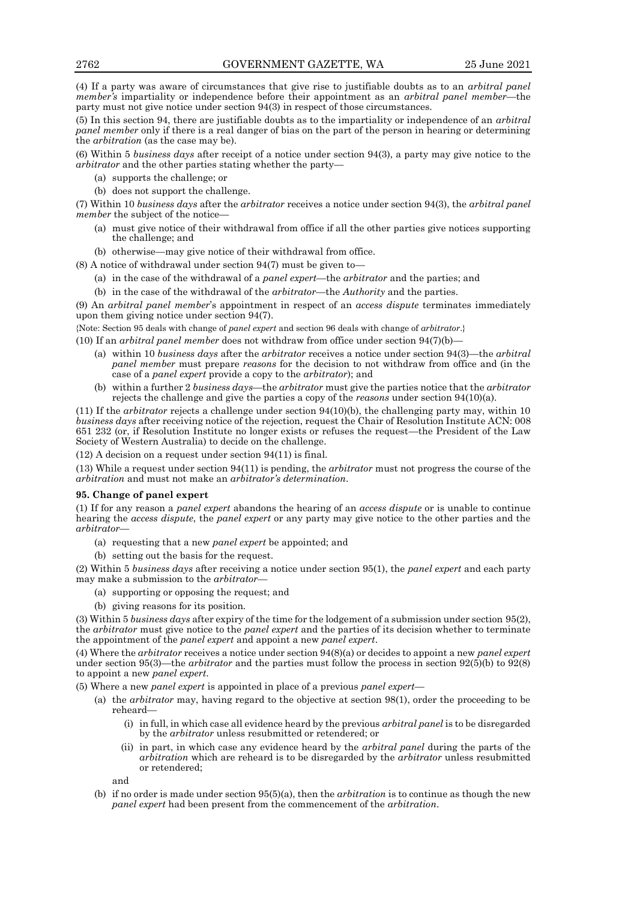(4) If a party was aware of circumstances that give rise to justifiable doubts as to an *arbitral panel member's* impartiality or independence before their appointment as an *arbitral panel member*—the party must not give notice under section 94(3) in respect of those circumstances.

(5) In this section 94, there are justifiable doubts as to the impartiality or independence of an *arbitral panel member* only if there is a real danger of bias on the part of the person in hearing or determining the *arbitration* (as the case may be).

(6) Within 5 *business days* after receipt of a notice under section 94(3), a party may give notice to the *arbitrator* and the other parties stating whether the party—

- (a) supports the challenge; or
- (b) does not support the challenge.

(7) Within 10 *business days* after the *arbitrator* receives a notice under section 94(3), the *arbitral panel member* the subject of the notice—

- (a) must give notice of their withdrawal from office if all the other parties give notices supporting the challenge; and
- (b) otherwise—may give notice of their withdrawal from office.

(8) A notice of withdrawal under section 94(7) must be given to—

- (a) in the case of the withdrawal of a *panel expert*—the *arbitrator* and the parties; and
- (b) in the case of the withdrawal of the *arbitrator*—the *Authority* and the parties.

(9) An *arbitral panel member*'s appointment in respect of an *access dispute* terminates immediately upon them giving notice under section 94(7).

{Note: Section 95 deals with change of *panel expert* and section 96 deals with change of *arbitrator*.}

(10) If an *arbitral panel member* does not withdraw from office under section 94(7)(b)—

- (a) within 10 *business days* after the *arbitrator* receives a notice under section 94(3)—the *arbitral panel member* must prepare *reasons* for the decision to not withdraw from office and (in the case of a *panel expert*) provide a copy to the *arbitrator*); and
- (b) within a further 2 *business days*—the *arbitrator* must give the parties notice that the *arbitrator* rejects the challenge and give the parties a copy of the *reasons* under section 94(10)(a).

(11) If the *arbitrator* rejects a challenge under section 94(10)(b), the challenging party may, within 10 *business days* after receiving notice of the rejection, request the Chair of Resolution Institute ACN: 008 651 232 (or, if Resolution Institute no longer exists or refuses the request—the President of the Law Society of Western Australia) to decide on the challenge.

(12) A decision on a request under section 94(11) is final.

(13) While a request under section 94(11) is pending, the *arbitrator* must not progress the course of the *arbitration* and must not make an *arbitrator's determination*.

**95. Change of panel expert**

(1) If for any reason a *panel expert* abandons the hearing of an *access dispute* or is unable to continue hearing the *access dispute*, the *panel expert* or any party may give notice to the other parties and the *arbitrator*—

- (a) requesting that a new *panel expert* be appointed; and
- (b) setting out the basis for the request.

(2) Within 5 *business days* after receiving a notice under section 95(1), the *panel expert* and each party may make a submission to the *arbitrator*—

- (a) supporting or opposing the request; and
- (b) giving reasons for its position.

(3) Within 5 *business days* after expiry of the time for the lodgement of a submission under section 95(2), the *arbitrator* must give notice to the *panel expert* and the parties of its decision whether to terminate the appointment of the *panel expert* and appoint a new *panel expert*.

(4) Where the *arbitrator* receives a notice under section 94(8)(a) or decides to appoint a new *panel expert* under section 95(3)—the *arbitrator* and the parties must follow the process in section 92(5)(b) to 92(8) to appoint a new *panel expert*.

(5) Where a new *panel expert* is appointed in place of a previous *panel expert*—

- (a) the *arbitrator* may, having regard to the objective at section 98(1), order the proceeding to be reheard—
  - (i) in full, in which case all evidence heard by the previous *arbitral panel* is to be disregarded by the *arbitrator* unless resubmitted or retendered; or
  - (ii) in part, in which case any evidence heard by the *arbitral panel* during the parts of the *arbitration* which are reheard is to be disregarded by the *arbitrator* unless resubmitted or retendered;

  and
- (b) if no order is made under section 95(5)(a), then the *arbitration* is to continue as though the new *panel expert* had been present from the commencement of the *arbitration*.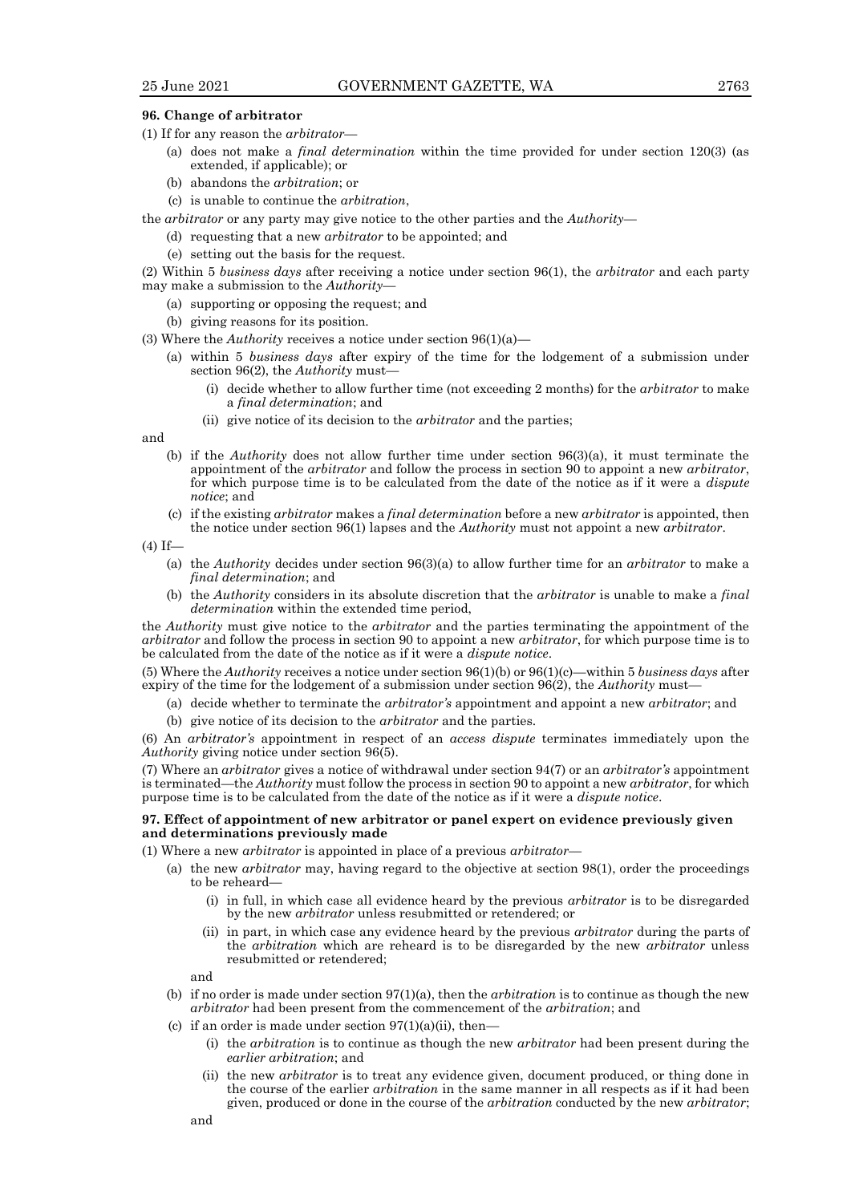**96. Change of arbitrator**

(1) If for any reason the *arbitrator*—

(a) does not make a *final determination* within the time provided for under section 120(3) (as extended, if applicable); or

(b) abandons the *arbitration*; or

(c) is unable to continue the *arbitration*,

the *arbitrator* or any party may give notice to the other parties and the *Authority*—

(d) requesting that a new *arbitrator* to be appointed; and

(e) setting out the basis for the request.

(2) Within 5 *business days* after receiving a notice under section 96(1), the *arbitrator* and each party may make a submission to the *Authority*—

(a) supporting or opposing the request; and

(b) giving reasons for its position.

(3) Where the *Authority* receives a notice under section 96(1)(a)—

(a) within 5 *business days* after expiry of the time for the lodgement of a submission under section 96(2), the *Authority* must—

(i) decide whether to allow further time (not exceeding 2 months) for the *arbitrator* to make a *final determination*; and

(ii) give notice of its decision to the *arbitrator* and the parties;

and

(b) if the *Authority* does not allow further time under section 96(3)(a), it must terminate the appointment of the *arbitrator* and follow the process in section 90 to appoint a new *arbitrator*, for which purpose time is to be calculated from the date of the notice as if it were a *dispute notice*; and

(c) if the existing *arbitrator* makes a *final determination* before a new *arbitrator* is appointed, then the notice under section 96(1) lapses and the *Authority* must not appoint a new *arbitrator*.

(4) If—

(a) the *Authority* decides under section 96(3)(a) to allow further time for an *arbitrator* to make a *final determination*; and

(b) the *Authority* considers in its absolute discretion that the *arbitrator* is unable to make a *final determination* within the extended time period,

the *Authority* must give notice to the *arbitrator* and the parties terminating the appointment of the *arbitrator* and follow the process in section 90 to appoint a new *arbitrator*, for which purpose time is to be calculated from the date of the notice as if it were a *dispute notice*.

(5) Where the *Authority* receives a notice under section 96(1)(b) or 96(1)(c)—within 5 *business days* after expiry of the time for the lodgement of a submission under section 96(2), the *Authority* must—

(a) decide whether to terminate the *arbitrator's* appointment and appoint a new *arbitrator*; and

(b) give notice of its decision to the *arbitrator* and the parties.

(6) An *arbitrator's* appointment in respect of an *access dispute* terminates immediately upon the *Authority* giving notice under section 96(5).

(7) Where an *arbitrator* gives a notice of withdrawal under section 94(7) or an *arbitrator's* appointment is terminated—the *Authority* must follow the process in section 90 to appoint a new *arbitrator*, for which purpose time is to be calculated from the date of the notice as if it were a *dispute notice*.

**97. Effect of appointment of new arbitrator or panel expert on evidence previously given and determinations previously made**

(1) Where a new *arbitrator* is appointed in place of a previous *arbitrator*—

(a) the new *arbitrator* may, having regard to the objective at section 98(1), order the proceedings to be reheard—

(i) in full, in which case all evidence heard by the previous *arbitrator* is to be disregarded by the new *arbitrator* unless resubmitted or retendered; or

(ii) in part, in which case any evidence heard by the previous *arbitrator* during the parts of the *arbitration* which are reheard is to be disregarded by the new *arbitrator* unless resubmitted or retendered;

and

(b) if no order is made under section 97(1)(a), then the *arbitration* is to continue as though the new *arbitrator* had been present from the commencement of the *arbitration*; and

(c) if an order is made under section 97(1)(a)(ii), then—

(i) the *arbitration* is to continue as though the new *arbitrator* had been present during the *earlier arbitration*; and

(ii) the new *arbitrator* is to treat any evidence given, document produced, or thing done in the course of the earlier *arbitration* in the same manner in all respects as if it had been given, produced or done in the course of the *arbitration* conducted by the new *arbitrator*;

and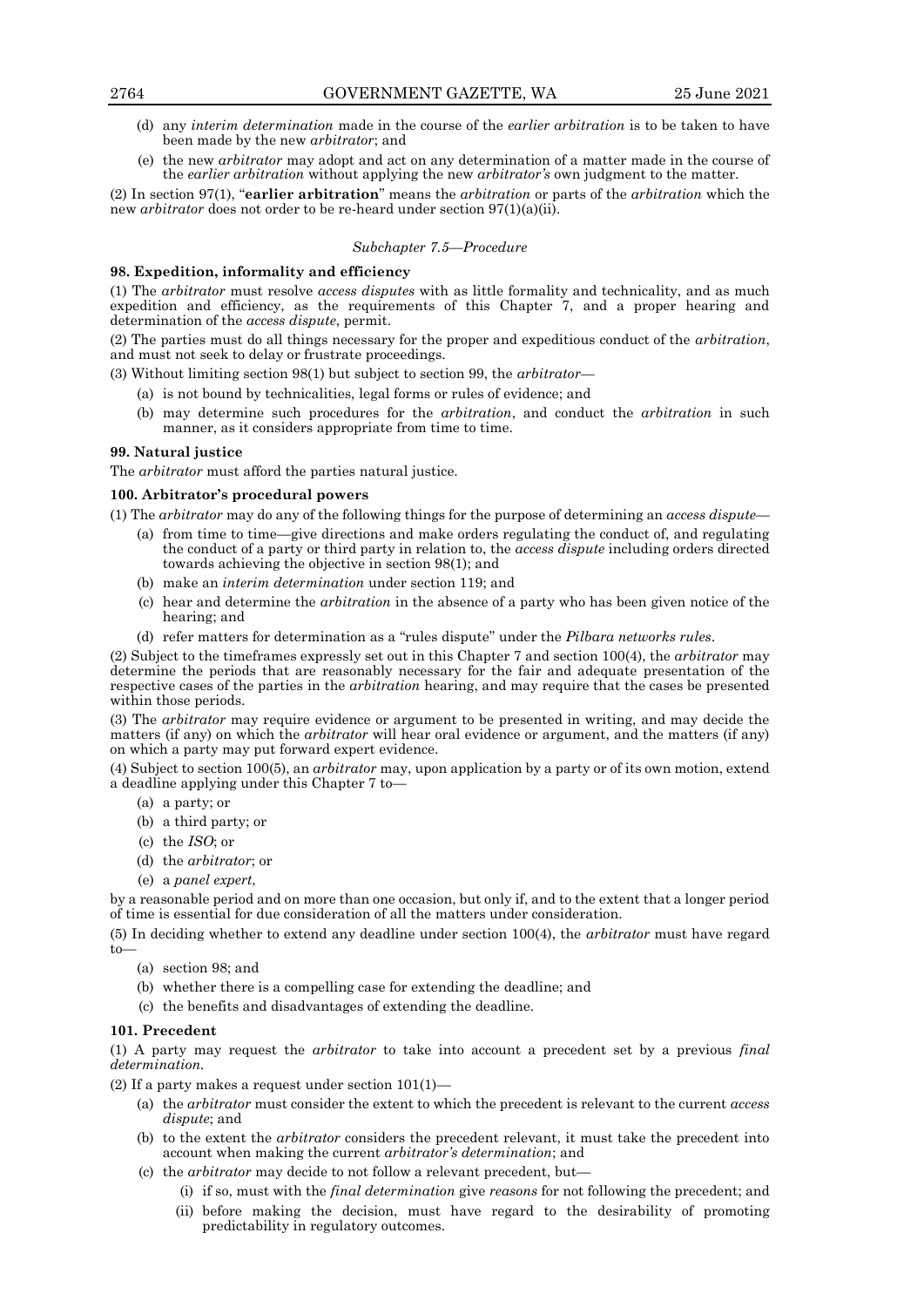(d) any *interim determination* made in the course of the *earlier arbitration* is to be taken to have been made by the new *arbitrator*; and

(e) the new *arbitrator* may adopt and act on any determination of a matter made in the course of the *earlier arbitration* without applying the new *arbitrator's* own judgment to the matter.

(2) In section 97(1), "**earlier arbitration**" means the *arbitration* or parts of the *arbitration* which the new *arbitrator* does not order to be re-heard under section 97(1)(a)(ii).

*Subchapter 7.5—Procedure*

**98. Expedition, informality and efficiency**

(1) The *arbitrator* must resolve *access disputes* with as little formality and technicality, and as much expedition and efficiency, as the requirements of this Chapter 7, and a proper hearing and determination of the *access dispute*, permit.

(2) The parties must do all things necessary for the proper and expeditious conduct of the *arbitration*, and must not seek to delay or frustrate proceedings.

(3) Without limiting section 98(1) but subject to section 99, the *arbitrator*—

(a) is not bound by technicalities, legal forms or rules of evidence; and

(b) may determine such procedures for the *arbitration*, and conduct the *arbitration* in such manner, as it considers appropriate from time to time.

**99. Natural justice**

The *arbitrator* must afford the parties natural justice.

**100. Arbitrator's procedural powers**

(1) The *arbitrator* may do any of the following things for the purpose of determining an *access dispute*—

(a) from time to time—give directions and make orders regulating the conduct of, and regulating the conduct of a party or third party in relation to, the *access dispute* including orders directed towards achieving the objective in section 98(1); and

(b) make an *interim determination* under section 119; and

(c) hear and determine the *arbitration* in the absence of a party who has been given notice of the hearing; and

(d) refer matters for determination as a "rules dispute" under the *Pilbara networks rules*.

(2) Subject to the timeframes expressly set out in this Chapter 7 and section 100(4), the *arbitrator* may determine the periods that are reasonably necessary for the fair and adequate presentation of the respective cases of the parties in the *arbitration* hearing, and may require that the cases be presented within those periods.

(3) The *arbitrator* may require evidence or argument to be presented in writing, and may decide the matters (if any) on which the *arbitrator* will hear oral evidence or argument, and the matters (if any) on which a party may put forward expert evidence.

(4) Subject to section 100(5), an *arbitrator* may, upon application by a party or of its own motion, extend a deadline applying under this Chapter 7 to—

(a) a party; or

(b) a third party; or

(c) the *ISO*; or

(d) the *arbitrator*; or

(e) a *panel expert*,

by a reasonable period and on more than one occasion, but only if, and to the extent that a longer period of time is essential for due consideration of all the matters under consideration.

(5) In deciding whether to extend any deadline under section 100(4), the *arbitrator* must have regard to—

(a) section 98; and

(b) whether there is a compelling case for extending the deadline; and

(c) the benefits and disadvantages of extending the deadline.

**101. Precedent**

(1) A party may request the *arbitrator* to take into account a precedent set by a previous *final determination*.

(2) If a party makes a request under section 101(1)—

(a) the *arbitrator* must consider the extent to which the precedent is relevant to the current *access dispute*; and

(b) to the extent the *arbitrator* considers the precedent relevant, it must take the precedent into account when making the current *arbitrator's determination*; and

(c) the *arbitrator* may decide to not follow a relevant precedent, but—

(i) if so, must with the *final determination* give *reasons* for not following the precedent; and

(ii) before making the decision, must have regard to the desirability of promoting predictability in regulatory outcomes.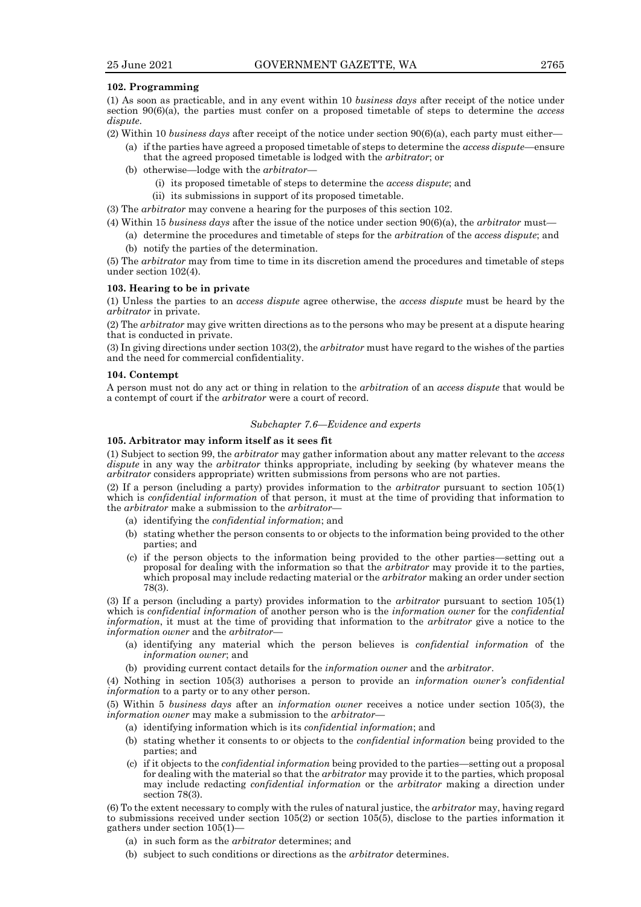**102. Programming**

(1) As soon as practicable, and in any event within 10 *business days* after receipt of the notice under section 90(6)(a), the parties must confer on a proposed timetable of steps to determine the *access dispute*.

(2) Within 10 *business days* after receipt of the notice under section 90(6)(a), each party must either—

- (a) if the parties have agreed a proposed timetable of steps to determine the *access dispute*—ensure that the agreed proposed timetable is lodged with the *arbitrator*; or
- (b) otherwise—lodge with the *arbitrator*—
  - (i) its proposed timetable of steps to determine the *access dispute*; and
  - (ii) its submissions in support of its proposed timetable.

(3) The *arbitrator* may convene a hearing for the purposes of this section 102.

(4) Within 15 *business days* after the issue of the notice under section 90(6)(a), the *arbitrator* must—

- (a) determine the procedures and timetable of steps for the *arbitration* of the *access dispute*; and
- (b) notify the parties of the determination.

(5) The *arbitrator* may from time to time in its discretion amend the procedures and timetable of steps under section 102(4).

**103. Hearing to be in private**

(1) Unless the parties to an *access dispute* agree otherwise, the *access dispute* must be heard by the *arbitrator* in private.

(2) The *arbitrator* may give written directions as to the persons who may be present at a dispute hearing that is conducted in private.

(3) In giving directions under section 103(2), the *arbitrator* must have regard to the wishes of the parties and the need for commercial confidentiality.

**104. Contempt**

A person must not do any act or thing in relation to the *arbitration* of an *access dispute* that would be a contempt of court if the *arbitrator* were a court of record.

*Subchapter 7.6—Evidence and experts*

**105. Arbitrator may inform itself as it sees fit**

(1) Subject to section 99, the *arbitrator* may gather information about any matter relevant to the *access dispute* in any way the *arbitrator* thinks appropriate, including by seeking (by whatever means the *arbitrator* considers appropriate) written submissions from persons who are not parties.

(2) If a person (including a party) provides information to the *arbitrator* pursuant to section 105(1) which is *confidential information* of that person, it must at the time of providing that information to the *arbitrator* make a submission to the *arbitrator*—

- (a) identifying the *confidential information*; and
- (b) stating whether the person consents to or objects to the information being provided to the other parties; and
- (c) if the person objects to the information being provided to the other parties—setting out a proposal for dealing with the information so that the *arbitrator* may provide it to the parties, which proposal may include redacting material or the *arbitrator* making an order under section 78(3).

(3) If a person (including a party) provides information to the *arbitrator* pursuant to section 105(1) which is *confidential information* of another person who is the *information owner* for the *confidential information*, it must at the time of providing that information to the *arbitrator* give a notice to the *information owner* and the *arbitrator*—

- (a) identifying any material which the person believes is *confidential information* of the *information owner*; and
- (b) providing current contact details for the *information owner* and the *arbitrator*.

(4) Nothing in section 105(3) authorises a person to provide an *information owner's confidential information* to a party or to any other person.

(5) Within 5 *business days* after an *information owner* receives a notice under section 105(3), the *information owner* may make a submission to the *arbitrator*—

- (a) identifying information which is its *confidential information*; and
- (b) stating whether it consents to or objects to the *confidential information* being provided to the parties; and
- (c) if it objects to the *confidential information* being provided to the parties—setting out a proposal for dealing with the material so that the *arbitrator* may provide it to the parties, which proposal may include redacting *confidential information* or the *arbitrator* making a direction under section 78(3).

(6) To the extent necessary to comply with the rules of natural justice, the *arbitrator* may, having regard to submissions received under section 105(2) or section 105(5), disclose to the parties information it gathers under section 105(1)—

- (a) in such form as the *arbitrator* determines; and
- (b) subject to such conditions or directions as the *arbitrator* determines.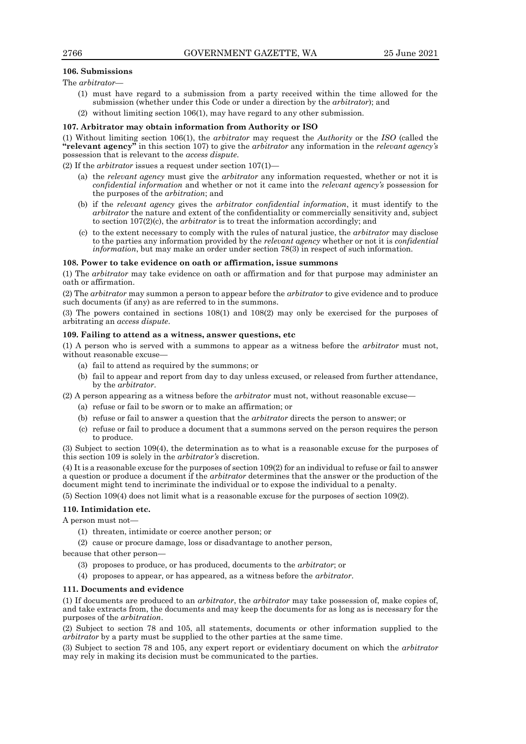### 106. Submissions

The *arbitrator*—

(1) must have regard to a submission from a party received within the time allowed for the submission (whether under this Code or under a direction by the *arbitrator*); and

(2) without limiting section 106(1), may have regard to any other submission.

### 107. Arbitrator may obtain information from Authority or ISO

(1) Without limiting section 106(1), the *arbitrator* may request the *Authority* or the *ISO* (called the **"relevant agency"** in this section 107) to give the *arbitrator* any information in the *relevant agency's* possession that is relevant to the *access dispute*.

(2) If the *arbitrator* issues a request under section 107(1)—

(a) the *relevant agency* must give the *arbitrator* any information requested, whether or not it is *confidential information* and whether or not it came into the *relevant agency's* possession for the purposes of the *arbitration*; and

(b) if the *relevant agency* gives the *arbitrator confidential information*, it must identify to the *arbitrator* the nature and extent of the confidentiality or commercially sensitivity and, subject to section 107(2)(c), the *arbitrator* is to treat the information accordingly; and

(c) to the extent necessary to comply with the rules of natural justice, the *arbitrator* may disclose to the parties any information provided by the *relevant agency* whether or not it is *confidential information*, but may make an order under section 78(3) in respect of such information.

### 108. Power to take evidence on oath or affirmation, issue summons

(1) The *arbitrator* may take evidence on oath or affirmation and for that purpose may administer an oath or affirmation.

(2) The *arbitrator* may summon a person to appear before the *arbitrator* to give evidence and to produce such documents (if any) as are referred to in the summons.

(3) The powers contained in sections 108(1) and 108(2) may only be exercised for the purposes of arbitrating an *access dispute*.

### 109. Failing to attend as a witness, answer questions, etc

(1) A person who is served with a summons to appear as a witness before the *arbitrator* must not, without reasonable excuse—

(a) fail to attend as required by the summons; or

(b) fail to appear and report from day to day unless excused, or released from further attendance, by the *arbitrator*.

(2) A person appearing as a witness before the *arbitrator* must not, without reasonable excuse—

(a) refuse or fail to be sworn or to make an affirmation; or

(b) refuse or fail to answer a question that the *arbitrator* directs the person to answer; or

(c) refuse or fail to produce a document that a summons served on the person requires the person to produce.

(3) Subject to section 109(4), the determination as to what is a reasonable excuse for the purposes of this section 109 is solely in the *arbitrator's* discretion.

(4) It is a reasonable excuse for the purposes of section 109(2) for an individual to refuse or fail to answer a question or produce a document if the *arbitrator* determines that the answer or the production of the document might tend to incriminate the individual or to expose the individual to a penalty.

(5) Section 109(4) does not limit what is a reasonable excuse for the purposes of section 109(2).

### 110. Intimidation etc.

A person must not—

(1) threaten, intimidate or coerce another person; or

(2) cause or procure damage, loss or disadvantage to another person,

because that other person—

(3) proposes to produce, or has produced, documents to the *arbitrator*; or

(4) proposes to appear, or has appeared, as a witness before the *arbitrator*.

### 111. Documents and evidence

(1) If documents are produced to an *arbitrator*, the *arbitrator* may take possession of, make copies of, and take extracts from, the documents and may keep the documents for as long as is necessary for the purposes of the *arbitration*.

(2) Subject to section 78 and 105, all statements, documents or other information supplied to the *arbitrator* by a party must be supplied to the other parties at the same time.

(3) Subject to section 78 and 105, any expert report or evidentiary document on which the *arbitrator* may rely in making its decision must be communicated to the parties.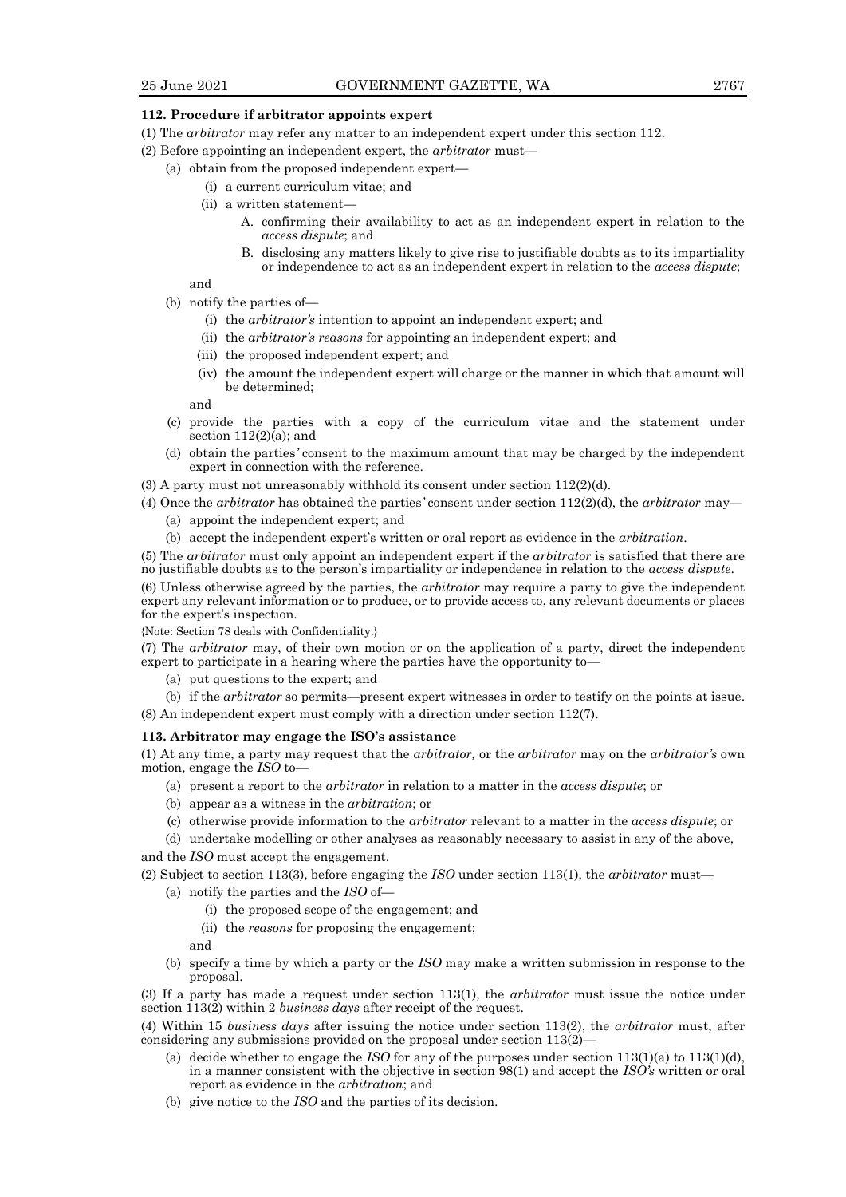### 112. Procedure if arbitrator appoints expert

(1) The *arbitrator* may refer any matter to an independent expert under this section 112.

(2) Before appointing an independent expert, the *arbitrator* must—

- (a) obtain from the proposed independent expert—
  - (i) a current curriculum vitae; and
  - (ii) a written statement—
    - A. confirming their availability to act as an independent expert in relation to the *access dispute*; and
    - B. disclosing any matters likely to give rise to justifiable doubts as to its impartiality or independence to act as an independent expert in relation to the *access dispute*;

  and
- (b) notify the parties of—
  - (i) the *arbitrator's* intention to appoint an independent expert; and
  - (ii) the *arbitrator's reasons* for appointing an independent expert; and
  - (iii) the proposed independent expert; and
  - (iv) the amount the independent expert will charge or the manner in which that amount will be determined;

  and
- (c) provide the parties with a copy of the curriculum vitae and the statement under section 112(2)(a); and
- (d) obtain the parties*'* consent to the maximum amount that may be charged by the independent expert in connection with the reference.

(3) A party must not unreasonably withhold its consent under section 112(2)(d).

(4) Once the *arbitrator* has obtained the parties*'* consent under section 112(2)(d), the *arbitrator* may—

- (a) appoint the independent expert; and
- (b) accept the independent expert's written or oral report as evidence in the *arbitration*.

(5) The *arbitrator* must only appoint an independent expert if the *arbitrator* is satisfied that there are no justifiable doubts as to the person's impartiality or independence in relation to the *access dispute*.

(6) Unless otherwise agreed by the parties, the *arbitrator* may require a party to give the independent expert any relevant information or to produce, or to provide access to, any relevant documents or places for the expert's inspection.

{Note: Section 78 deals with Confidentiality.}

(7) The *arbitrator* may, of their own motion or on the application of a party, direct the independent expert to participate in a hearing where the parties have the opportunity to—

- (a) put questions to the expert; and
- (b) if the *arbitrator* so permits—present expert witnesses in order to testify on the points at issue.

(8) An independent expert must comply with a direction under section 112(7).

### 113. Arbitrator may engage the ISO's assistance

(1) At any time, a party may request that the *arbitrator,* or the *arbitrator* may on the *arbitrator's* own motion, engage the *ISO* to—

- (a) present a report to the *arbitrator* in relation to a matter in the *access dispute*; or
- (b) appear as a witness in the *arbitration*; or
- (c) otherwise provide information to the *arbitrator* relevant to a matter in the *access dispute*; or
- (d) undertake modelling or other analyses as reasonably necessary to assist in any of the above,

and the *ISO* must accept the engagement.

(2) Subject to section 113(3), before engaging the *ISO* under section 113(1), the *arbitrator* must—

- (a) notify the parties and the *ISO* of—
  - (i) the proposed scope of the engagement; and
  - (ii) the *reasons* for proposing the engagement;

  and
- (b) specify a time by which a party or the *ISO* may make a written submission in response to the proposal.

(3) If a party has made a request under section 113(1), the *arbitrator* must issue the notice under section 113(2) within 2 *business days* after receipt of the request.

(4) Within 15 *business days* after issuing the notice under section 113(2), the *arbitrator* must, after considering any submissions provided on the proposal under section 113(2)—

- (a) decide whether to engage the *ISO* for any of the purposes under section 113(1)(a) to 113(1)(d), in a manner consistent with the objective in section 98(1) and accept the *ISO's* written or oral report as evidence in the *arbitration*; and
- (b) give notice to the *ISO* and the parties of its decision.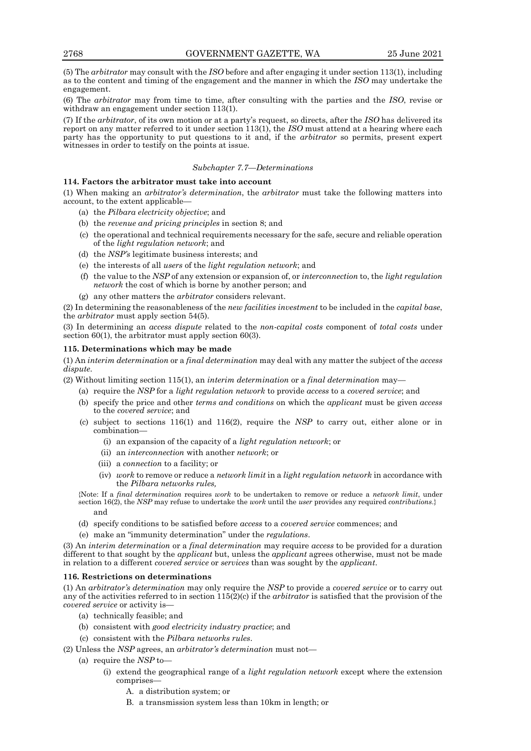(5) The *arbitrator* may consult with the *ISO* before and after engaging it under section 113(1), including as to the content and timing of the engagement and the manner in which the *ISO* may undertake the engagement.

(6) The *arbitrator* may from time to time, after consulting with the parties and the *ISO*, revise or withdraw an engagement under section 113(1).

(7) If the *arbitrator*, of its own motion or at a party's request, so directs, after the *ISO* has delivered its report on any matter referred to it under section 113(1), the *ISO* must attend at a hearing where each party has the opportunity to put questions to it and, if the *arbitrator* so permits, present expert witnesses in order to testify on the points at issue.

*Subchapter 7.7—Determinations*

**114. Factors the arbitrator must take into account**

(1) When making an *arbitrator's determination*, the *arbitrator* must take the following matters into account, to the extent applicable—

- (a) the *Pilbara electricity objective*; and
- (b) the *revenue and pricing principles* in section 8; and
- (c) the operational and technical requirements necessary for the safe, secure and reliable operation of the *light regulation network*; and
- (d) the *NSP's* legitimate business interests; and
- (e) the interests of all *users* of the *light regulation network*; and
- (f) the value to the *NSP* of any extension or expansion of, or *interconnection* to, the *light regulation network* the cost of which is borne by another person; and
- (g) any other matters the *arbitrator* considers relevant.

(2) In determining the reasonableness of the *new facilities investment* to be included in the *capital base*, the *arbitrator* must apply section 54(5).

(3) In determining an *access dispute* related to the *non-capital costs* component of *total costs* under section 60(1), the arbitrator must apply section 60(3).

**115. Determinations which may be made**

(1) An *interim determination* or a *final determination* may deal with any matter the subject of the *access dispute*.

(2) Without limiting section 115(1), an *interim determination* or a *final determination* may—

- (a) require the *NSP* for a *light regulation network* to provide *access* to a *covered service*; and
- (b) specify the price and other *terms and conditions* on which the *applicant* must be given *access* to the *covered service*; and
- (c) subject to sections 116(1) and 116(2), require the *NSP* to carry out, either alone or in combination—
  - (i) an expansion of the capacity of a *light regulation network*; or
  - (ii) an *interconnection* with another *network*; or
  - (iii) a *connection* to a facility; or
  - (iv) *work* to remove or reduce a *network limit* in a *light regulation network* in accordance with the *Pilbara networks rules,*

  {Note: If a *final determination* requires *work* to be undertaken to remove or reduce a *network limit*, under section 16(2), the *NSP* may refuse to undertake the *work* until the *user* provides any required *contributions*.}

  and
- (d) specify conditions to be satisfied before *access* to a *covered service* commences; and
- (e) make an "immunity determination" under the *regulations*.

(3) An *interim determination* or a *final determination* may require *access* to be provided for a duration different to that sought by the *applicant* but, unless the *applicant* agrees otherwise, must not be made in relation to a different *covered service* or *services* than was sought by the *applicant*.

**116. Restrictions on determinations**

(1) An *arbitrator's determination* may only require the *NSP* to provide a *covered service* or to carry out any of the activities referred to in section 115(2)(c) if the *arbitrator* is satisfied that the provision of the *covered service* or activity is—

- (a) technically feasible; and
- (b) consistent with *good electricity industry practice*; and
- (c) consistent with the *Pilbara networks rules*.

(2) Unless the *NSP* agrees, an *arbitrator's determination* must not—

- (a) require the *NSP* to—
  - (i) extend the geographical range of a *light regulation network* except where the extension comprises—
    - A. a distribution system; or
    - B. a transmission system less than 10km in length; or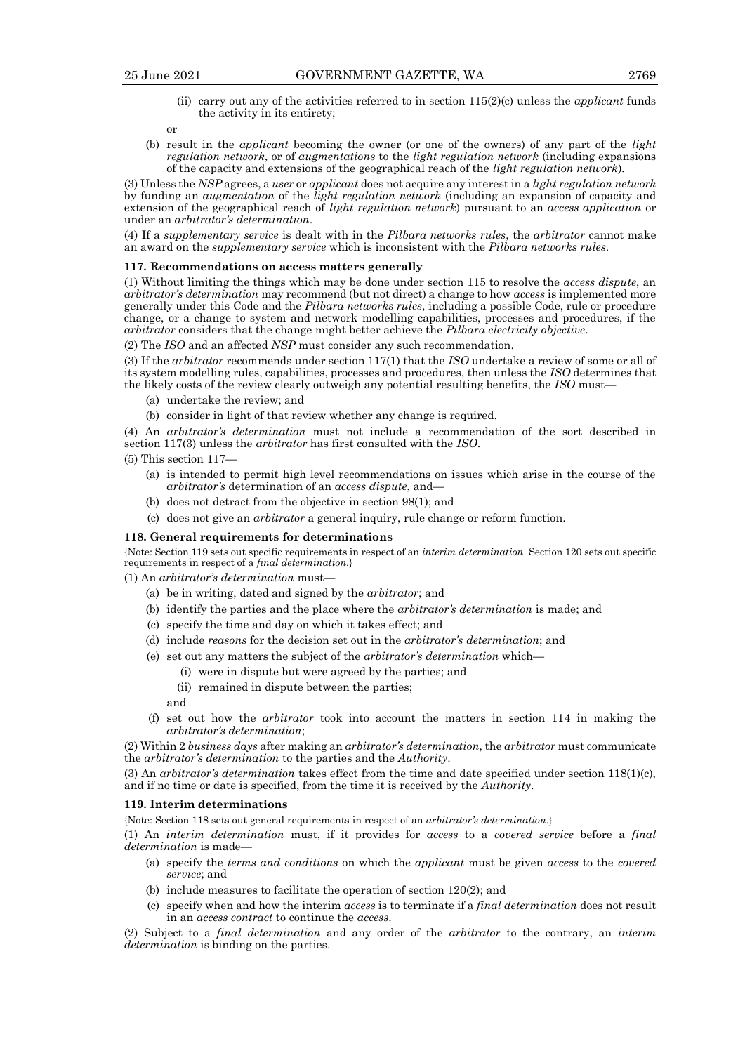(ii) carry out any of the activities referred to in section 115(2)(c) unless the *applicant* funds the activity in its entirety;

or

(b) result in the *applicant* becoming the owner (or one of the owners) of any part of the *light regulation network*, or of *augmentations* to the *light regulation network* (including expansions of the capacity and extensions of the geographical reach of the *light regulation network*).

(3) Unless the *NSP* agrees, a *user* or *applicant* does not acquire any interest in a *light regulation network* by funding an *augmentation* of the *light regulation network* (including an expansion of capacity and extension of the geographical reach of *light regulation network*) pursuant to an *access application* or under an *arbitrator's determination*.

(4) If a *supplementary service* is dealt with in the *Pilbara networks rules*, the *arbitrator* cannot make an award on the *supplementary service* which is inconsistent with the *Pilbara networks rules*.

**117. Recommendations on access matters generally**

(1) Without limiting the things which may be done under section 115 to resolve the *access dispute*, an *arbitrator's determination* may recommend (but not direct) a change to how *access* is implemented more generally under this Code and the *Pilbara networks rules*, including a possible Code, rule or procedure change, or a change to system and network modelling capabilities, processes and procedures, if the *arbitrator* considers that the change might better achieve the *Pilbara electricity objective*.

(2) The *ISO* and an affected *NSP* must consider any such recommendation.

(3) If the *arbitrator* recommends under section 117(1) that the *ISO* undertake a review of some or all of its system modelling rules, capabilities, processes and procedures, then unless the *ISO* determines that the likely costs of the review clearly outweigh any potential resulting benefits, the *ISO* must—

(a) undertake the review; and

(b) consider in light of that review whether any change is required.

(4) An *arbitrator's determination* must not include a recommendation of the sort described in section 117(3) unless the *arbitrator* has first consulted with the *ISO*.

(5) This section 117—

(a) is intended to permit high level recommendations on issues which arise in the course of the *arbitrator's* determination of an *access dispute*, and—

(b) does not detract from the objective in section 98(1); and

(c) does not give an *arbitrator* a general inquiry, rule change or reform function.

**118. General requirements for determinations**

{Note: Section 119 sets out specific requirements in respect of an *interim determination*. Section 120 sets out specific requirements in respect of a *final determination*.}

(1) An *arbitrator's determination* must—

(a) be in writing, dated and signed by the *arbitrator*; and

(b) identify the parties and the place where the *arbitrator's determination* is made; and

(c) specify the time and day on which it takes effect; and

(d) include *reasons* for the decision set out in the *arbitrator's determination*; and

(e) set out any matters the subject of the *arbitrator's determination* which—

(i) were in dispute but were agreed by the parties; and

(ii) remained in dispute between the parties;

and

(f) set out how the *arbitrator* took into account the matters in section 114 in making the *arbitrator's determination*;

(2) Within 2 *business days* after making an *arbitrator's determination*, the *arbitrator* must communicate the *arbitrator's determination* to the parties and the *Authority*.

(3) An *arbitrator's determination* takes effect from the time and date specified under section 118(1)(c), and if no time or date is specified, from the time it is received by the *Authority*.

**119. Interim determinations**

{Note: Section 118 sets out general requirements in respect of an *arbitrator's determination*.}

(1) An *interim determination* must, if it provides for *access* to a *covered service* before a *final determination* is made—

(a) specify the *terms and conditions* on which the *applicant* must be given *access* to the *covered service*; and

(b) include measures to facilitate the operation of section 120(2); and

(c) specify when and how the interim *access* is to terminate if a *final determination* does not result in an *access contract* to continue the *access*.

(2) Subject to a *final determination* and any order of the *arbitrator* to the contrary, an *interim determination* is binding on the parties.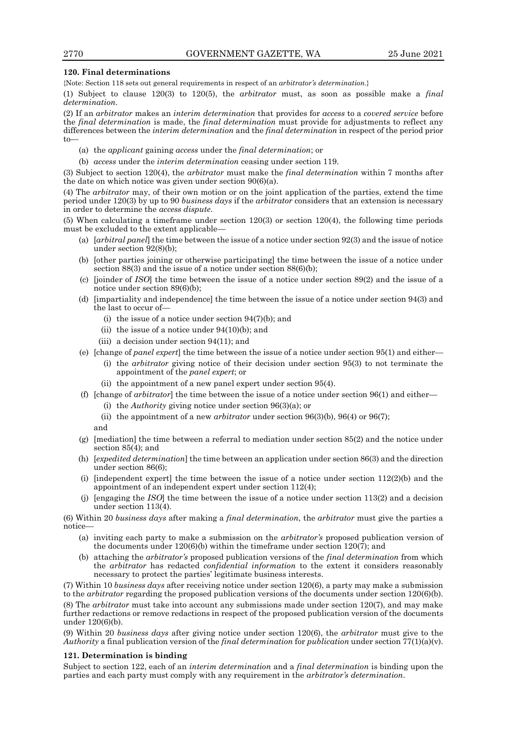### 120. Final determinations

{Note: Section 118 sets out general requirements in respect of an *arbitrator's determination*.}

(1) Subject to clause 120(3) to 120(5), the *arbitrator* must, as soon as possible make a *final determination*.

(2) If an *arbitrator* makes an *interim determination* that provides for *access* to a *covered service* before the *final determination* is made, the *final determination* must provide for adjustments to reflect any differences between the *interim determination* and the *final determination* in respect of the period prior to—

- (a) the *applicant* gaining *access* under the *final determination*; or
- (b) *access* under the *interim determination* ceasing under section 119.

(3) Subject to section 120(4), the *arbitrator* must make the *final determination* within 7 months after the date on which notice was given under section 90(6)(a).

(4) The *arbitrator* may, of their own motion or on the joint application of the parties, extend the time period under 120(3) by up to 90 *business days* if the *arbitrator* considers that an extension is necessary in order to determine the *access dispute*.

(5) When calculating a timeframe under section 120(3) or section 120(4), the following time periods must be excluded to the extent applicable—

- (a) [*arbitral panel*] the time between the issue of a notice under section 92(3) and the issue of notice under section 92(8)(b);
- (b) [other parties joining or otherwise participating] the time between the issue of a notice under section 88(3) and the issue of a notice under section 88(6)(b);
- (c) [joinder of *ISO*] the time between the issue of a notice under section 89(2) and the issue of a notice under section 89(6)(b);
- (d) [impartiality and independence] the time between the issue of a notice under section 94(3) and the last to occur of—
  - (i) the issue of a notice under section 94(7)(b); and
  - (ii) the issue of a notice under 94(10)(b); and
  - (iii) a decision under section 94(11); and
- (e) [change of *panel expert*] the time between the issue of a notice under section 95(1) and either—
  - (i) the *arbitrator* giving notice of their decision under section 95(3) to not terminate the appointment of the *panel expert*; or
  - (ii) the appointment of a new panel expert under section 95(4).
- (f) [change of *arbitrator*] the time between the issue of a notice under section 96(1) and either—
  - (i) the *Authority* giving notice under section 96(3)(a); or
  - (ii) the appointment of a new *arbitrator* under section 96(3)(b), 96(4) or 96(7);

  and
- (g) [mediation] the time between a referral to mediation under section 85(2) and the notice under section 85(4); and
- (h) [*expedited determination*] the time between an application under section 86(3) and the direction under section 86(6);
- (i) [independent expert] the time between the issue of a notice under section 112(2)(b) and the appointment of an independent expert under section 112(4);
- (j) [engaging the *ISO*] the time between the issue of a notice under section 113(2) and a decision under section 113(4).

(6) Within 20 *business days* after making a *final determination*, the *arbitrator* must give the parties a notice—

- (a) inviting each party to make a submission on the *arbitrator's* proposed publication version of the documents under 120(6)(b) within the timeframe under section 120(7); and
- (b) attaching the *arbitrator's* proposed publication versions of the *final determination* from which the *arbitrator* has redacted *confidential information* to the extent it considers reasonably necessary to protect the parties' legitimate business interests.

(7) Within 10 *business days* after receiving notice under section 120(6), a party may make a submission to the *arbitrator* regarding the proposed publication versions of the documents under section 120(6)(b).

(8) The *arbitrator* must take into account any submissions made under section 120(7), and may make further redactions or remove redactions in respect of the proposed publication version of the documents under 120(6)(b).

(9) Within 20 *business days* after giving notice under section 120(6), the *arbitrator* must give to the *Authority* a final publication version of the *final determination* for *publication* under section 77(1)(a)(v).

### 121. Determination is binding

Subject to section 122, each of an *interim determination* and a *final determination* is binding upon the parties and each party must comply with any requirement in the *arbitrator's determination*.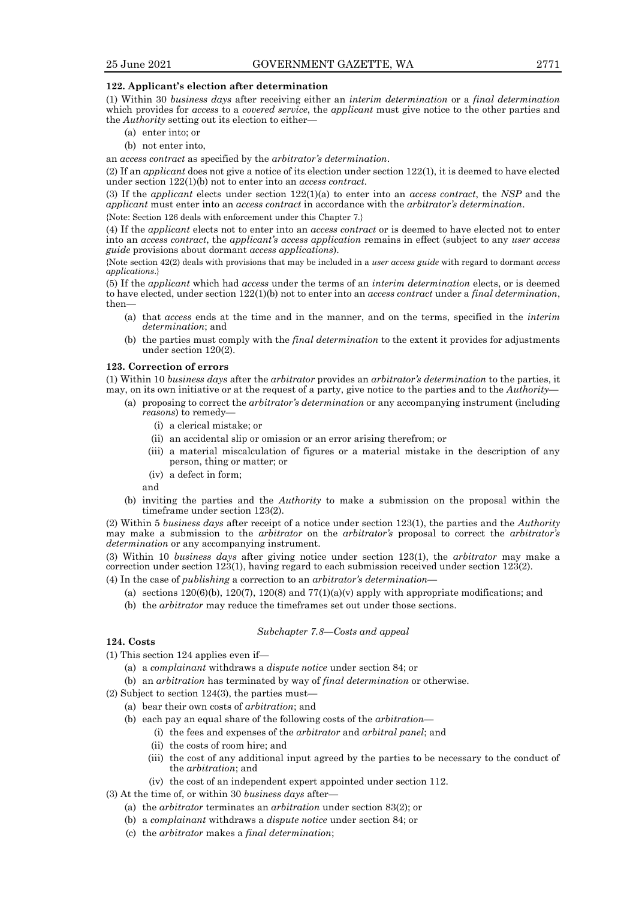**122. Applicant's election after determination**

(1) Within 30 *business days* after receiving either an *interim determination* or a *final determination* which provides for *access* to a *covered service*, the *applicant* must give notice to the other parties and the *Authority* setting out its election to either—

- (a) enter into; or
- (b) not enter into,

an *access contract* as specified by the *arbitrator's determination*.

(2) If an *applicant* does not give a notice of its election under section 122(1), it is deemed to have elected under section 122(1)(b) not to enter into an *access contract*.

(3) If the *applicant* elects under section 122(1)(a) to enter into an *access contract*, the *NSP* and the *applicant* must enter into an *access contract* in accordance with the *arbitrator's determination*.

{Note: Section 126 deals with enforcement under this Chapter 7.}

(4) If the *applicant* elects not to enter into an *access contract* or is deemed to have elected not to enter into an *access contract*, the *applicant's access application* remains in effect (subject to any *user access guide* provisions about dormant *access applications*).

{Note section 42(2) deals with provisions that may be included in a *user access guide* with regard to dormant *access applications*.}

(5) If the *applicant* which had *access* under the terms of an *interim determination* elects, or is deemed to have elected, under section 122(1)(b) not to enter into an *access contract* under a *final determination*, then—

- (a) that *access* ends at the time and in the manner, and on the terms, specified in the *interim determination*; and
- (b) the parties must comply with the *final determination* to the extent it provides for adjustments under section 120(2).

**123. Correction of errors**

(1) Within 10 *business days* after the *arbitrator* provides an *arbitrator's determination* to the parties, it may, on its own initiative or at the request of a party, give notice to the parties and to the *Authority*—

- (a) proposing to correct the *arbitrator's determination* or any accompanying instrument (including *reasons*) to remedy—
  - (i) a clerical mistake; or
  - (ii) an accidental slip or omission or an error arising therefrom; or
  - (iii) a material miscalculation of figures or a material mistake in the description of any person, thing or matter; or
  - (iv) a defect in form;

  and
- (b) inviting the parties and the *Authority* to make a submission on the proposal within the timeframe under section 123(2).

(2) Within 5 *business days* after receipt of a notice under section 123(1), the parties and the *Authority* may make a submission to the *arbitrator* on the *arbitrator's* proposal to correct the *arbitrator's determination* or any accompanying instrument.

(3) Within 10 *business days* after giving notice under section 123(1), the *arbitrator* may make a correction under section 123(1), having regard to each submission received under section 123(2).

(4) In the case of *publishing* a correction to an *arbitrator's determination*—

- (a) sections 120(6)(b), 120(7), 120(8) and 77(1)(a)(v) apply with appropriate modifications; and
- (b) the *arbitrator* may reduce the timeframes set out under those sections.

*Subchapter 7.8—Costs and appeal*

**124. Costs**

(1) This section 124 applies even if—

- (a) a *complainant* withdraws a *dispute notice* under section 84; or
- (b) an *arbitration* has terminated by way of *final determination* or otherwise.

(2) Subject to section 124(3), the parties must—

- (a) bear their own costs of *arbitration*; and
- (b) each pay an equal share of the following costs of the *arbitration*—
  - (i) the fees and expenses of the *arbitrator* and *arbitral panel*; and
  - (ii) the costs of room hire; and
  - (iii) the cost of any additional input agreed by the parties to be necessary to the conduct of the *arbitration*; and
  - (iv) the cost of an independent expert appointed under section 112.

(3) At the time of, or within 30 *business days* after—

- (a) the *arbitrator* terminates an *arbitration* under section 83(2); or
- (b) a *complainant* withdraws a *dispute notice* under section 84; or
- (c) the *arbitrator* makes a *final determination*;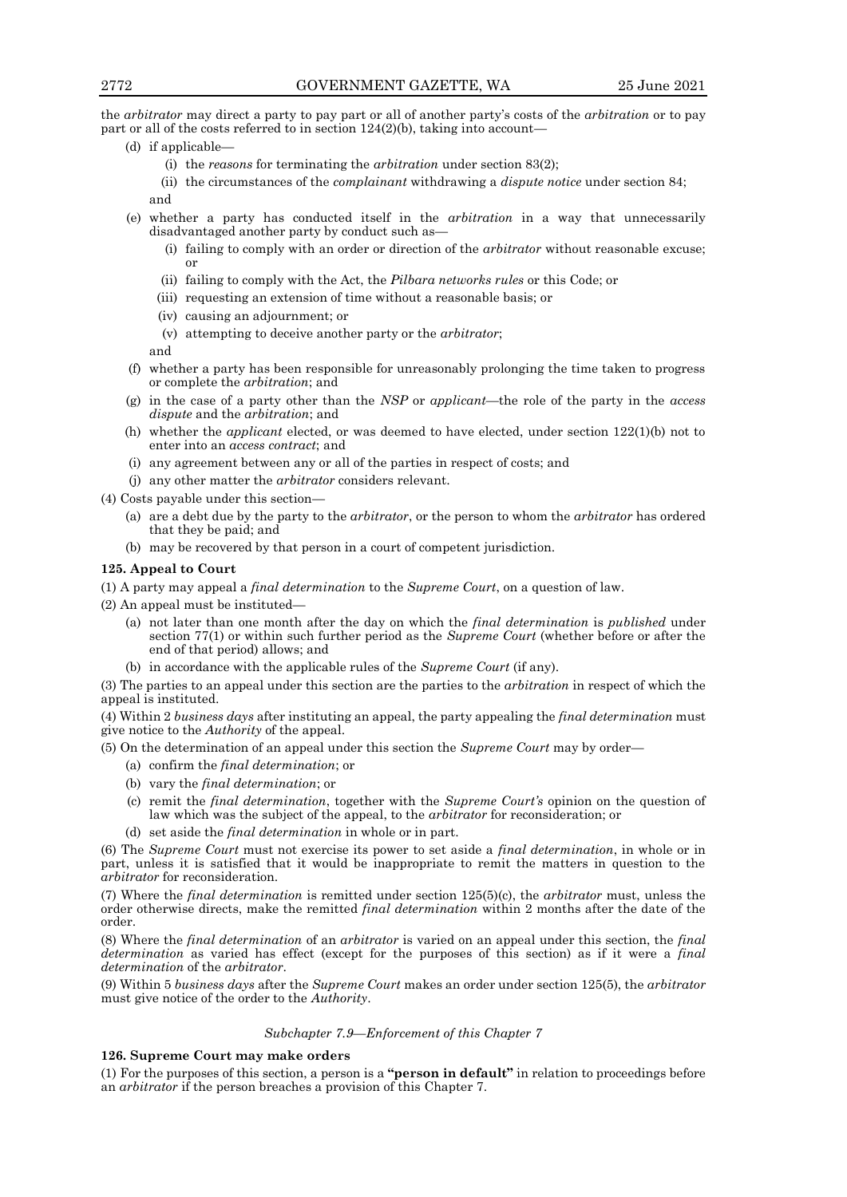the *arbitrator* may direct a party to pay part or all of another party's costs of the *arbitration* or to pay part or all of the costs referred to in section 124(2)(b), taking into account—

(d) if applicable—

(i) the *reasons* for terminating the *arbitration* under section 83(2);

(ii) the circumstances of the *complainant* withdrawing a *dispute notice* under section 84;

and

(e) whether a party has conducted itself in the *arbitration* in a way that unnecessarily disadvantaged another party by conduct such as—

(i) failing to comply with an order or direction of the *arbitrator* without reasonable excuse; or

(ii) failing to comply with the Act, the *Pilbara networks rules* or this Code; or

(iii) requesting an extension of time without a reasonable basis; or

(iv) causing an adjournment; or

(v) attempting to deceive another party or the *arbitrator*;

and

(f) whether a party has been responsible for unreasonably prolonging the time taken to progress or complete the *arbitration*; and

(g) in the case of a party other than the *NSP* or *applicant*—the role of the party in the *access dispute* and the *arbitration*; and

(h) whether the *applicant* elected, or was deemed to have elected, under section 122(1)(b) not to enter into an *access contract*; and

(i) any agreement between any or all of the parties in respect of costs; and

(j) any other matter the *arbitrator* considers relevant.

(4) Costs payable under this section—

(a) are a debt due by the party to the *arbitrator*, or the person to whom the *arbitrator* has ordered that they be paid; and

(b) may be recovered by that person in a court of competent jurisdiction.

**125. Appeal to Court**

(1) A party may appeal a *final determination* to the *Supreme Court*, on a question of law.

(2) An appeal must be instituted—

(a) not later than one month after the day on which the *final determination* is *published* under section 77(1) or within such further period as the *Supreme Court* (whether before or after the end of that period) allows; and

(b) in accordance with the applicable rules of the *Supreme Court* (if any).

(3) The parties to an appeal under this section are the parties to the *arbitration* in respect of which the appeal is instituted.

(4) Within 2 *business days* after instituting an appeal, the party appealing the *final determination* must give notice to the *Authority* of the appeal.

(5) On the determination of an appeal under this section the *Supreme Court* may by order—

(a) confirm the *final determination*; or

(b) vary the *final determination*; or

(c) remit the *final determination*, together with the *Supreme Court's* opinion on the question of law which was the subject of the appeal, to the *arbitrator* for reconsideration; or

(d) set aside the *final determination* in whole or in part.

(6) The *Supreme Court* must not exercise its power to set aside a *final determination*, in whole or in part, unless it is satisfied that it would be inappropriate to remit the matters in question to the *arbitrator* for reconsideration.

(7) Where the *final determination* is remitted under section 125(5)(c), the *arbitrator* must, unless the order otherwise directs, make the remitted *final determination* within 2 months after the date of the order.

(8) Where the *final determination* of an *arbitrator* is varied on an appeal under this section, the *final determination* as varied has effect (except for the purposes of this section) as if it were a *final determination* of the *arbitrator*.

(9) Within 5 *business days* after the *Supreme Court* makes an order under section 125(5), the *arbitrator* must give notice of the order to the *Authority*.

*Subchapter 7.9—Enforcement of this Chapter 7*

**126. Supreme Court may make orders**

(1) For the purposes of this section, a person is a **"person in default"** in relation to proceedings before an *arbitrator* if the person breaches a provision of this Chapter 7.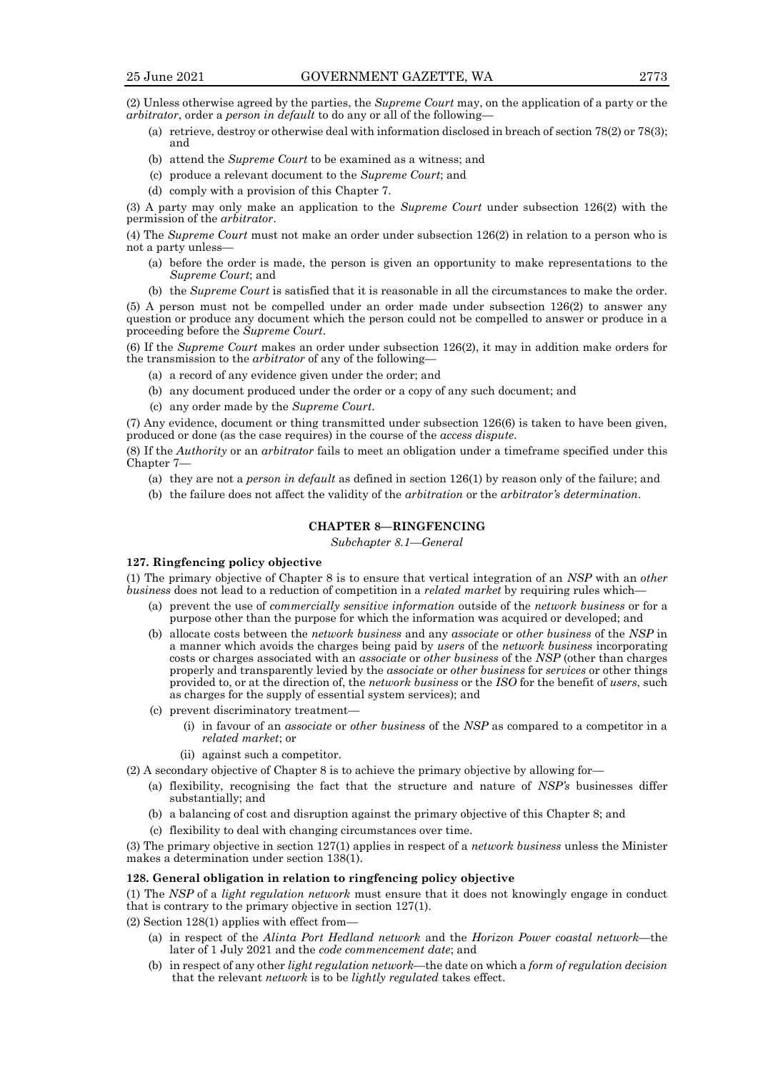(2) Unless otherwise agreed by the parties, the *Supreme Court* may, on the application of a party or the *arbitrator*, order a *person in default* to do any or all of the following—

- (a) retrieve, destroy or otherwise deal with information disclosed in breach of section 78(2) or 78(3); and
- (b) attend the *Supreme Court* to be examined as a witness; and
- (c) produce a relevant document to the *Supreme Court*; and
- (d) comply with a provision of this Chapter 7.

(3) A party may only make an application to the *Supreme Court* under subsection 126(2) with the permission of the *arbitrator*.

(4) The *Supreme Court* must not make an order under subsection 126(2) in relation to a person who is not a party unless—

- (a) before the order is made, the person is given an opportunity to make representations to the *Supreme Court*; and
- (b) the *Supreme Court* is satisfied that it is reasonable in all the circumstances to make the order.

(5) A person must not be compelled under an order made under subsection 126(2) to answer any question or produce any document which the person could not be compelled to answer or produce in a proceeding before the *Supreme Court*.

(6) If the *Supreme Court* makes an order under subsection 126(2), it may in addition make orders for the transmission to the *arbitrator* of any of the following—

- (a) a record of any evidence given under the order; and
- (b) any document produced under the order or a copy of any such document; and
- (c) any order made by the *Supreme Court*.

(7) Any evidence, document or thing transmitted under subsection 126(6) is taken to have been given, produced or done (as the case requires) in the course of the *access dispute*.

(8) If the *Authority* or an *arbitrator* fails to meet an obligation under a timeframe specified under this Chapter 7—

- (a) they are not a *person in default* as defined in section 126(1) by reason only of the failure; and
- (b) the failure does not affect the validity of the *arbitration* or the *arbitrator's determination*.

## CHAPTER 8—RINGFENCING

*Subchapter 8.1—General*

### 127. Ringfencing policy objective

(1) The primary objective of Chapter 8 is to ensure that vertical integration of an *NSP* with an *other business* does not lead to a reduction of competition in a *related market* by requiring rules which—

- (a) prevent the use of *commercially sensitive information* outside of the *network business* or for a purpose other than the purpose for which the information was acquired or developed; and
- (b) allocate costs between the *network business* and any *associate* or *other business* of the *NSP* in a manner which avoids the charges being paid by *users* of the *network business* incorporating costs or charges associated with an *associate* or *other business* of the *NSP* (other than charges properly and transparently levied by the *associate* or *other business* for *services* or other things provided to, or at the direction of, the *network business* or the *ISO* for the benefit of *users*, such as charges for the supply of essential system services); and
- (c) prevent discriminatory treatment—
  - (i) in favour of an *associate* or *other business* of the *NSP* as compared to a competitor in a *related market*; or
  - (ii) against such a competitor.

(2) A secondary objective of Chapter 8 is to achieve the primary objective by allowing for—

- (a) flexibility, recognising the fact that the structure and nature of *NSP's* businesses differ substantially; and
- (b) a balancing of cost and disruption against the primary objective of this Chapter 8; and
- (c) flexibility to deal with changing circumstances over time.

(3) The primary objective in section 127(1) applies in respect of a *network business* unless the Minister makes a determination under section 138(1).

### 128. General obligation in relation to ringfencing policy objective

(1) The *NSP* of a *light regulation network* must ensure that it does not knowingly engage in conduct that is contrary to the primary objective in section 127(1).

(2) Section 128(1) applies with effect from—

- (a) in respect of the *Alinta Port Hedland network* and the *Horizon Power coastal network*—the later of 1 July 2021 and the *code commencement date*; and
- (b) in respect of any other *light regulation network*—the date on which a *form of regulation decision* that the relevant *network* is to be *lightly regulated* takes effect.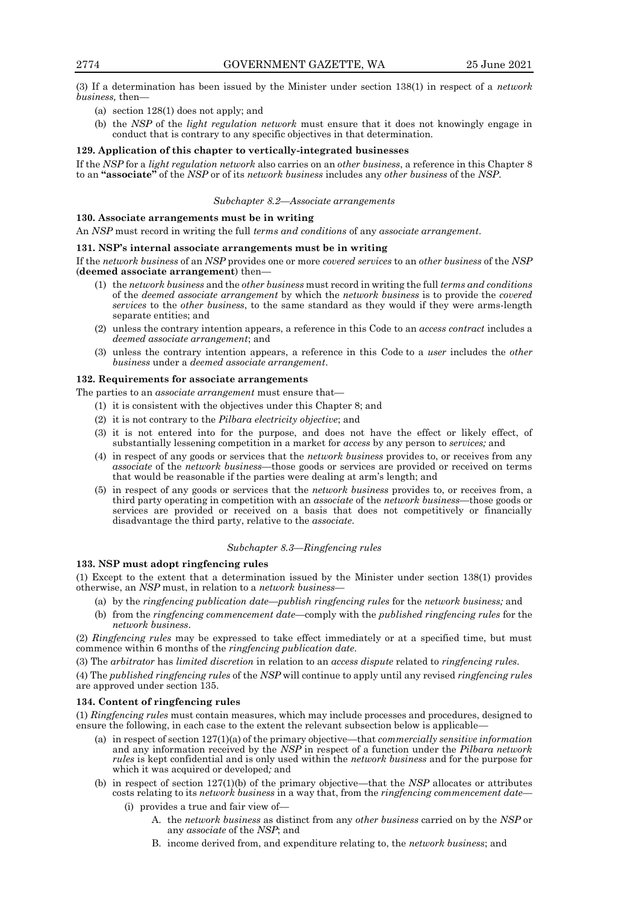(3) If a determination has been issued by the Minister under section 138(1) in respect of a *network business,* then—

- (a) section 128(1) does not apply; and
- (b) the *NSP* of the *light regulation network* must ensure that it does not knowingly engage in conduct that is contrary to any specific objectives in that determination.

**129. Application of this chapter to vertically-integrated businesses**

If the *NSP* for a *light regulation network* also carries on an *other business*, a reference in this Chapter 8 to an **"associate"** of the *NSP* or of its *network business* includes any *other business* of the *NSP*.

*Subchapter 8.2—Associate arrangements*

**130. Associate arrangements must be in writing**

An *NSP* must record in writing the full *terms and conditions* of any *associate arrangement*.

**131. NSP's internal associate arrangements must be in writing**

If the *network business* of an *NSP* provides one or more *covered services* to an *other business* of the *NSP* (**deemed associate arrangement**) then—

- (1) the *network business* and the *other business* must record in writing the full *terms and conditions* of the *deemed associate arrangement* by which the *network business* is to provide the *covered services* to the *other business*, to the same standard as they would if they were arms-length separate entities; and
- (2) unless the contrary intention appears, a reference in this Code to an *access contract* includes a *deemed associate arrangement*; and
- (3) unless the contrary intention appears, a reference in this Code to a *user* includes the *other business* under a *deemed associate arrangement*.

**132. Requirements for associate arrangements**

The parties to an *associate arrangement* must ensure that—

- (1) it is consistent with the objectives under this Chapter 8; and
- (2) it is not contrary to the *Pilbara electricity objective*; and
- (3) it is not entered into for the purpose, and does not have the effect or likely effect, of substantially lessening competition in a market for *access* by any person to *services;* and
- (4) in respect of any goods or services that the *network business* provides to, or receives from any *associate* of the *network business*—those goods or services are provided or received on terms that would be reasonable if the parties were dealing at arm's length; and
- (5) in respect of any goods or services that the *network business* provides to, or receives from, a third party operating in competition with an *associate* of the *network business*—those goods or services are provided or received on a basis that does not competitively or financially disadvantage the third party, relative to the *associate*.

*Subchapter 8.3—Ringfencing rules*

**133. NSP must adopt ringfencing rules**

(1) Except to the extent that a determination issued by the Minister under section 138(1) provides otherwise, an *NSP* must, in relation to a *network business*—

- (a) by the *ringfencing publication date*—*publish ringfencing rules* for the *network business;* and
- (b) from the *ringfencing commencement date*—comply with the *published ringfencing rules* for the *network business*.

(2) *Ringfencing rules* may be expressed to take effect immediately or at a specified time, but must commence within 6 months of the *ringfencing publication date*.

(3) The *arbitrator* has *limited discretion* in relation to an *access dispute* related to *ringfencing rules*.

(4) The *published ringfencing rules* of the *NSP* will continue to apply until any revised *ringfencing rules* are approved under section 135.

**134. Content of ringfencing rules**

(1) *Ringfencing rules* must contain measures, which may include processes and procedures, designed to ensure the following, in each case to the extent the relevant subsection below is applicable—

- (a) in respect of section 127(1)(a) of the primary objective—that *commercially sensitive information* and any information received by the *NSP* in respect of a function under the *Pilbara network rules* is kept confidential and is only used within the *network business* and for the purpose for which it was acquired or developed*;* and
- (b) in respect of section 127(1)(b) of the primary objective—that the *NSP* allocates or attributes costs relating to its *network business* in a way that, from the *ringfencing commencement date*—
  - (i) provides a true and fair view of—
    - A. the *network business* as distinct from any *other business* carried on by the *NSP* or any *associate* of the *NSP*; and
    - B. income derived from, and expenditure relating to, the *network business*; and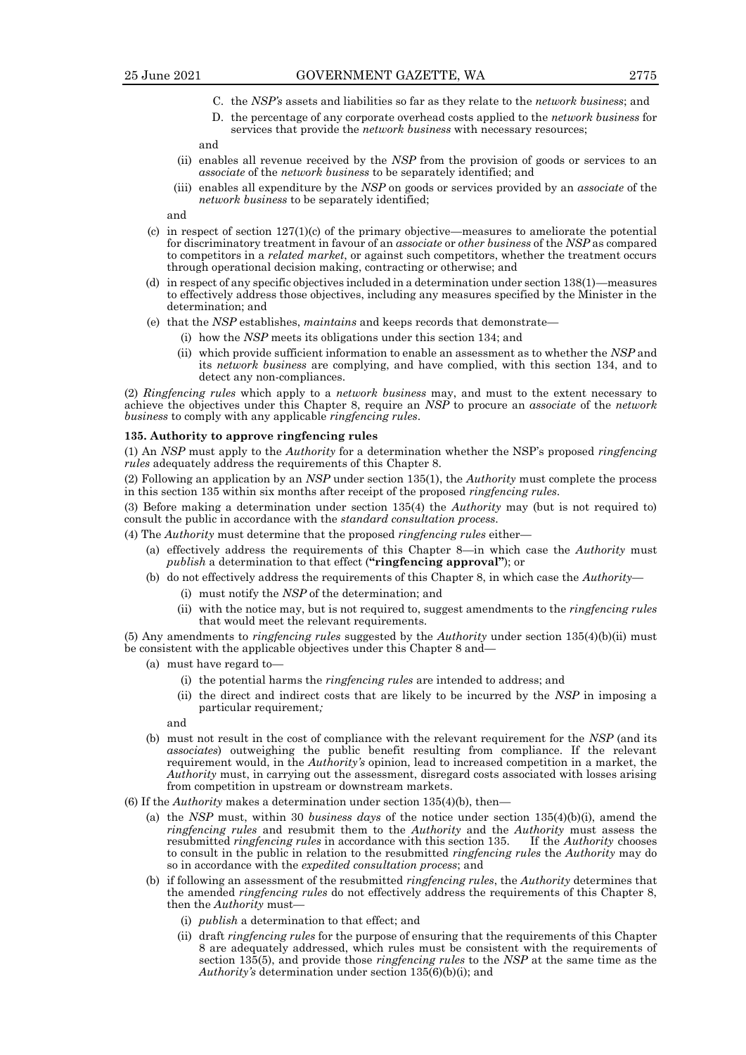C. the *NSP's* assets and liabilities so far as they relate to the *network business*; and

D. the percentage of any corporate overhead costs applied to the *network business* for services that provide the *network business* with necessary resources;

and

(ii) enables all revenue received by the *NSP* from the provision of goods or services to an *associate* of the *network business* to be separately identified; and

(iii) enables all expenditure by the *NSP* on goods or services provided by an *associate* of the *network business* to be separately identified;

and

(c) in respect of section 127(1)(c) of the primary objective—measures to ameliorate the potential for discriminatory treatment in favour of an *associate* or *other business* of the *NSP* as compared to competitors in a *related market*, or against such competitors, whether the treatment occurs through operational decision making, contracting or otherwise; and

(d) in respect of any specific objectives included in a determination under section 138(1)—measures to effectively address those objectives, including any measures specified by the Minister in the determination; and

(e) that the *NSP* establishes, *maintains* and keeps records that demonstrate—

(i) how the *NSP* meets its obligations under this section 134; and

(ii) which provide sufficient information to enable an assessment as to whether the *NSP* and its *network business* are complying, and have complied, with this section 134, and to detect any non-compliances.

(2) *Ringfencing rules* which apply to a *network business* may, and must to the extent necessary to achieve the objectives under this Chapter 8, require an *NSP* to procure an *associate* of the *network business* to comply with any applicable *ringfencing rules*.

**135. Authority to approve ringfencing rules**

(1) An *NSP* must apply to the *Authority* for a determination whether the NSP's proposed *ringfencing rules* adequately address the requirements of this Chapter 8.

(2) Following an application by an *NSP* under section 135(1), the *Authority* must complete the process in this section 135 within six months after receipt of the proposed *ringfencing rules*.

(3) Before making a determination under section 135(4) the *Authority* may (but is not required to) consult the public in accordance with the *standard consultation process*.

(4) The *Authority* must determine that the proposed *ringfencing rules* either—

(a) effectively address the requirements of this Chapter 8—in which case the *Authority* must *publish* a determination to that effect (**"ringfencing approval"**); or

(b) do not effectively address the requirements of this Chapter 8, in which case the *Authority*—

(i) must notify the *NSP* of the determination; and

(ii) with the notice may, but is not required to, suggest amendments to the *ringfencing rules* that would meet the relevant requirements.

(5) Any amendments to *ringfencing rules* suggested by the *Authority* under section 135(4)(b)(ii) must be consistent with the applicable objectives under this Chapter 8 and—

(a) must have regard to—

(i) the potential harms the *ringfencing rules* are intended to address; and

(ii) the direct and indirect costs that are likely to be incurred by the *NSP* in imposing a particular requirement*;*

and

(b) must not result in the cost of compliance with the relevant requirement for the *NSP* (and its *associates*) outweighing the public benefit resulting from compliance. If the relevant requirement would, in the *Authority's* opinion, lead to increased competition in a market, the *Authority* must, in carrying out the assessment, disregard costs associated with losses arising from competition in upstream or downstream markets.

(6) If the *Authority* makes a determination under section 135(4)(b), then—

(a) the *NSP* must, within 30 *business days* of the notice under section 135(4)(b)(i), amend the *ringfencing rules* and resubmit them to the *Authority* and the *Authority* must assess the resubmitted *ringfencing rules* in accordance with this section 135. If the *Authority* chooses to consult in the public in relation to the resubmitted *ringfencing rules* the *Authority* may do so in accordance with the *expedited consultation process*; and

(b) if following an assessment of the resubmitted *ringfencing rules*, the *Authority* determines that the amended *ringfencing rules* do not effectively address the requirements of this Chapter 8, then the *Authority* must—

(i) *publish* a determination to that effect; and

(ii) draft *ringfencing rules* for the purpose of ensuring that the requirements of this Chapter 8 are adequately addressed, which rules must be consistent with the requirements of section 135(5), and provide those *ringfencing rules* to the *NSP* at the same time as the *Authority's* determination under section 135(6)(b)(i); and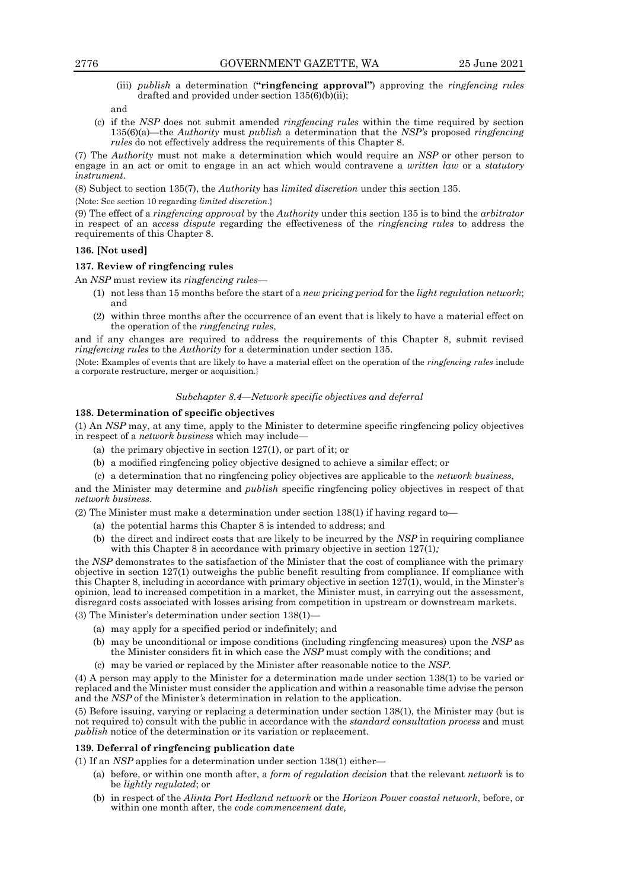(iii) *publish* a determination (**"ringfencing approval"**) approving the *ringfencing rules* drafted and provided under section 135(6)(b)(ii);

and

(c) if the *NSP* does not submit amended *ringfencing rules* within the time required by section 135(6)(a)—the *Authority* must *publish* a determination that the *NSP's* proposed *ringfencing rules* do not effectively address the requirements of this Chapter 8.

(7) The *Authority* must not make a determination which would require an *NSP* or other person to engage in an act or omit to engage in an act which would contravene a *written law* or a *statutory instrument*.

(8) Subject to section 135(7), the *Authority* has *limited discretion* under this section 135.

{Note: See section 10 regarding *limited discretion*.}

(9) The effect of a *ringfencing approval* by the *Authority* under this section 135 is to bind the *arbitrator* in respect of an *access dispute* regarding the effectiveness of the *ringfencing rules* to address the requirements of this Chapter 8.

**136. [Not used]**

**137. Review of ringfencing rules**

An *NSP* must review its *ringfencing rules*—

(1) not less than 15 months before the start of a *new pricing period* for the *light regulation network*; and

(2) within three months after the occurrence of an event that is likely to have a material effect on the operation of the *ringfencing rules*,

and if any changes are required to address the requirements of this Chapter 8, submit revised *ringfencing rules* to the *Authority* for a determination under section 135.

{Note: Examples of events that are likely to have a material effect on the operation of the *ringfencing rules* include a corporate restructure, merger or acquisition.}

*Subchapter 8.4—Network specific objectives and deferral*

**138. Determination of specific objectives**

(1) An *NSP* may, at any time, apply to the Minister to determine specific ringfencing policy objectives in respect of a *network business* which may include—

(a) the primary objective in section 127(1), or part of it; or

(b) a modified ringfencing policy objective designed to achieve a similar effect; or

(c) a determination that no ringfencing policy objectives are applicable to the *network business*,

and the Minister may determine and *publish* specific ringfencing policy objectives in respect of that *network business*.

(2) The Minister must make a determination under section 138(1) if having regard to—

(a) the potential harms this Chapter 8 is intended to address; and

(b) the direct and indirect costs that are likely to be incurred by the *NSP* in requiring compliance with this Chapter 8 in accordance with primary objective in section 127(1)*;*

the *NSP* demonstrates to the satisfaction of the Minister that the cost of compliance with the primary objective in section 127(1) outweighs the public benefit resulting from compliance. If compliance with this Chapter 8, including in accordance with primary objective in section 127(1), would, in the Minster's opinion, lead to increased competition in a market, the Minister must, in carrying out the assessment, disregard costs associated with losses arising from competition in upstream or downstream markets.

(3) The Minister's determination under section 138(1)—

(a) may apply for a specified period or indefinitely; and

(b) may be unconditional or impose conditions (including ringfencing measures) upon the *NSP* as the Minister considers fit in which case the *NSP* must comply with the conditions; and

(c) may be varied or replaced by the Minister after reasonable notice to the *NSP*.

(4) A person may apply to the Minister for a determination made under section 138(1) to be varied or replaced and the Minister must consider the application and within a reasonable time advise the person and the *NSP* of the Minister*'s* determination in relation to the application.

(5) Before issuing, varying or replacing a determination under section 138(1), the Minister may (but is not required to) consult with the public in accordance with the *standard consultation process* and must *publish* notice of the determination or its variation or replacement.

**139. Deferral of ringfencing publication date**

(1) If an *NSP* applies for a determination under section 138(1) either—

(a) before, or within one month after, a *form of regulation decision* that the relevant *network* is to be *lightly regulated*; or

(b) in respect of the *Alinta Port Hedland network* or the *Horizon Power coastal network*, before, or within one month after, the *code commencement date,*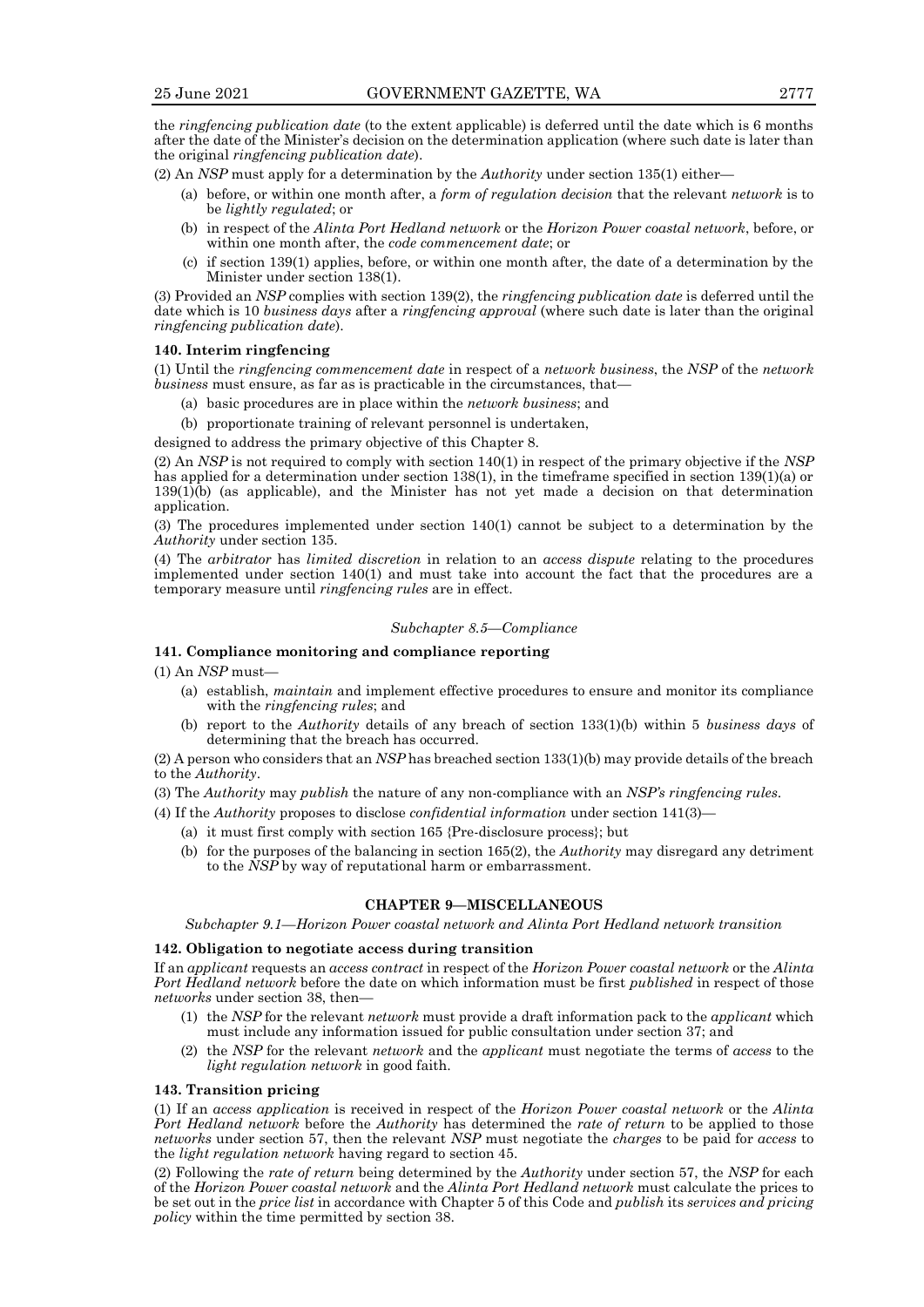the *ringfencing publication date* (to the extent applicable) is deferred until the date which is 6 months after the date of the Minister's decision on the determination application (where such date is later than the original *ringfencing publication date*).

(2) An *NSP* must apply for a determination by the *Authority* under section 135(1) either—

- (a) before, or within one month after, a *form of regulation decision* that the relevant *network* is to be *lightly regulated*; or
- (b) in respect of the *Alinta Port Hedland network* or the *Horizon Power coastal network*, before, or within one month after, the *code commencement date*; or
- (c) if section 139(1) applies, before, or within one month after, the date of a determination by the Minister under section 138(1).

(3) Provided an *NSP* complies with section 139(2), the *ringfencing publication date* is deferred until the date which is 10 *business days* after a *ringfencing approval* (where such date is later than the original *ringfencing publication date*).

### 140. Interim ringfencing

(1) Until the *ringfencing commencement date* in respect of a *network business*, the *NSP* of the *network business* must ensure, as far as is practicable in the circumstances, that—

- (a) basic procedures are in place within the *network business*; and
- (b) proportionate training of relevant personnel is undertaken,

designed to address the primary objective of this Chapter 8.

(2) An *NSP* is not required to comply with section 140(1) in respect of the primary objective if the *NSP* has applied for a determination under section 138(1), in the timeframe specified in section 139(1)(a) or 139(1)(b) (as applicable), and the Minister has not yet made a decision on that determination application.

(3) The procedures implemented under section 140(1) cannot be subject to a determination by the *Authority* under section 135.

(4) The *arbitrator* has *limited discretion* in relation to an *access dispute* relating to the procedures implemented under section 140(1) and must take into account the fact that the procedures are a temporary measure until *ringfencing rules* are in effect.

*Subchapter 8.5—Compliance*

### 141. Compliance monitoring and compliance reporting

(1) An *NSP* must—

- (a) establish, *maintain* and implement effective procedures to ensure and monitor its compliance with the *ringfencing rules*; and
- (b) report to the *Authority* details of any breach of section 133(1)(b) within 5 *business days* of determining that the breach has occurred.

(2) A person who considers that an *NSP* has breached section 133(1)(b) may provide details of the breach to the *Authority*.

(3) The *Authority* may *publish* the nature of any non-compliance with an *NSP's ringfencing rules*.

(4) If the *Authority* proposes to disclose *confidential information* under section 141(3)—

- (a) it must first comply with section 165 {Pre-disclosure process}; but
- (b) for the purposes of the balancing in section 165(2), the *Authority* may disregard any detriment to the *NSP* by way of reputational harm or embarrassment.

## CHAPTER 9—MISCELLANEOUS

*Subchapter 9.1—Horizon Power coastal network and Alinta Port Hedland network transition*

### 142. Obligation to negotiate access during transition

If an *applicant* requests an *access contract* in respect of the *Horizon Power coastal network* or the *Alinta Port Hedland network* before the date on which information must be first *published* in respect of those *networks* under section 38, then—

(1) the *NSP* for the relevant *network* must provide a draft information pack to the *applicant* which must include any information issued for public consultation under section 37; and

(2) the *NSP* for the relevant *network* and the *applicant* must negotiate the terms of *access* to the *light regulation network* in good faith.

### 143. Transition pricing

(1) If an *access application* is received in respect of the *Horizon Power coastal network* or the *Alinta Port Hedland network* before the *Authority* has determined the *rate of return* to be applied to those *networks* under section 57, then the relevant *NSP* must negotiate the *charges* to be paid for *access* to the *light regulation network* having regard to section 45.

(2) Following the *rate of return* being determined by the *Authority* under section 57, the *NSP* for each of the *Horizon Power coastal network* and the *Alinta Port Hedland network* must calculate the prices to be set out in the *price list* in accordance with Chapter 5 of this Code and *publish* its *services and pricing policy* within the time permitted by section 38.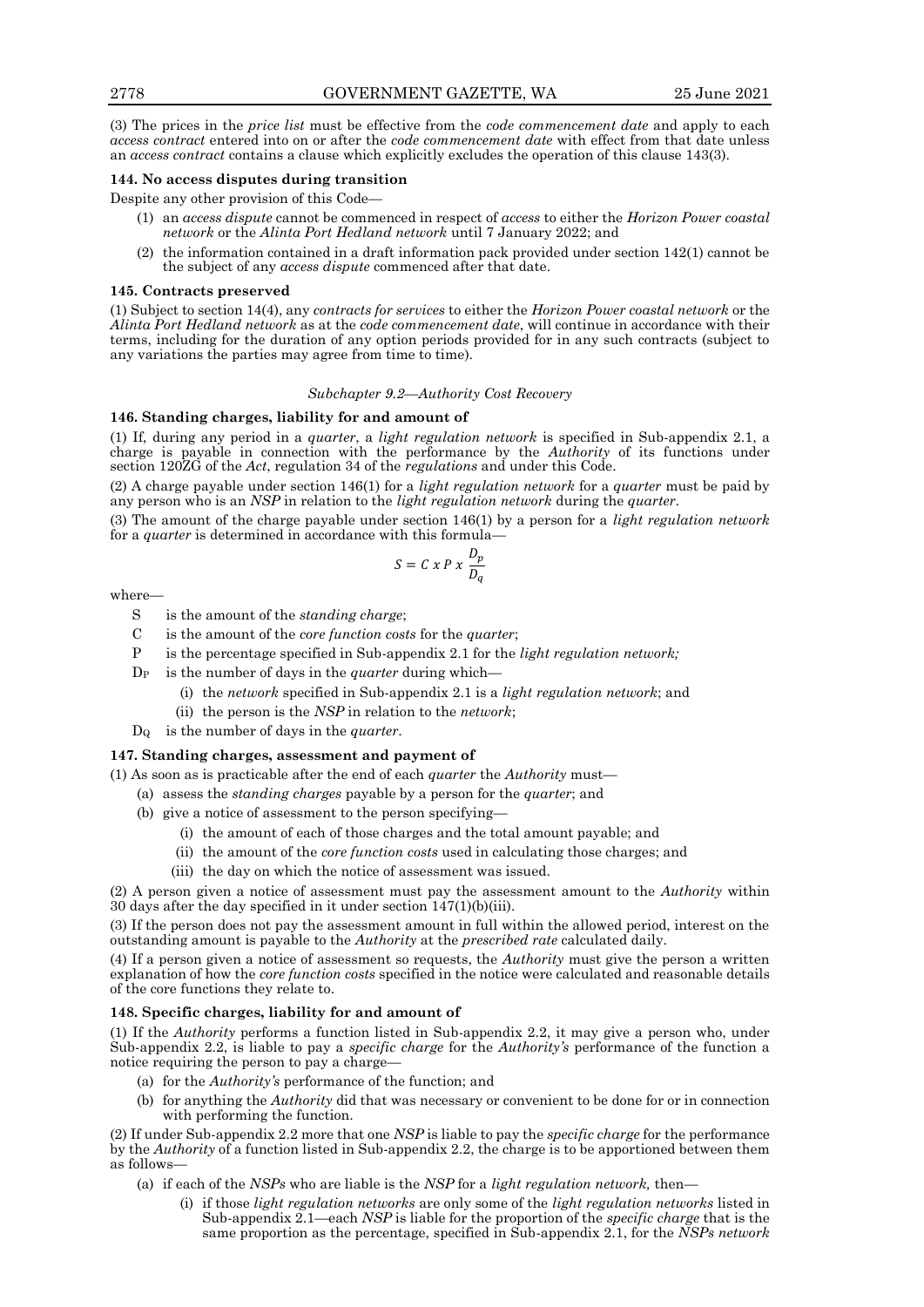(3) The prices in the *price list* must be effective from the *code commencement date* and apply to each *access contract* entered into on or after the *code commencement date* with effect from that date unless an *access contract* contains a clause which explicitly excludes the operation of this clause 143(3).

**144. No access disputes during transition**

Despite any other provision of this Code—

(1) an *access dispute* cannot be commenced in respect of *access* to either the *Horizon Power coastal network* or the *Alinta Port Hedland network* until 7 January 2022; and

(2) the information contained in a draft information pack provided under section 142(1) cannot be the subject of any *access dispute* commenced after that date.

**145. Contracts preserved**

(1) Subject to section 14(4), any *contracts for services* to either the *Horizon Power coastal network* or the *Alinta Port Hedland network* as at the *code commencement date*, will continue in accordance with their terms, including for the duration of any option periods provided for in any such contracts (subject to any variations the parties may agree from time to time).

*Subchapter 9.2—Authority Cost Recovery*

**146. Standing charges, liability for and amount of**

(1) If, during any period in a *quarter*, a *light regulation network* is specified in Sub-appendix 2.1, a charge is payable in connection with the performance by the *Authority* of its functions under section 120ZG of the *Act*, regulation 34 of the *regulations* and under this Code.

(2) A charge payable under section 146(1) for a *light regulation network* for a *quarter* must be paid by any person who is an *NSP* in relation to the *light regulation network* during the *quarter*.

(3) The amount of the charge payable under section 146(1) by a person for a *light regulation network* for a *quarter* is determined in accordance with this formula—

$$S = C \ x \ P \ x \ \frac{D_p}{D_q}$$

where—

- S is the amount of the *standing charge*;
- C is the amount of the *core function costs* for the *quarter*;
- P is the percentage specified in Sub-appendix 2.1 for the *light regulation network;*
- $D_P$ is the number of days in the *quarter* during which—
  - (i) the *network* specified in Sub-appendix 2.1 is a *light regulation network*; and
  - (ii) the person is the *NSP* in relation to the *network*;
- $D_Q$ is the number of days in the *quarter*.

**147. Standing charges, assessment and payment of**

(1) As soon as is practicable after the end of each *quarter* the *Authority* must—

- (a) assess the *standing charges* payable by a person for the *quarter*; and
- (b) give a notice of assessment to the person specifying—
  - (i) the amount of each of those charges and the total amount payable; and
  - (ii) the amount of the *core function costs* used in calculating those charges; and
  - (iii) the day on which the notice of assessment was issued.

(2) A person given a notice of assessment must pay the assessment amount to the *Authority* within 30 days after the day specified in it under section 147(1)(b)(iii).

(3) If the person does not pay the assessment amount in full within the allowed period, interest on the outstanding amount is payable to the *Authority* at the *prescribed rate* calculated daily.

(4) If a person given a notice of assessment so requests, the *Authority* must give the person a written explanation of how the *core function costs* specified in the notice were calculated and reasonable details of the core functions they relate to.

**148. Specific charges, liability for and amount of**

(1) If the *Authority* performs a function listed in Sub-appendix 2.2, it may give a person who, under Sub-appendix 2.2, is liable to pay a *specific charge* for the *Authority's* performance of the function a notice requiring the person to pay a charge—

- (a) for the *Authority's* performance of the function; and
- (b) for anything the *Authority* did that was necessary or convenient to be done for or in connection with performing the function.

(2) If under Sub-appendix 2.2 more that one *NSP* is liable to pay the *specific charge* for the performance by the *Authority* of a function listed in Sub-appendix 2.2, the charge is to be apportioned between them as follows—

- (a) if each of the *NSPs* who are liable is the *NSP* for a *light regulation network,* then—
  - (i) if those *light regulation networks* are only some of the *light regulation networks* listed in Sub-appendix 2.1—each *NSP* is liable for the proportion of the *specific charge* that is the same proportion as the percentage, specified in Sub-appendix 2.1, for the *NSPs network*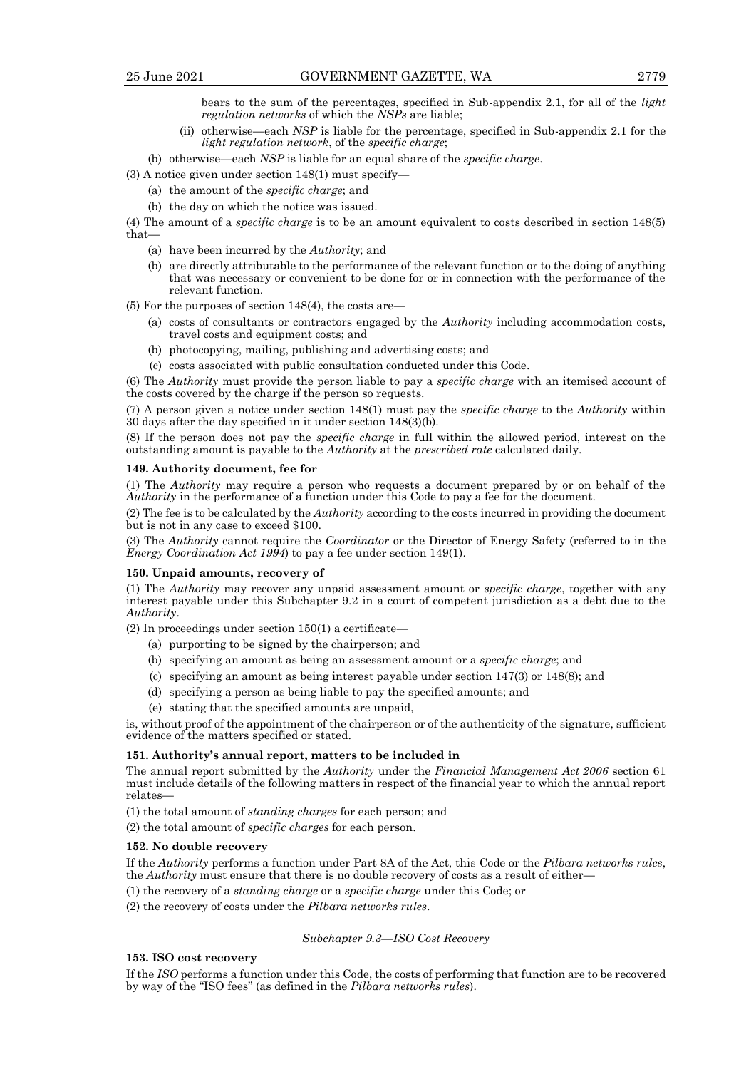bears to the sum of the percentages, specified in Sub-appendix 2.1, for all of the *light regulation networks* of which the *NSPs* are liable;

(ii) otherwise—each *NSP* is liable for the percentage, specified in Sub-appendix 2.1 for the *light regulation network*, of the *specific charge*;

(b) otherwise—each *NSP* is liable for an equal share of the *specific charge*.

(3) A notice given under section 148(1) must specify—

(a) the amount of the *specific charge*; and

(b) the day on which the notice was issued.

(4) The amount of a *specific charge* is to be an amount equivalent to costs described in section 148(5) that—

(a) have been incurred by the *Authority*; and

(b) are directly attributable to the performance of the relevant function or to the doing of anything that was necessary or convenient to be done for or in connection with the performance of the relevant function.

(5) For the purposes of section 148(4), the costs are—

(a) costs of consultants or contractors engaged by the *Authority* including accommodation costs, travel costs and equipment costs; and

(b) photocopying, mailing, publishing and advertising costs; and

(c) costs associated with public consultation conducted under this Code.

(6) The *Authority* must provide the person liable to pay a *specific charge* with an itemised account of the costs covered by the charge if the person so requests.

(7) A person given a notice under section 148(1) must pay the *specific charge* to the *Authority* within 30 days after the day specified in it under section 148(3)(b).

(8) If the person does not pay the *specific charge* in full within the allowed period, interest on the outstanding amount is payable to the *Authority* at the *prescribed rate* calculated daily.

**149. Authority document, fee for**

(1) The *Authority* may require a person who requests a document prepared by or on behalf of the *Authority* in the performance of a function under this Code to pay a fee for the document.

(2) The fee is to be calculated by the *Authority* according to the costs incurred in providing the document but is not in any case to exceed $100.

(3) The *Authority* cannot require the *Coordinator* or the Director of Energy Safety (referred to in the *Energy Coordination Act 1994*) to pay a fee under section 149(1).

**150. Unpaid amounts, recovery of**

(1) The *Authority* may recover any unpaid assessment amount or *specific charge*, together with any interest payable under this Subchapter 9.2 in a court of competent jurisdiction as a debt due to the *Authority*.

(2) In proceedings under section 150(1) a certificate—

(a) purporting to be signed by the chairperson; and

(b) specifying an amount as being an assessment amount or a *specific charge*; and

(c) specifying an amount as being interest payable under section 147(3) or 148(8); and

(d) specifying a person as being liable to pay the specified amounts; and

(e) stating that the specified amounts are unpaid,

is, without proof of the appointment of the chairperson or of the authenticity of the signature, sufficient evidence of the matters specified or stated.

**151. Authority's annual report, matters to be included in**

The annual report submitted by the *Authority* under the *Financial Management Act 2006* section 61 must include details of the following matters in respect of the financial year to which the annual report relates—

(1) the total amount of *standing charges* for each person; and

(2) the total amount of *specific charges* for each person.

**152. No double recovery**

If the *Authority* performs a function under Part 8A of the Act, this Code or the *Pilbara networks rules*, the *Authority* must ensure that there is no double recovery of costs as a result of either—

(1) the recovery of a *standing charge* or a *specific charge* under this Code; or

(2) the recovery of costs under the *Pilbara networks rules*.

*Subchapter 9.3—ISO Cost Recovery*

**153. ISO cost recovery**

If the *ISO* performs a function under this Code, the costs of performing that function are to be recovered by way of the "ISO fees" (as defined in the *Pilbara networks rules*).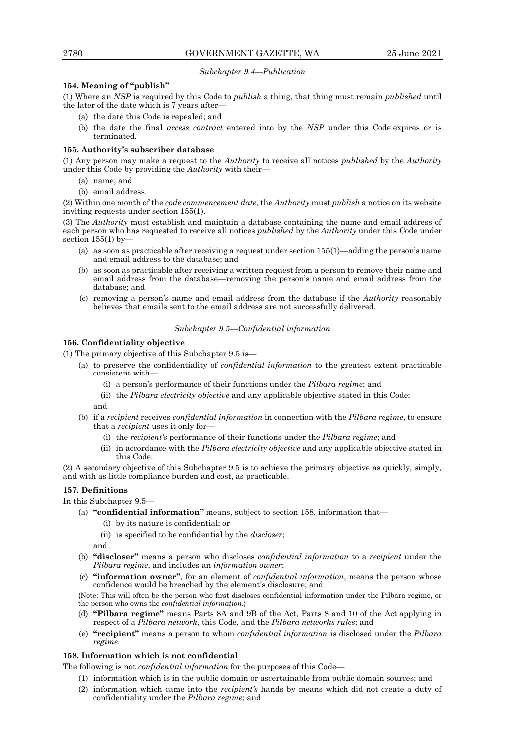*Subchapter 9.4—Publication*

**154. Meaning of "publish"**

(1) Where an *NSP* is required by this Code to *publish* a thing, that thing must remain *published* until the later of the date which is 7 years after—

- (a) the date this Code is repealed; and
- (b) the date the final *access contract* entered into by the *NSP* under this Code expires or is terminated.

**155. Authority's subscriber database**

(1) Any person may make a request to the *Authority* to receive all notices *published* by the *Authority* under this Code by providing the *Authority* with their—

- (a) name; and
- (b) email address.

(2) Within one month of the *code commencement date*, the *Authority* must *publish* a notice on its website inviting requests under section 155(1).

(3) The *Authority* must establish and maintain a database containing the name and email address of each person who has requested to receive all notices *published* by the *Authority* under this Code under section 155(1) by—

- (a) as soon as practicable after receiving a request under section 155(1)—adding the person's name and email address to the database; and
- (b) as soon as practicable after receiving a written request from a person to remove their name and email address from the database—removing the person's name and email address from the database; and
- (c) removing a person's name and email address from the database if the *Authority* reasonably believes that emails sent to the email address are not successfully delivered.

*Subchapter 9.5—Confidential information*

**156. Confidentiality objective**

(1) The primary objective of this Subchapter 9.5 is—

- (a) to preserve the confidentiality of *confidential information* to the greatest extent practicable consistent with—
  - (i) a person's performance of their functions under the *Pilbara regime*; and
  - (ii) the *Pilbara electricity objective* and any applicable objective stated in this Code;

  and
- (b) if a *recipient* receives *confidential information* in connection with the *Pilbara regime*, to ensure that a *recipient* uses it only for—
  - (i) the *recipient's* performance of their functions under the *Pilbara regime*; and
  - (ii) in accordance with the *Pilbara electricity objective* and any applicable objective stated in this Code.

(2) A secondary objective of this Subchapter 9.5 is to achieve the primary objective as quickly, simply, and with as little compliance burden and cost, as practicable.

**157. Definitions**

In this Subchapter 9.5—

- (a) **"confidential information"** means, subject to section 158, information that—
  - (i) by its nature is confidential; or
  - (ii) is specified to be confidential by the *discloser*;

  and
- (b) **"discloser"** means a person who discloses *confidential information* to a *recipient* under the *Pilbara regime*, and includes an *information owner*;
- (c) **"information owner"**, for an element of *confidential information*, means the person whose confidence would be breached by the element's disclosure; and

{Note: This will often be the person who first discloses confidential information under the Pilbara regime, or the person who owns the *confidential information*.}

- (d) **"Pilbara regime"** means Parts 8A and 9B of the Act, Parts 8 and 10 of the Act applying in respect of a *Pilbara network*, this Code, and the *Pilbara networks rules*; and
- (e) **"recipient"** means a person to whom *confidential information* is disclosed under the *Pilbara regime*.

**158. Information which is not confidential**

The following is not *confidential information* for the purposes of this Code—

- (1) information which is in the public domain or ascertainable from public domain sources; and
- (2) information which came into the *recipient's* hands by means which did not create a duty of confidentiality under the *Pilbara regime*; and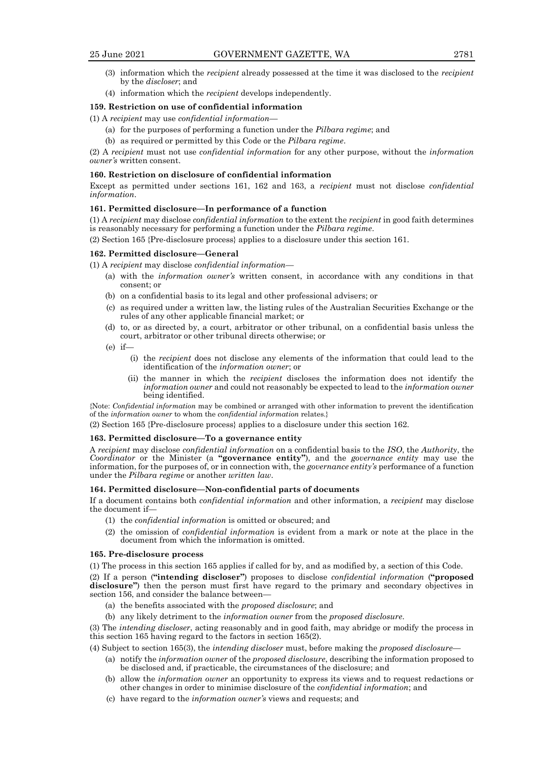(3) information which the *recipient* already possessed at the time it was disclosed to the *recipient* by the *discloser*; and

(4) information which the *recipient* develops independently.

### 159. Restriction on use of confidential information

(1) A *recipient* may use *confidential information*—

- (a) for the purposes of performing a function under the *Pilbara regime*; and
- (b) as required or permitted by this Code or the *Pilbara regime*.

(2) A *recipient* must not use *confidential information* for any other purpose, without the *information owner's* written consent.

### 160. Restriction on disclosure of confidential information

Except as permitted under sections 161, 162 and 163, a *recipient* must not disclose *confidential information*.

### 161. Permitted disclosure—In performance of a function

(1) A *recipient* may disclose *confidential information* to the extent the *recipient* in good faith determines is reasonably necessary for performing a function under the *Pilbara regime*.

(2) Section 165 {Pre-disclosure process} applies to a disclosure under this section 161.

### 162. Permitted disclosure—General

(1) A *recipient* may disclose *confidential information*—

- (a) with the *information owner's* written consent, in accordance with any conditions in that consent; or
- (b) on a confidential basis to its legal and other professional advisers; or
- (c) as required under a written law, the listing rules of the Australian Securities Exchange or the rules of any other applicable financial market; or
- (d) to, or as directed by, a court, arbitrator or other tribunal, on a confidential basis unless the court, arbitrator or other tribunal directs otherwise; or
- (e) if—
  - (i) the *recipient* does not disclose any elements of the information that could lead to the identification of the *information owner*; or
  - (ii) the manner in which the *recipient* discloses the information does not identify the *information owner* and could not reasonably be expected to lead to the *information owner* being identified.

{Note: *Confidential information* may be combined or arranged with other information to prevent the identification of the *information owner* to whom the *confidential information* relates.}

(2) Section 165 {Pre-disclosure process} applies to a disclosure under this section 162.

### 163. Permitted disclosure—To a governance entity

A *recipient* may disclose *confidential information* on a confidential basis to the *ISO*, the *Authority*, the *Coordinator* or the Minister (a **"governance entity"**), and the *governance entity* may use the information, for the purposes of, or in connection with, the *governance entity's* performance of a function under the *Pilbara regime* or another *written law*.

### 164. Permitted disclosure—Non-confidential parts of documents

If a document contains both *confidential information* and other information, a *recipient* may disclose the document if—

(1) the *confidential information* is omitted or obscured; and

(2) the omission of *confidential information* is evident from a mark or note at the place in the document from which the information is omitted.

### 165. Pre-disclosure process

(1) The process in this section 165 applies if called for by, and as modified by, a section of this Code.

(2) If a person (**"intending discloser"**) proposes to disclose *confidential information* (**"proposed disclosure"**) then the person must first have regard to the primary and secondary objectives in section 156, and consider the balance between—

- (a) the benefits associated with the *proposed disclosure*; and
- (b) any likely detriment to the *information owner* from the *proposed disclosure*.

(3) The *intending discloser*, acting reasonably and in good faith, may abridge or modify the process in this section 165 having regard to the factors in section 165(2).

(4) Subject to section 165(3), the *intending discloser* must, before making the *proposed disclosure*—

- (a) notify the *information owner* of the *proposed disclosure*, describing the information proposed to be disclosed and, if practicable, the circumstances of the disclosure; and
- (b) allow the *information owner* an opportunity to express its views and to request redactions or other changes in order to minimise disclosure of the *confidential information*; and
- (c) have regard to the *information owner's* views and requests; and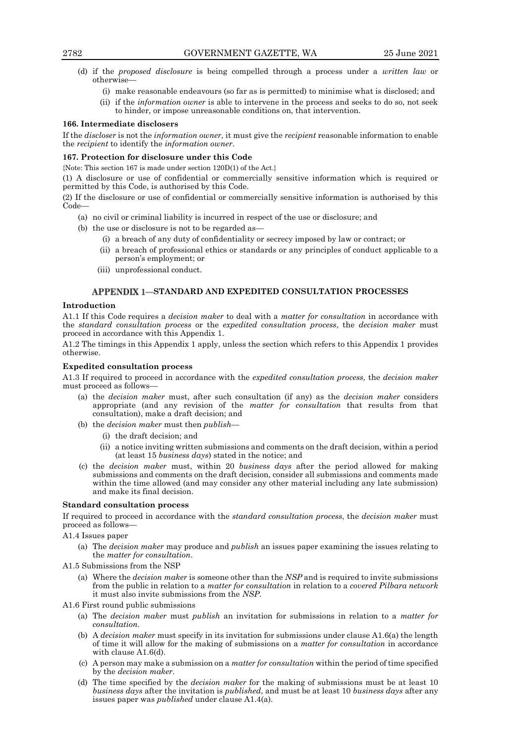(d) if the *proposed disclosure* is being compelled through a process under a *written law* or otherwise—

(i) make reasonable endeavours (so far as is permitted) to minimise what is disclosed; and

(ii) if the *information owner* is able to intervene in the process and seeks to do so, not seek to hinder, or impose unreasonable conditions on, that intervention.

**166. Intermediate disclosers**

If the *discloser* is not the *information owner,* it must give the *recipient* reasonable information to enable the *recipient* to identify the *information owner*.

**167. Protection for disclosure under this Code**

{Note: This section 167 is made under section 120D(1) of the Act.}

(1) A disclosure or use of confidential or commercially sensitive information which is required or permitted by this Code, is authorised by this Code.

(2) If the disclosure or use of confidential or commercially sensitive information is authorised by this Code—

(a) no civil or criminal liability is incurred in respect of the use or disclosure; and

(b) the use or disclosure is not to be regarded as—

(i) a breach of any duty of confidentiality or secrecy imposed by law or contract; or

(ii) a breach of professional ethics or standards or any principles of conduct applicable to a person's employment; or

(iii) unprofessional conduct.

## APPENDIX 1—STANDARD AND EXPEDITED CONSULTATION PROCESSES

**Introduction**

A1.1 If this Code requires a *decision maker* to deal with a *matter for consultation* in accordance with the *standard consultation process* or the *expedited consultation process*, the *decision maker* must proceed in accordance with this Appendix 1.

A1.2 The timings in this Appendix 1 apply, unless the section which refers to this Appendix 1 provides otherwise.

**Expedited consultation process**

A1.3 If required to proceed in accordance with the *expedited consultation process,* the *decision maker* must proceed as follows—

(a) the *decision maker* must, after such consultation (if any) as the *decision maker* considers appropriate (and any revision of the *matter for consultation* that results from that consultation), make a draft decision; and

(b) the *decision maker* must then *publish*—

(i) the draft decision; and

(ii) a notice inviting written submissions and comments on the draft decision, within a period (at least 15 *business days*) stated in the notice; and

(c) the *decision maker* must, within 20 *business days* after the period allowed for making submissions and comments on the draft decision, consider all submissions and comments made within the time allowed (and may consider any other material including any late submission) and make its final decision.

**Standard consultation process**

If required to proceed in accordance with the *standard consultation process*, the *decision maker* must proceed as follows—

A1.4 Issues paper

(a) The *decision maker* may produce and *publish* an issues paper examining the issues relating to the *matter for consultation*.

A1.5 Submissions from the NSP

(a) Where the *decision maker* is someone other than the *NSP* and is required to invite submissions from the public in relation to a *matter for consultation* in relation to a *covered Pilbara network* it must also invite submissions from the *NSP*.

A1.6 First round public submissions

(a) The *decision maker* must *publish* an invitation for submissions in relation to a *matter for consultation*.

(b) A *decision maker* must specify in its invitation for submissions under clause A1.6(a) the length of time it will allow for the making of submissions on a *matter for consultation* in accordance with clause A1.6(d).

(c) A person may make a submission on a *matter for consultation* within the period of time specified by the *decision maker*.

(d) The time specified by the *decision maker* for the making of submissions must be at least 10 *business days* after the invitation is *published*, and must be at least 10 *business days* after any issues paper was *published* under clause A1.4(a).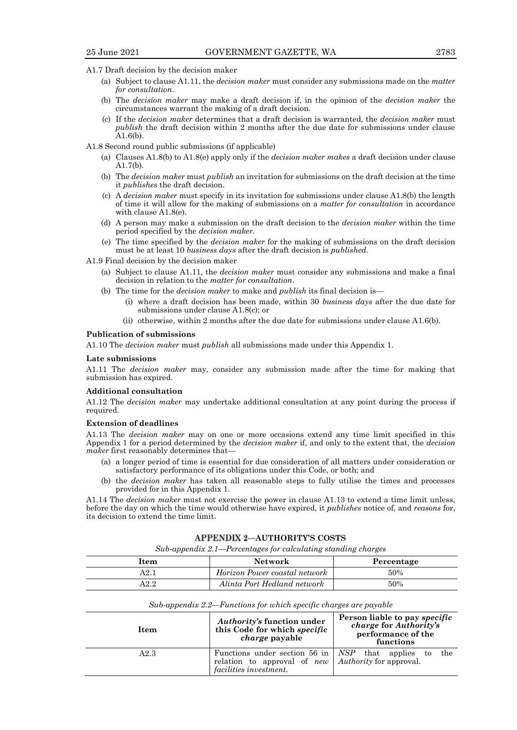A1.7 Draft decision by the decision maker

(a) Subject to clause A1.11, the *decision maker* must consider any submissions made on the *matter for consultation*.

(b) The *decision maker* may make a draft decision if, in the opinion of the *decision maker* the circumstances warrant the making of a draft decision.

(c) If the *decision maker* determines that a draft decision is warranted, the *decision maker* must *publish* the draft decision within 2 months after the due date for submissions under clause A1.6(b).

A1.8 Second round public submissions (if applicable)

(a) Clauses A1.8(b) to A1.8(e) apply only if the *decision maker makes* a draft decision under clause A1.7(b).

(b) The *decision maker* must *publish* an invitation for submissions on the draft decision at the time it *publishes* the draft decision.

(c) A *decision maker* must specify in its invitation for submissions under clause A1.8(b) the length of time it will allow for the making of submissions on a *matter for consultation* in accordance with clause A1.8(e).

(d) A person may make a submission on the draft decision to the *decision maker* within the time period specified by the *decision maker*.

(e) The time specified by the *decision maker* for the making of submissions on the draft decision must be at least 10 *business days* after the draft decision is *published.*

A1.9 Final decision by the decision maker

(a) Subject to clause A1.11, the *decision maker* must consider any submissions and make a final decision in relation to the *matter for consultation*.

(b) The time for the *decision maker* to make and *publish* its final decision is—

(i) where a draft decision has been made, within 30 *business days* after the due date for submissions under clause A1.8(c); or

(ii) otherwise, within 2 months after the due date for submissions under clause A1.6(b).

**Publication of submissions**

A1.10 The *decision maker* must *publish* all submissions made under this Appendix 1.

**Late submissions**

A1.11 The *decision maker* may, consider any submission made after the time for making that submission has expired.

**Additional consultation**

A1.12 The *decision maker* may undertake additional consultation at any point during the process if required.

**Extension of deadlines**

A1.13 The *decision maker* may on one or more occasions extend any time limit specified in this Appendix 1 for a period determined by the *decision maker* if, and only to the extent that, the *decision maker* first reasonably determines that—

(a) a longer period of time is essential for due consideration of all matters under consideration or satisfactory performance of its obligations under this Code, or both; and

(b) the *decision maker* has taken all reasonable steps to fully utilise the times and processes provided for in this Appendix 1.

A1.14 The *decision maker* must not exercise the power in clause A1.13 to extend a time limit unless, before the day on which the time would otherwise have expired, it *publishes* notice of, and *reasons* for, its decision to extend the time limit.

## APPENDIX 2—AUTHORITY'S COSTS

*Sub-appendix 2.1—Percentages for calculating standing charges*

| Item | Network | Percentage |
|---|---|---|
| A2.1 | *Horizon Power coastal network* | 50% |
| A2.2 | *Alinta Port Hedland network* | 50% |

*Sub-appendix 2.2—Functions for which specific charges are payable*

| Item | *Authority's* function under this Code for which *specific charge* payable | Person liable to pay *specific charge* for *Authority's* performance of the functions |
|---|---|---|
| A2.3 | Functions under section 56 in relation to approval of *new facilities investment*. | *NSP* that applies to the *Authority* for approval. |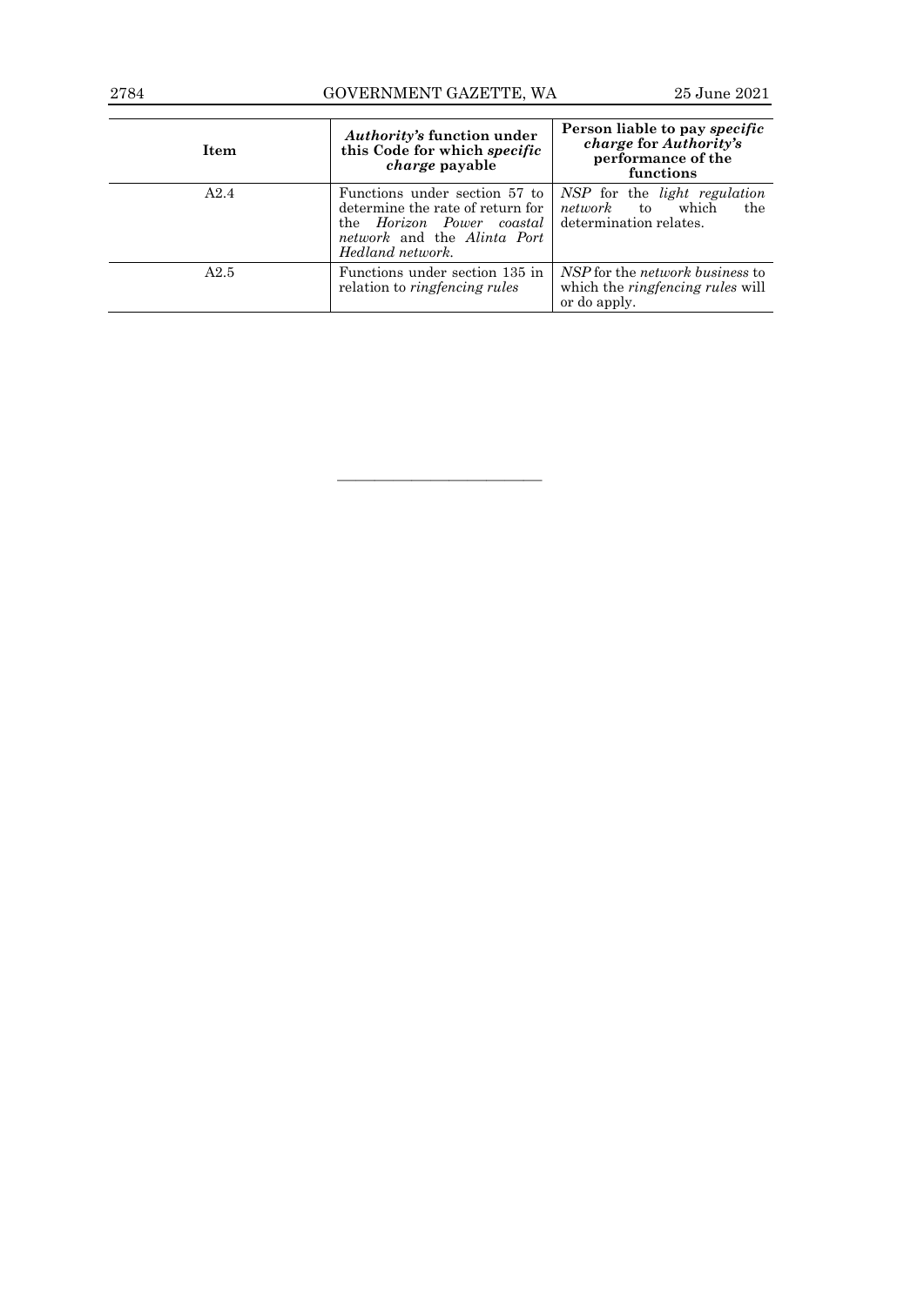| Item | *Authority's* **function under this Code for which** *specific charge* **payable** | **Person liable to pay** *specific charge* **for** *Authority's* **performance of the functions** |
| --- | --- | --- |
| A2.4 | Functions under section 57 to determine the rate of return for the *Horizon Power coastal network* and the *Alinta Port Hedland network*. | *NSP* for the *light regulation network* to which the determination relates. |
| A2.5 | Functions under section 135 in relation to *ringfencing rules* | *NSP* for the *network business* to which the *ringfencing rules* will or do apply. |

———————————